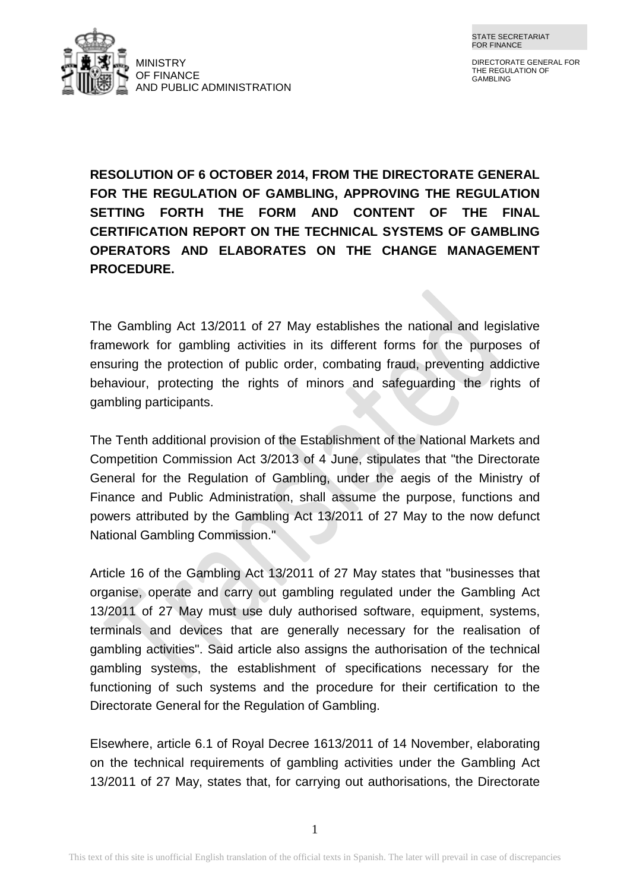MINISTRY OF FINANCE AND PUBLIC ADMINISTRATION

STATE SECRETARIAT FOR FINANCE

DIRECTORATE GENERAL FOR THE REGULATION OF GAMBLING

# RESOLUTION OF 6 OCTOBER 2014, FROM THE DIRECTORATE GENERAL FOR THE REGULATION OF GAMBLING, APPROVING THE REGULATION SETTING FORTH THE FORM AND CONTENT OF THE FINAL CERTIFICATION REPORT ON THE TECHNICAL SYSTEMS OF GAMBLING OPERATORS AND ELABORATES ON THE CHANGE MANAGEMENT PROCEDURE.

The Gambling Act 13/2011 of 27 May establishes the national and legislative framework for gambling activities in its different forms for the purposes of ensuring the protection of public order, combating fraud, preventing addictive behaviour, protecting the rights of minors and safeguarding the rights of gambling participants.

The Tenth additional provision of the Establishment of the National Markets and Competition Commission Act 3/2013 of 4 June, stipulates that "the Directorate General for the Regulation of Gambling, under the aegis of the Ministry of Finance and Public Administration, shall assume the purpose, functions and powers attributed by the Gambling Act 13/2011 of 27 May to the now defunct National Gambling Commission."

Article 16 of the Gambling Act 13/2011 of 27 May states that "businesses that organise, operate and carry out gambling regulated under the Gambling Act 13/2011 of 27 May must use duly authorised software, equipment, systems, terminals and devices that are generally necessary for the realisation of gambling activities". Said article also assigns the authorisation of the technical gambling systems, the establishment of specifications necessary for the functioning of such systems and the procedure for their certification to the Directorate General for the Regulation of Gambling.

Elsewhere, article 6.1 of Royal Decree 1613/2011 of 14 November, elaborating on the technical requirements of gambling activities under the Gambling Act 13/2011 of 27 May, states that, for carrying out authorisations, the Directorate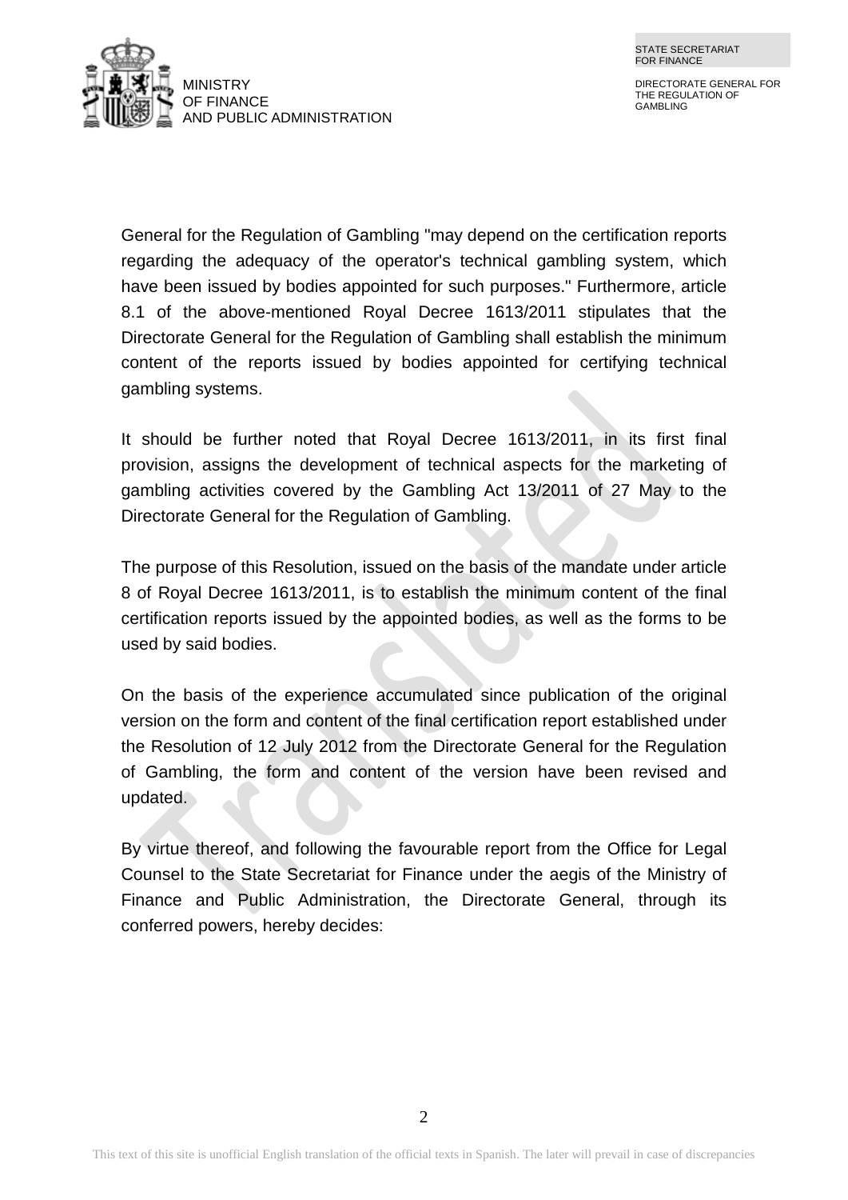General for the Regulation of Gambling "may depend on the certification reports regarding the adequacy of the operator's technical gambling system, which have been issued by bodies appointed for such purposes." Furthermore, article 8.1 of the above-mentioned Royal Decree 1613/2011 stipulates that the Directorate General for the Regulation of Gambling shall establish the minimum content of the reports issued by bodies appointed for certifying technical gambling systems.

It should be further noted that Royal Decree 1613/2011, in its first final provision, assigns the development of technical aspects for the marketing of gambling activities covered by the Gambling Act 13/2011 of 27 May to the Directorate General for the Regulation of Gambling.

The purpose of this Resolution, issued on the basis of the mandate under article 8 of Royal Decree 1613/2011, is to establish the minimum content of the final certification reports issued by the appointed bodies, as well as the forms to be used by said bodies.

On the basis of the experience accumulated since publication of the original version on the form and content of the final certification report established under the Resolution of 12 July 2012 from the Directorate General for the Regulation of Gambling, the form and content of the version have been revised and updated.

By virtue thereof, and following the favourable report from the Office for Legal Counsel to the State Secretariat for Finance under the aegis of the Ministry of Finance and Public Administration, the Directorate General, through its conferred powers, hereby decides: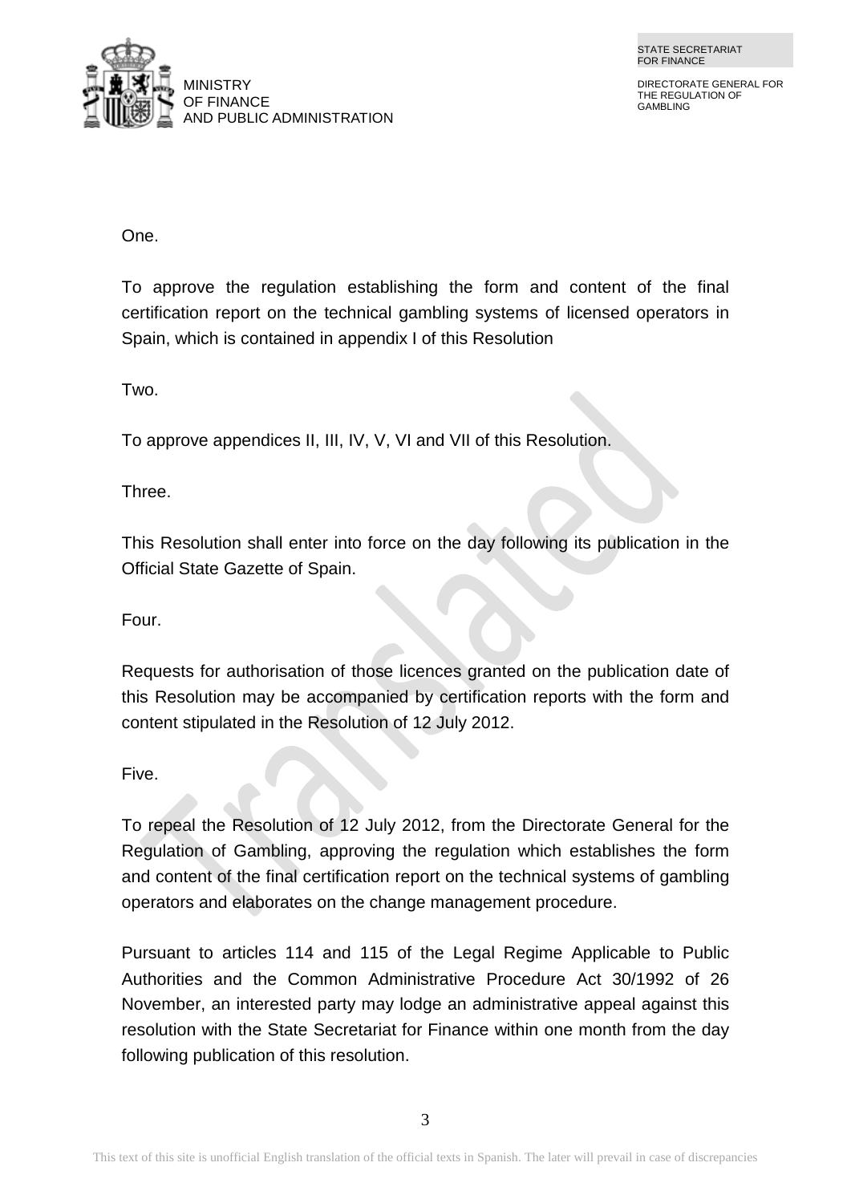One.

To approve the regulation establishing the form and content of the final certification report on the technical gambling systems of licensed operators in Spain, which is contained in appendix I of this Resolution

Two.

To approve appendices II, III, IV, V, VI and VII of this Resolution.

Three.

This Resolution shall enter into force on the day following its publication in the Official State Gazette of Spain.

Four.

Requests for authorisation of those licences granted on the publication date of this Resolution may be accompanied by certification reports with the form and content stipulated in the Resolution of 12 July 2012.

Five.

To repeal the Resolution of 12 July 2012, from the Directorate General for the Regulation of Gambling, approving the regulation which establishes the form and content of the final certification report on the technical systems of gambling operators and elaborates on the change management procedure.

Pursuant to articles 114 and 115 of the Legal Regime Applicable to Public Authorities and the Common Administrative Procedure Act 30/1992 of 26 November, an interested party may lodge an administrative appeal against this resolution with the State Secretariat for Finance within one month from the day following publication of this resolution.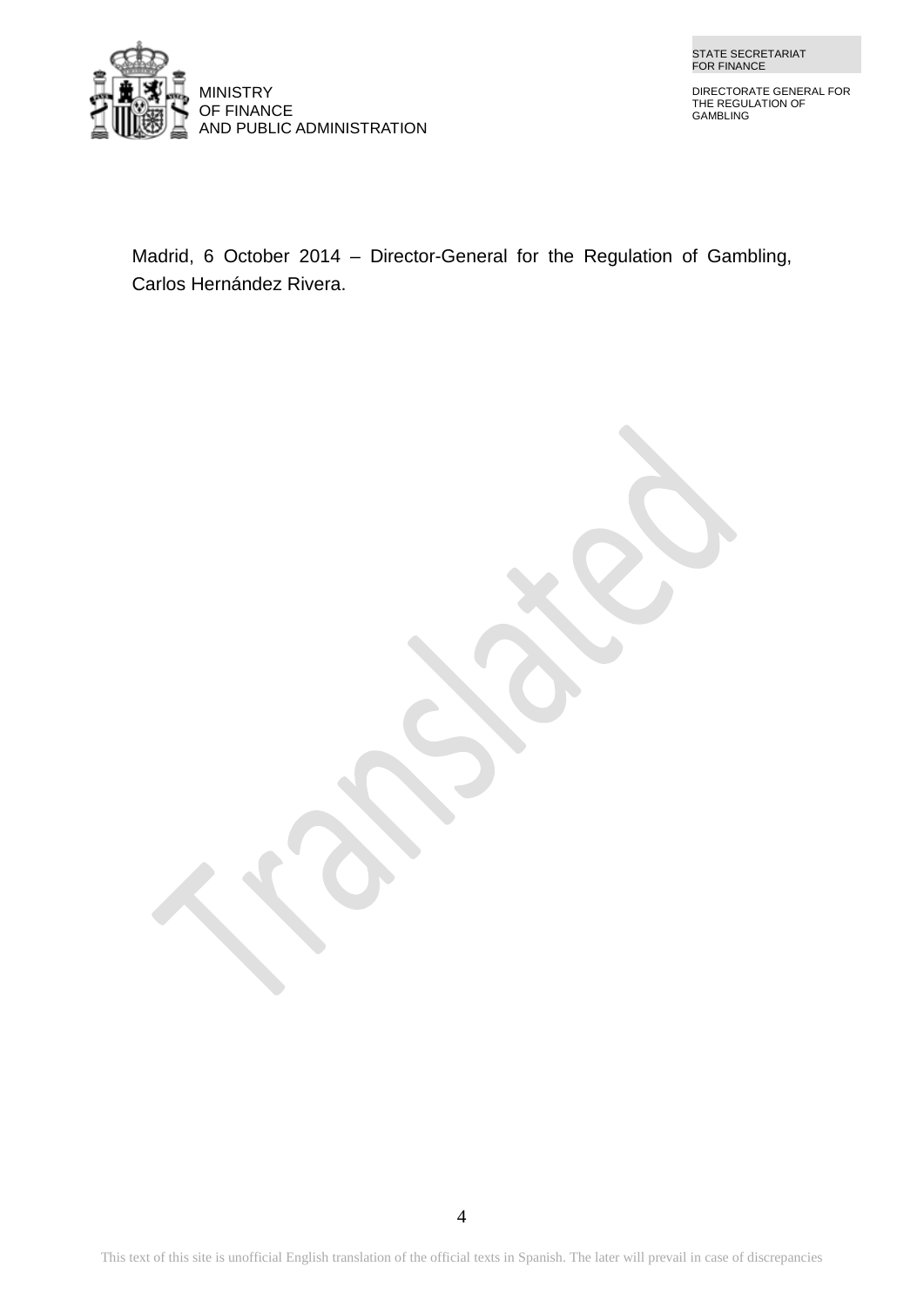Madrid, 6 October 2014 – Director-General for the Regulation of Gambling, Carlos Hernández Rivera.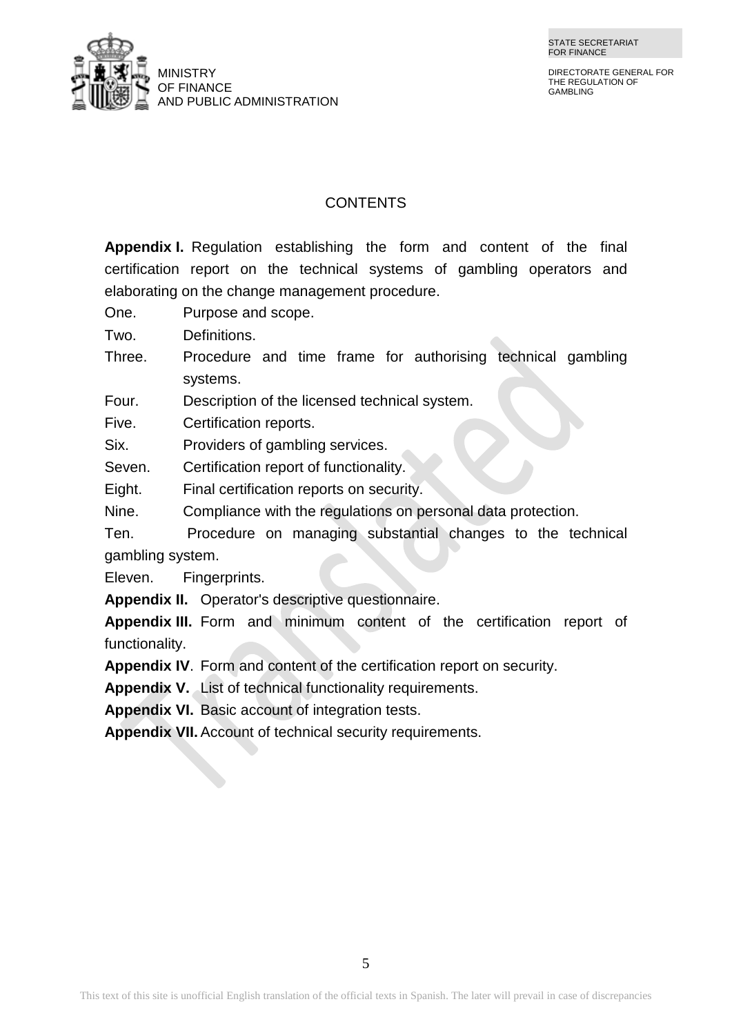MINISTRY
OF FINANCE
AND PUBLIC ADMINISTRATION

STATE SECRETARIAT FOR FINANCE

DIRECTORATE GENERAL FOR THE REGULATION OF GAMBLING

## CONTENTS

**Appendix I.** Regulation establishing the form and content of the final certification report on the technical systems of gambling operators and elaborating on the change management procedure.

One. Purpose and scope.

Two. Definitions.

Three. Procedure and time frame for authorising technical gambling systems.

Four. Description of the licensed technical system.

Five. Certification reports.

Six. Providers of gambling services.

Seven. Certification report of functionality.

Eight. Final certification reports on security.

Nine. Compliance with the regulations on personal data protection.

Ten. Procedure on managing substantial changes to the technical gambling system.

Eleven. Fingerprints.

**Appendix II.** Operator's descriptive questionnaire.

**Appendix III.** Form and minimum content of the certification report of functionality.

**Appendix IV**. Form and content of the certification report on security.

**Appendix V.** List of technical functionality requirements.

**Appendix VI.** Basic account of integration tests.

**Appendix VII.** Account of technical security requirements.

This text of this site is unofficial English translation of the official texts in Spanish. The later will prevail in case of discrepancies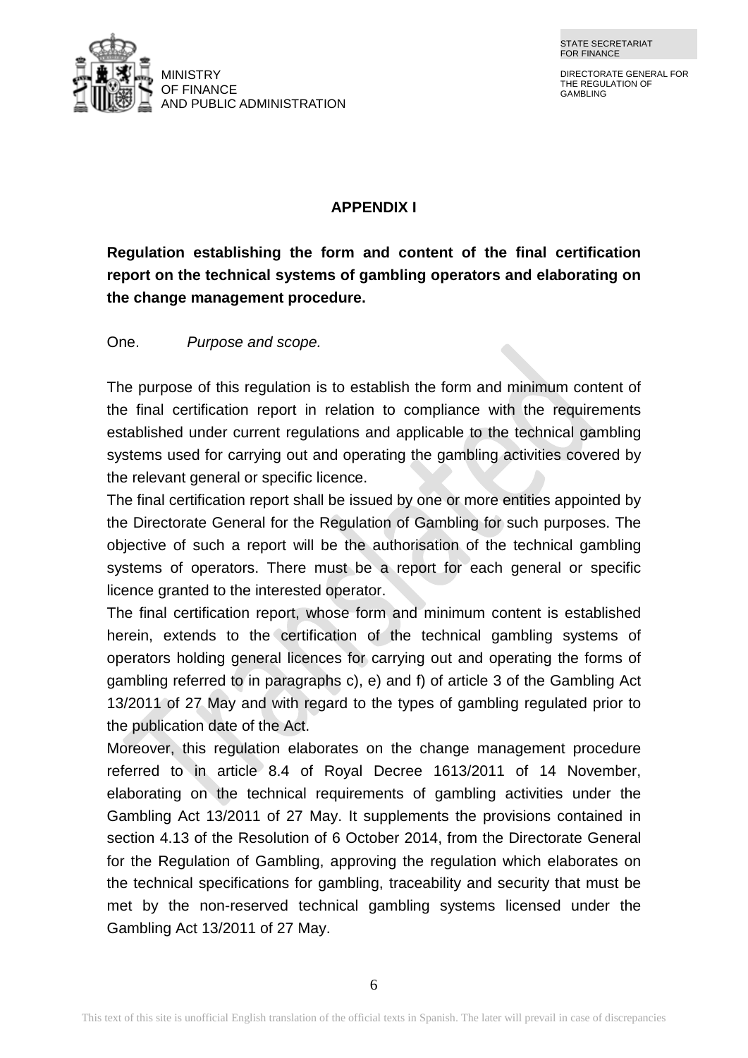## APPENDIX I

**Regulation establishing the form and content of the final certification report on the technical systems of gambling operators and elaborating on the change management procedure.**

One. *Purpose and scope.*

The purpose of this regulation is to establish the form and minimum content of the final certification report in relation to compliance with the requirements established under current regulations and applicable to the technical gambling systems used for carrying out and operating the gambling activities covered by the relevant general or specific licence.

The final certification report shall be issued by one or more entities appointed by the Directorate General for the Regulation of Gambling for such purposes. The objective of such a report will be the authorisation of the technical gambling systems of operators. There must be a report for each general or specific licence granted to the interested operator.

The final certification report, whose form and minimum content is established herein, extends to the certification of the technical gambling systems of operators holding general licences for carrying out and operating the forms of gambling referred to in paragraphs c), e) and f) of article 3 of the Gambling Act 13/2011 of 27 May and with regard to the types of gambling regulated prior to the publication date of the Act.

Moreover, this regulation elaborates on the change management procedure referred to in article 8.4 of Royal Decree 1613/2011 of 14 November, elaborating on the technical requirements of gambling activities under the Gambling Act 13/2011 of 27 May. It supplements the provisions contained in section 4.13 of the Resolution of 6 October 2014, from the Directorate General for the Regulation of Gambling, approving the regulation which elaborates on the technical specifications for gambling, traceability and security that must be met by the non-reserved technical gambling systems licensed under the Gambling Act 13/2011 of 27 May.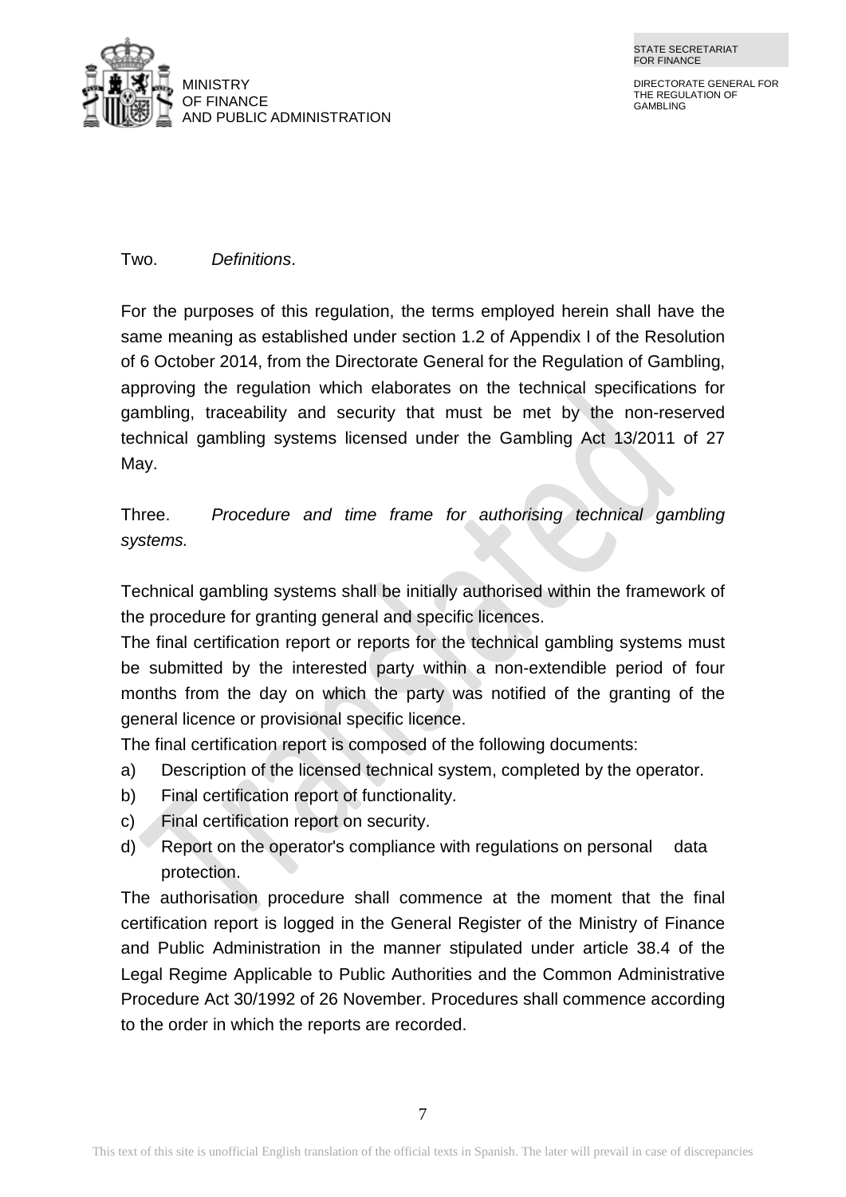Two. *Definitions*.

For the purposes of this regulation, the terms employed herein shall have the same meaning as established under section 1.2 of Appendix I of the Resolution of 6 October 2014, from the Directorate General for the Regulation of Gambling, approving the regulation which elaborates on the technical specifications for gambling, traceability and security that must be met by the non-reserved technical gambling systems licensed under the Gambling Act 13/2011 of 27 May.

Three. *Procedure and time frame for authorising technical gambling systems.*

Technical gambling systems shall be initially authorised within the framework of the procedure for granting general and specific licences.

The final certification report or reports for the technical gambling systems must be submitted by the interested party within a non-extendible period of four months from the day on which the party was notified of the granting of the general licence or provisional specific licence.

The final certification report is composed of the following documents:

a) Description of the licensed technical system, completed by the operator.
b) Final certification report of functionality.
c) Final certification report on security.
d) Report on the operator's compliance with regulations on personal data protection.

The authorisation procedure shall commence at the moment that the final certification report is logged in the General Register of the Ministry of Finance and Public Administration in the manner stipulated under article 38.4 of the Legal Regime Applicable to Public Authorities and the Common Administrative Procedure Act 30/1992 of 26 November. Procedures shall commence according to the order in which the reports are recorded.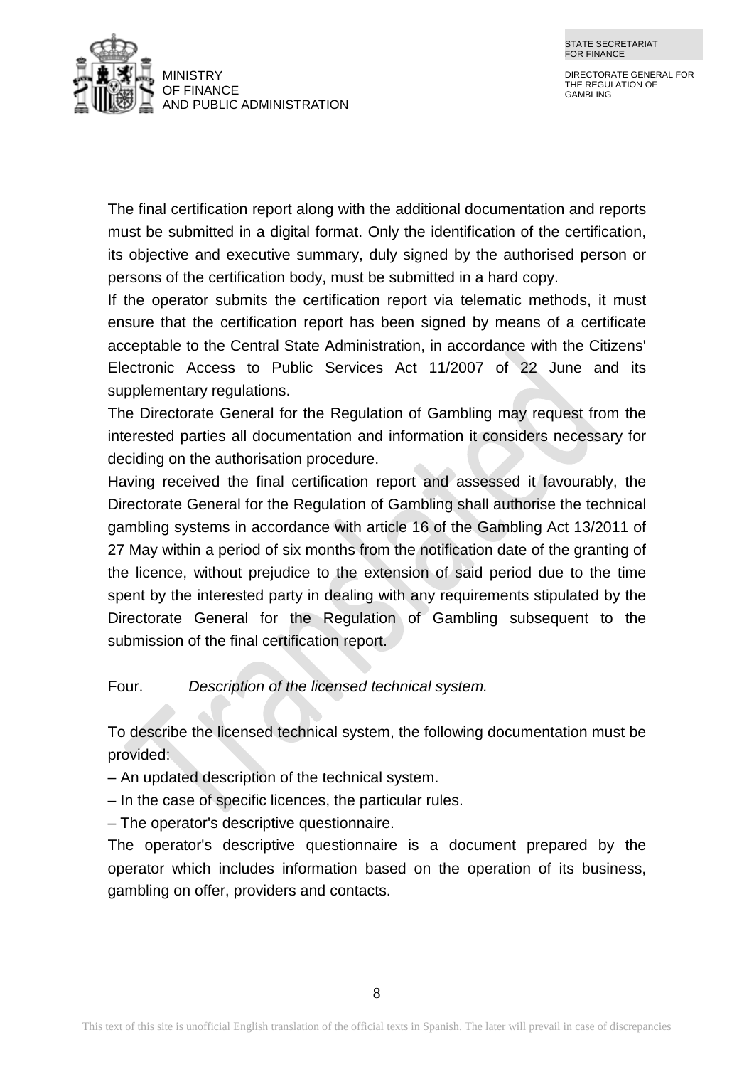The final certification report along with the additional documentation and reports must be submitted in a digital format. Only the identification of the certification, its objective and executive summary, duly signed by the authorised person or persons of the certification body, must be submitted in a hard copy.

If the operator submits the certification report via telematic methods, it must ensure that the certification report has been signed by means of a certificate acceptable to the Central State Administration, in accordance with the Citizens' Electronic Access to Public Services Act 11/2007 of 22 June and its supplementary regulations.

The Directorate General for the Regulation of Gambling may request from the interested parties all documentation and information it considers necessary for deciding on the authorisation procedure.

Having received the final certification report and assessed it favourably, the Directorate General for the Regulation of Gambling shall authorise the technical gambling systems in accordance with article 16 of the Gambling Act 13/2011 of 27 May within a period of six months from the notification date of the granting of the licence, without prejudice to the extension of said period due to the time spent by the interested party in dealing with any requirements stipulated by the Directorate General for the Regulation of Gambling subsequent to the submission of the final certification report.

Four. *Description of the licensed technical system.*

To describe the licensed technical system, the following documentation must be provided:

– An updated description of the technical system.

– In the case of specific licences, the particular rules.

– The operator's descriptive questionnaire.

The operator's descriptive questionnaire is a document prepared by the operator which includes information based on the operation of its business, gambling on offer, providers and contacts.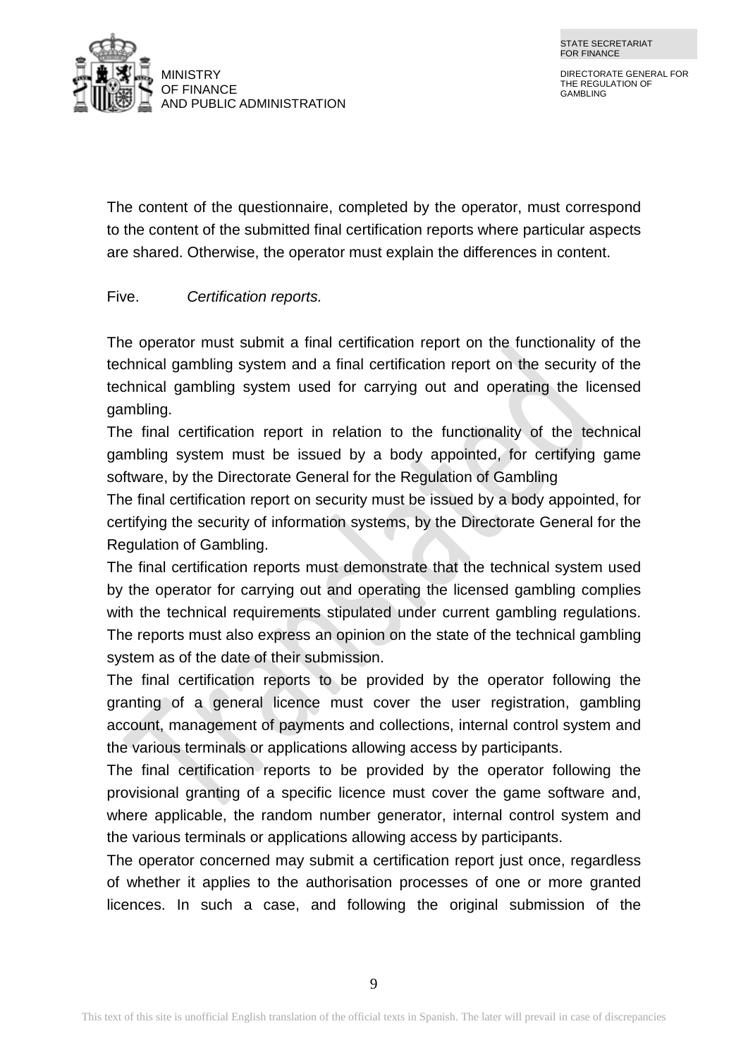The content of the questionnaire, completed by the operator, must correspond to the content of the submitted final certification reports where particular aspects are shared. Otherwise, the operator must explain the differences in content.

Five. *Certification reports.*

The operator must submit a final certification report on the functionality of the technical gambling system and a final certification report on the security of the technical gambling system used for carrying out and operating the licensed gambling.

The final certification report in relation to the functionality of the technical gambling system must be issued by a body appointed, for certifying game software, by the Directorate General for the Regulation of Gambling

The final certification report on security must be issued by a body appointed, for certifying the security of information systems, by the Directorate General for the Regulation of Gambling.

The final certification reports must demonstrate that the technical system used by the operator for carrying out and operating the licensed gambling complies with the technical requirements stipulated under current gambling regulations. The reports must also express an opinion on the state of the technical gambling system as of the date of their submission.

The final certification reports to be provided by the operator following the granting of a general licence must cover the user registration, gambling account, management of payments and collections, internal control system and the various terminals or applications allowing access by participants.

The final certification reports to be provided by the operator following the provisional granting of a specific licence must cover the game software and, where applicable, the random number generator, internal control system and the various terminals or applications allowing access by participants.

The operator concerned may submit a certification report just once, regardless of whether it applies to the authorisation processes of one or more granted licences. In such a case, and following the original submission of the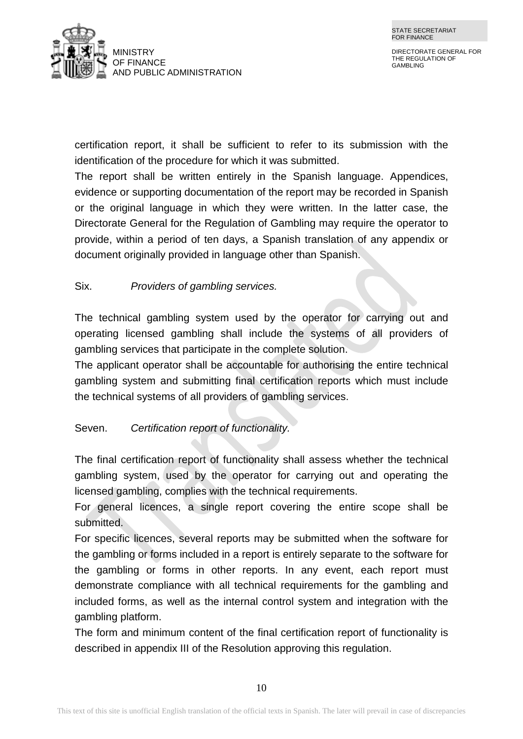certification report, it shall be sufficient to refer to its submission with the identification of the procedure for which it was submitted.

The report shall be written entirely in the Spanish language. Appendices, evidence or supporting documentation of the report may be recorded in Spanish or the original language in which they were written. In the latter case, the Directorate General for the Regulation of Gambling may require the operator to provide, within a period of ten days, a Spanish translation of any appendix or document originally provided in language other than Spanish.

Six. *Providers of gambling services.*

The technical gambling system used by the operator for carrying out and operating licensed gambling shall include the systems of all providers of gambling services that participate in the complete solution.

The applicant operator shall be accountable for authorising the entire technical gambling system and submitting final certification reports which must include the technical systems of all providers of gambling services.

Seven. *Certification report of functionality.*

The final certification report of functionality shall assess whether the technical gambling system, used by the operator for carrying out and operating the licensed gambling, complies with the technical requirements.

For general licences, a single report covering the entire scope shall be submitted.

For specific licences, several reports may be submitted when the software for the gambling or forms included in a report is entirely separate to the software for the gambling or forms in other reports. In any event, each report must demonstrate compliance with all technical requirements for the gambling and included forms, as well as the internal control system and integration with the gambling platform.

The form and minimum content of the final certification report of functionality is described in appendix III of the Resolution approving this regulation.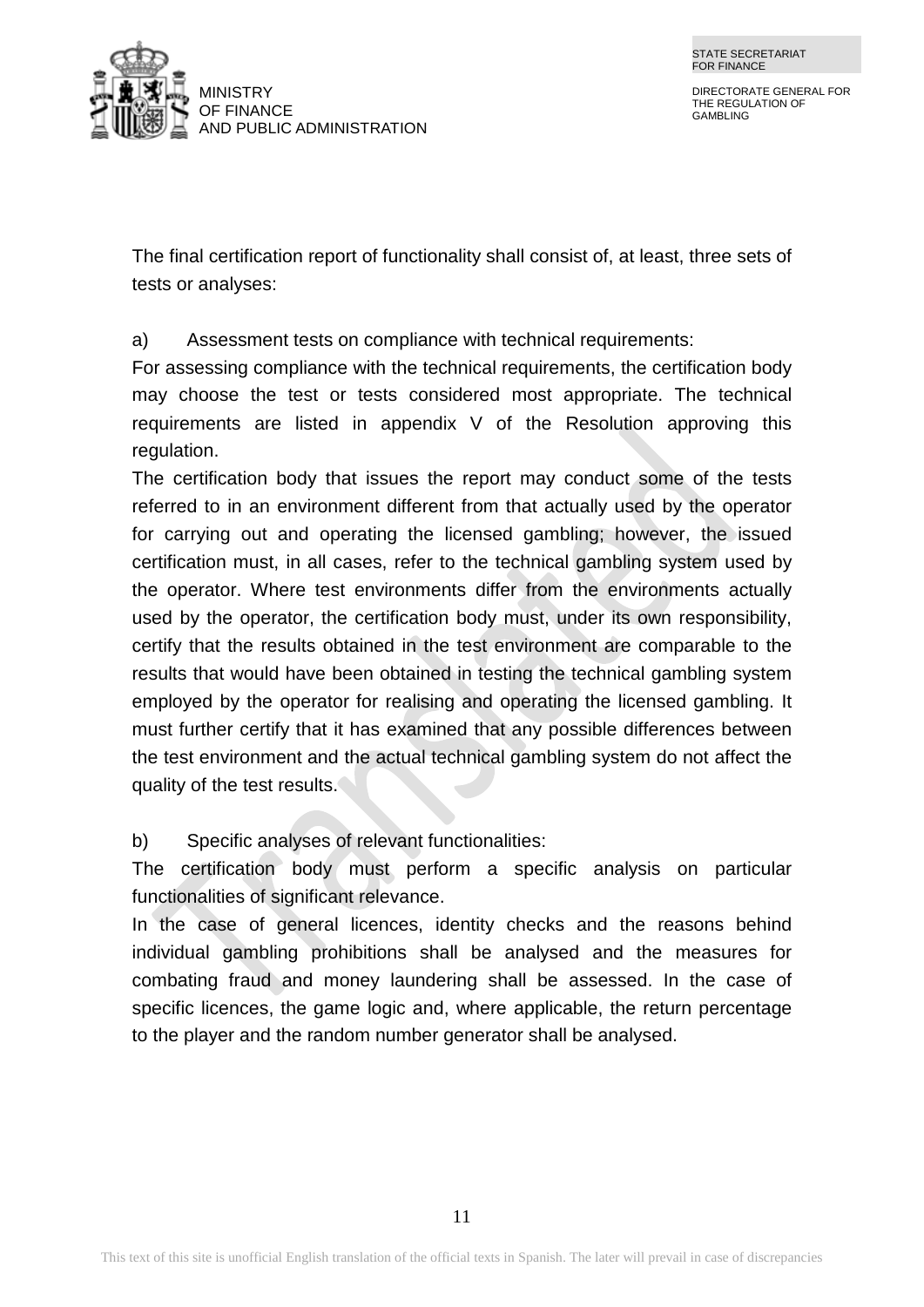The final certification report of functionality shall consist of, at least, three sets of tests or analyses:

a) Assessment tests on compliance with technical requirements:

For assessing compliance with the technical requirements, the certification body may choose the test or tests considered most appropriate. The technical requirements are listed in appendix V of the Resolution approving this regulation.

The certification body that issues the report may conduct some of the tests referred to in an environment different from that actually used by the operator for carrying out and operating the licensed gambling; however, the issued certification must, in all cases, refer to the technical gambling system used by the operator. Where test environments differ from the environments actually used by the operator, the certification body must, under its own responsibility, certify that the results obtained in the test environment are comparable to the results that would have been obtained in testing the technical gambling system employed by the operator for realising and operating the licensed gambling. It must further certify that it has examined that any possible differences between the test environment and the actual technical gambling system do not affect the quality of the test results.

b) Specific analyses of relevant functionalities:

The certification body must perform a specific analysis on particular functionalities of significant relevance.

In the case of general licences, identity checks and the reasons behind individual gambling prohibitions shall be analysed and the measures for combating fraud and money laundering shall be assessed. In the case of specific licences, the game logic and, where applicable, the return percentage to the player and the random number generator shall be analysed.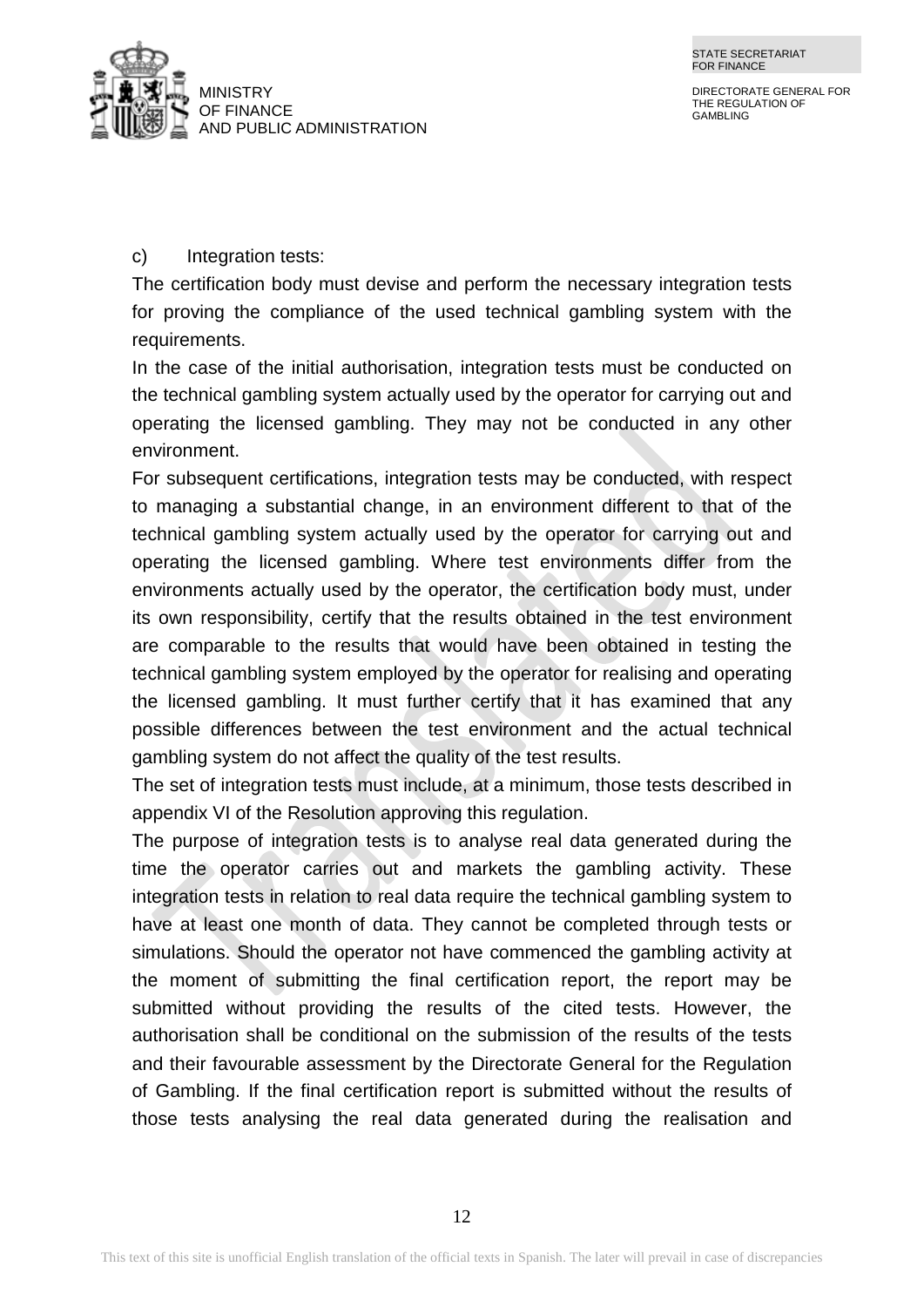c) Integration tests:

The certification body must devise and perform the necessary integration tests for proving the compliance of the used technical gambling system with the requirements.

In the case of the initial authorisation, integration tests must be conducted on the technical gambling system actually used by the operator for carrying out and operating the licensed gambling. They may not be conducted in any other environment.

For subsequent certifications, integration tests may be conducted, with respect to managing a substantial change, in an environment different to that of the technical gambling system actually used by the operator for carrying out and operating the licensed gambling. Where test environments differ from the environments actually used by the operator, the certification body must, under its own responsibility, certify that the results obtained in the test environment are comparable to the results that would have been obtained in testing the technical gambling system employed by the operator for realising and operating the licensed gambling. It must further certify that it has examined that any possible differences between the test environment and the actual technical gambling system do not affect the quality of the test results.

The set of integration tests must include, at a minimum, those tests described in appendix VI of the Resolution approving this regulation.

The purpose of integration tests is to analyse real data generated during the time the operator carries out and markets the gambling activity. These integration tests in relation to real data require the technical gambling system to have at least one month of data. They cannot be completed through tests or simulations. Should the operator not have commenced the gambling activity at the moment of submitting the final certification report, the report may be submitted without providing the results of the cited tests. However, the authorisation shall be conditional on the submission of the results of the tests and their favourable assessment by the Directorate General for the Regulation of Gambling. If the final certification report is submitted without the results of those tests analysing the real data generated during the realisation and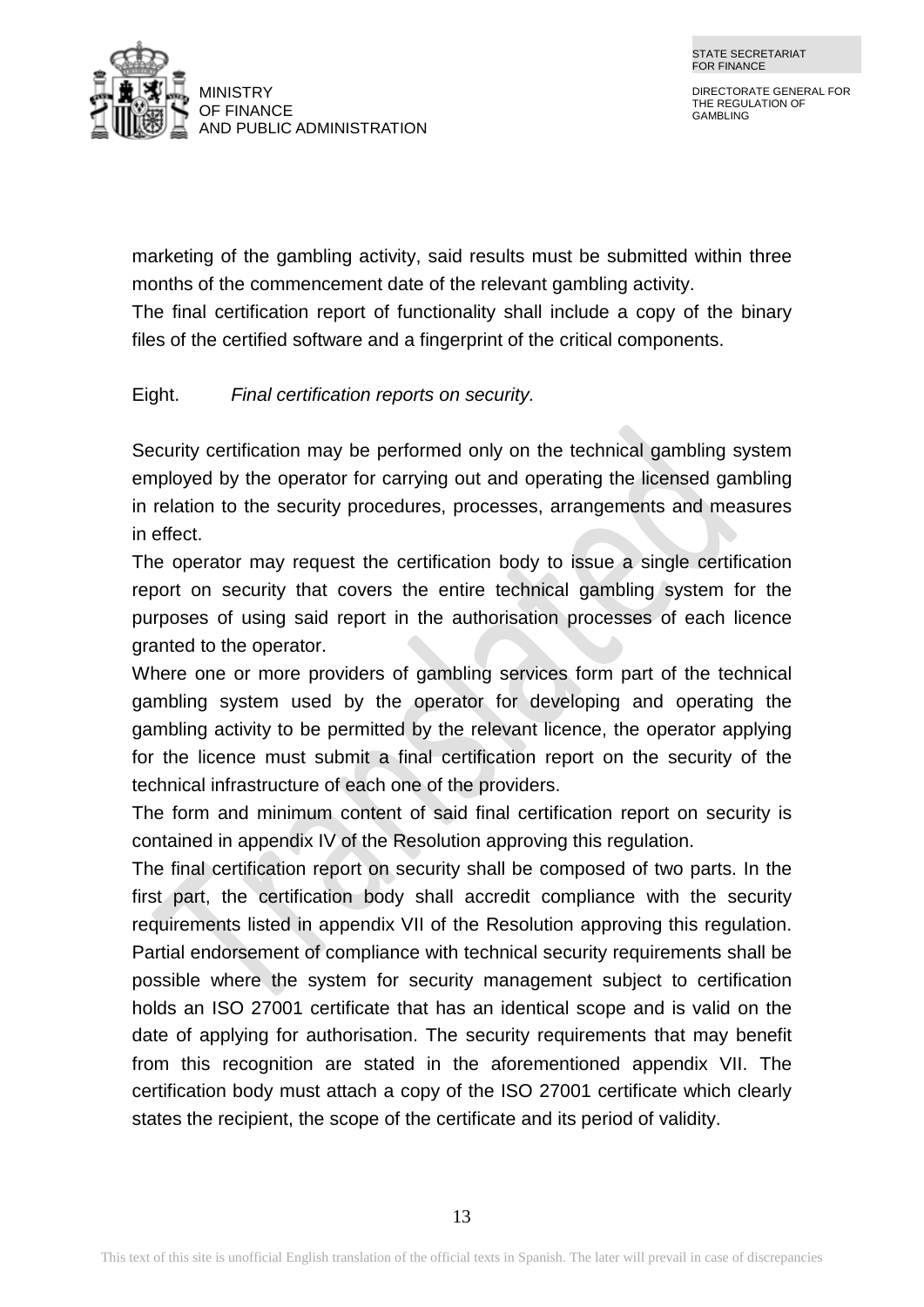marketing of the gambling activity, said results must be submitted within three months of the commencement date of the relevant gambling activity.
The final certification report of functionality shall include a copy of the binary files of the certified software and a fingerprint of the critical components.

Eight. *Final certification reports on security.*

Security certification may be performed only on the technical gambling system employed by the operator for carrying out and operating the licensed gambling in relation to the security procedures, processes, arrangements and measures in effect.
The operator may request the certification body to issue a single certification report on security that covers the entire technical gambling system for the purposes of using said report in the authorisation processes of each licence granted to the operator.
Where one or more providers of gambling services form part of the technical gambling system used by the operator for developing and operating the gambling activity to be permitted by the relevant licence, the operator applying for the licence must submit a final certification report on the security of the technical infrastructure of each one of the providers.
The form and minimum content of said final certification report on security is contained in appendix IV of the Resolution approving this regulation.
The final certification report on security shall be composed of two parts. In the first part, the certification body shall accredit compliance with the security requirements listed in appendix VII of the Resolution approving this regulation. Partial endorsement of compliance with technical security requirements shall be possible where the system for security management subject to certification holds an ISO 27001 certificate that has an identical scope and is valid on the date of applying for authorisation. The security requirements that may benefit from this recognition are stated in the aforementioned appendix VII. The certification body must attach a copy of the ISO 27001 certificate which clearly states the recipient, the scope of the certificate and its period of validity.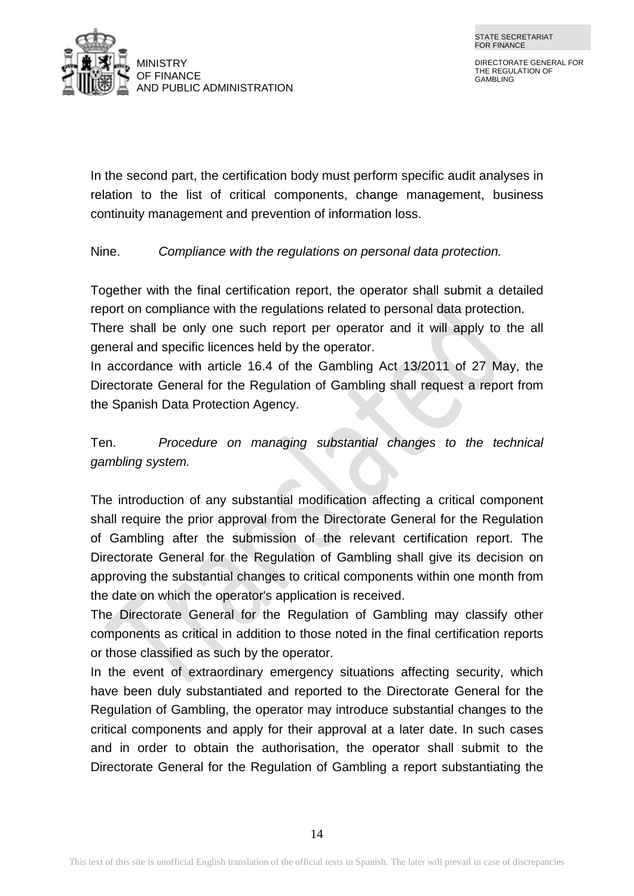In the second part, the certification body must perform specific audit analyses in relation to the list of critical components, change management, business continuity management and prevention of information loss.

Nine. *Compliance with the regulations on personal data protection.*

Together with the final certification report, the operator shall submit a detailed report on compliance with the regulations related to personal data protection.

There shall be only one such report per operator and it will apply to the all general and specific licences held by the operator.

In accordance with article 16.4 of the Gambling Act 13/2011 of 27 May, the Directorate General for the Regulation of Gambling shall request a report from the Spanish Data Protection Agency.

Ten. *Procedure on managing substantial changes to the technical gambling system.*

The introduction of any substantial modification affecting a critical component shall require the prior approval from the Directorate General for the Regulation of Gambling after the submission of the relevant certification report. The Directorate General for the Regulation of Gambling shall give its decision on approving the substantial changes to critical components within one month from the date on which the operator's application is received.

The Directorate General for the Regulation of Gambling may classify other components as critical in addition to those noted in the final certification reports or those classified as such by the operator.

In the event of extraordinary emergency situations affecting security, which have been duly substantiated and reported to the Directorate General for the Regulation of Gambling, the operator may introduce substantial changes to the critical components and apply for their approval at a later date. In such cases and in order to obtain the authorisation, the operator shall submit to the Directorate General for the Regulation of Gambling a report substantiating the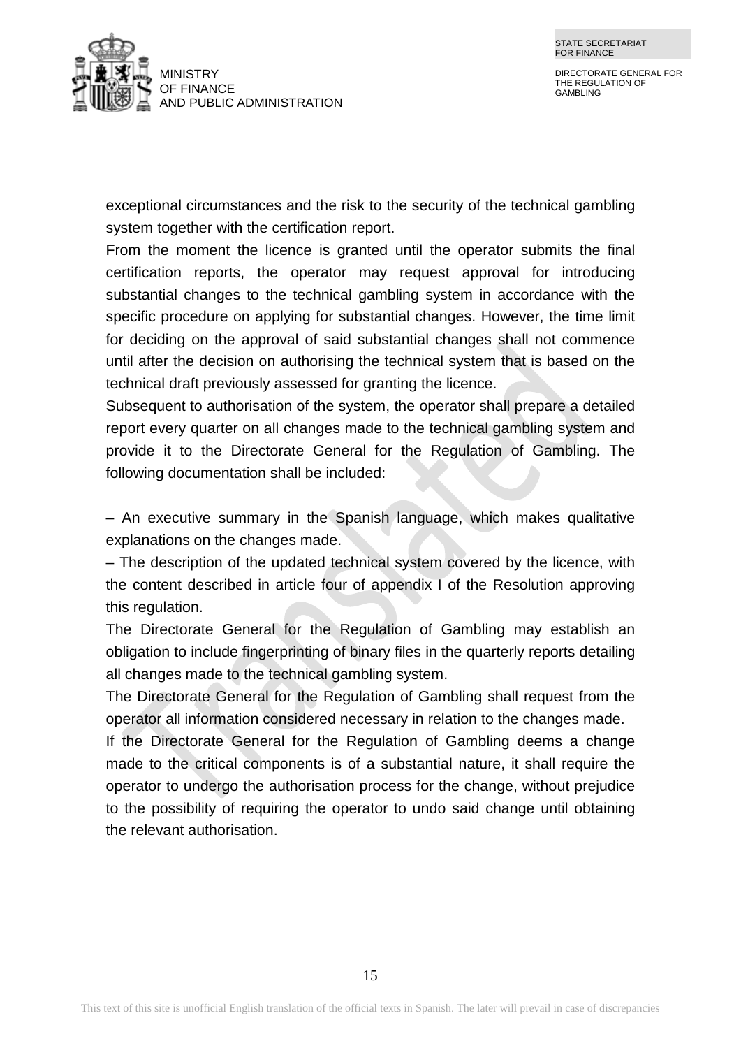exceptional circumstances and the risk to the security of the technical gambling system together with the certification report.

From the moment the licence is granted until the operator submits the final certification reports, the operator may request approval for introducing substantial changes to the technical gambling system in accordance with the specific procedure on applying for substantial changes. However, the time limit for deciding on the approval of said substantial changes shall not commence until after the decision on authorising the technical system that is based on the technical draft previously assessed for granting the licence.

Subsequent to authorisation of the system, the operator shall prepare a detailed report every quarter on all changes made to the technical gambling system and provide it to the Directorate General for the Regulation of Gambling. The following documentation shall be included:

– An executive summary in the Spanish language, which makes qualitative explanations on the changes made.

– The description of the updated technical system covered by the licence, with the content described in article four of appendix I of the Resolution approving this regulation.

The Directorate General for the Regulation of Gambling may establish an obligation to include fingerprinting of binary files in the quarterly reports detailing all changes made to the technical gambling system.

The Directorate General for the Regulation of Gambling shall request from the operator all information considered necessary in relation to the changes made.

If the Directorate General for the Regulation of Gambling deems a change made to the critical components is of a substantial nature, it shall require the operator to undergo the authorisation process for the change, without prejudice to the possibility of requiring the operator to undo said change until obtaining the relevant authorisation.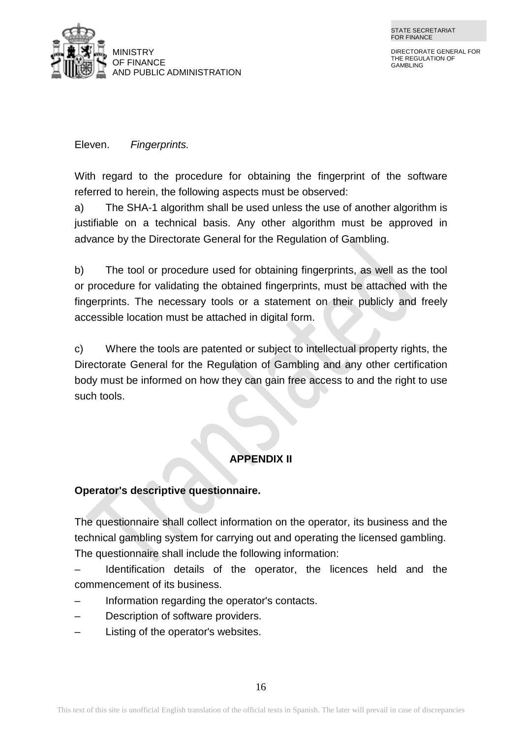Eleven. *Fingerprints.*

With regard to the procedure for obtaining the fingerprint of the software referred to herein, the following aspects must be observed:

a) The SHA-1 algorithm shall be used unless the use of another algorithm is justifiable on a technical basis. Any other algorithm must be approved in advance by the Directorate General for the Regulation of Gambling.

b) The tool or procedure used for obtaining fingerprints, as well as the tool or procedure for validating the obtained fingerprints, must be attached with the fingerprints. The necessary tools or a statement on their publicly and freely accessible location must be attached in digital form.

c) Where the tools are patented or subject to intellectual property rights, the Directorate General for the Regulation of Gambling and any other certification body must be informed on how they can gain free access to and the right to use such tools.

## APPENDIX II

**Operator's descriptive questionnaire.**

The questionnaire shall collect information on the operator, its business and the technical gambling system for carrying out and operating the licensed gambling. The questionnaire shall include the following information:

– Identification details of the operator, the licences held and the commencement of its business.
– Information regarding the operator's contacts.
– Description of software providers.
– Listing of the operator's websites.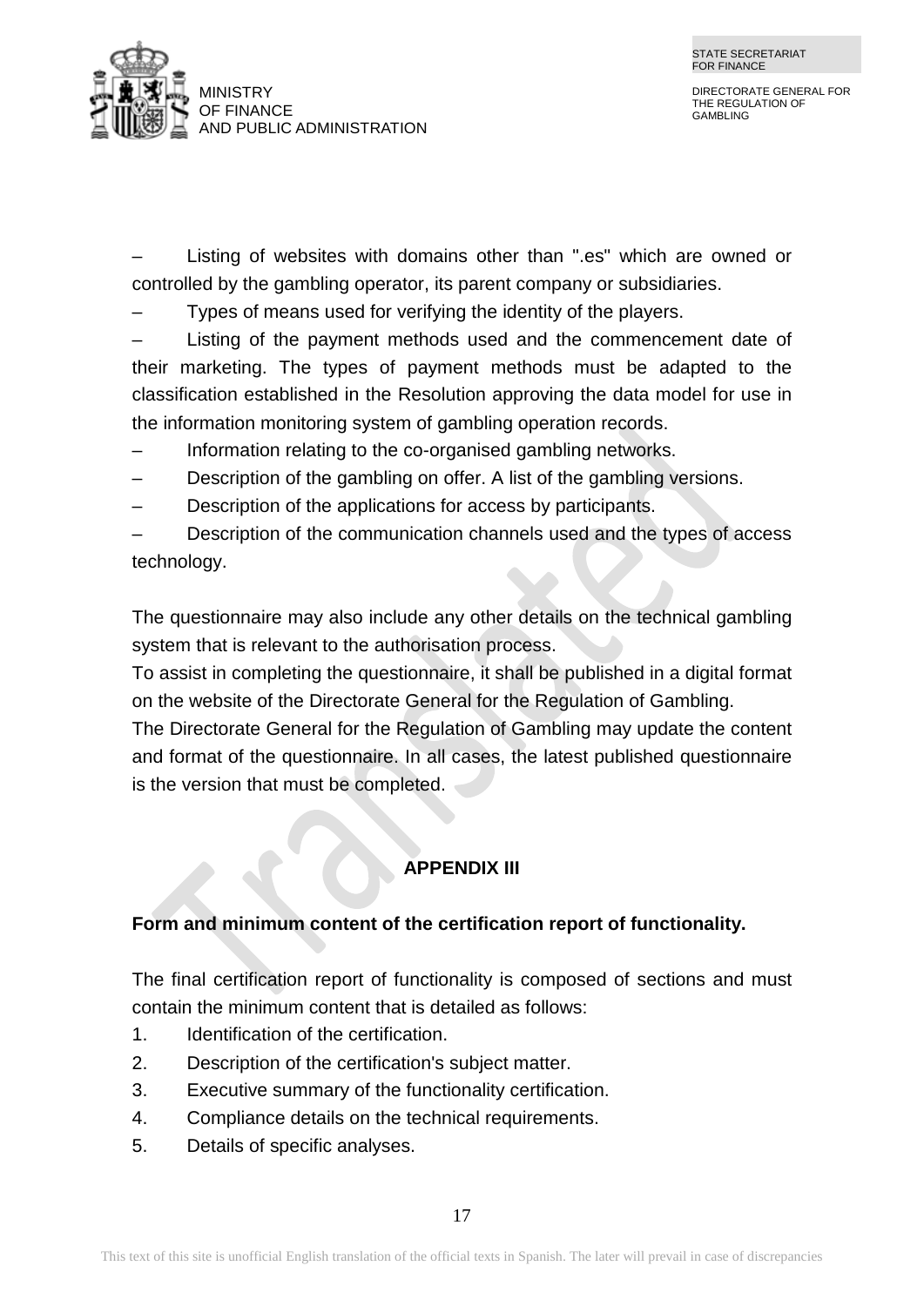– Listing of websites with domains other than ".es" which are owned or controlled by the gambling operator, its parent company or subsidiaries.

– Types of means used for verifying the identity of the players.

– Listing of the payment methods used and the commencement date of their marketing. The types of payment methods must be adapted to the classification established in the Resolution approving the data model for use in the information monitoring system of gambling operation records.

– Information relating to the co-organised gambling networks.

– Description of the gambling on offer. A list of the gambling versions.

– Description of the applications for access by participants.

– Description of the communication channels used and the types of access technology.

The questionnaire may also include any other details on the technical gambling system that is relevant to the authorisation process.

To assist in completing the questionnaire, it shall be published in a digital format on the website of the Directorate General for the Regulation of Gambling.

The Directorate General for the Regulation of Gambling may update the content and format of the questionnaire. In all cases, the latest published questionnaire is the version that must be completed.

## APPENDIX III

**Form and minimum content of the certification report of functionality.**

The final certification report of functionality is composed of sections and must contain the minimum content that is detailed as follows:

1. Identification of the certification.
2. Description of the certification's subject matter.
3. Executive summary of the functionality certification.
4. Compliance details on the technical requirements.
5. Details of specific analyses.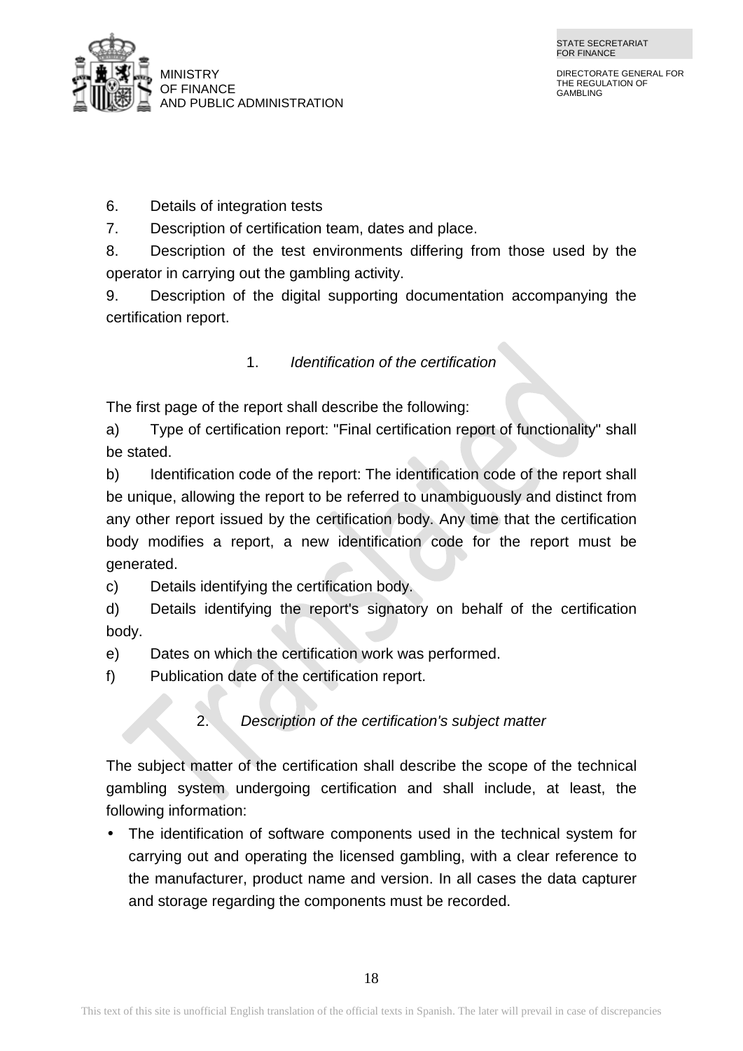6. Details of integration tests

7. Description of certification team, dates and place.

8. Description of the test environments differing from those used by the operator in carrying out the gambling activity.

9. Description of the digital supporting documentation accompanying the certification report.

### 1. *Identification of the certification*

The first page of the report shall describe the following:

a) Type of certification report: "Final certification report of functionality" shall be stated.

b) Identification code of the report: The identification code of the report shall be unique, allowing the report to be referred to unambiguously and distinct from any other report issued by the certification body. Any time that the certification body modifies a report, a new identification code for the report must be generated.

c) Details identifying the certification body.

d) Details identifying the report's signatory on behalf of the certification body.

e) Dates on which the certification work was performed.

f) Publication date of the certification report.

### 2. *Description of the certification's subject matter*

The subject matter of the certification shall describe the scope of the technical gambling system undergoing certification and shall include, at least, the following information:

- The identification of software components used in the technical system for carrying out and operating the licensed gambling, with a clear reference to the manufacturer, product name and version. In all cases the data capturer and storage regarding the components must be recorded.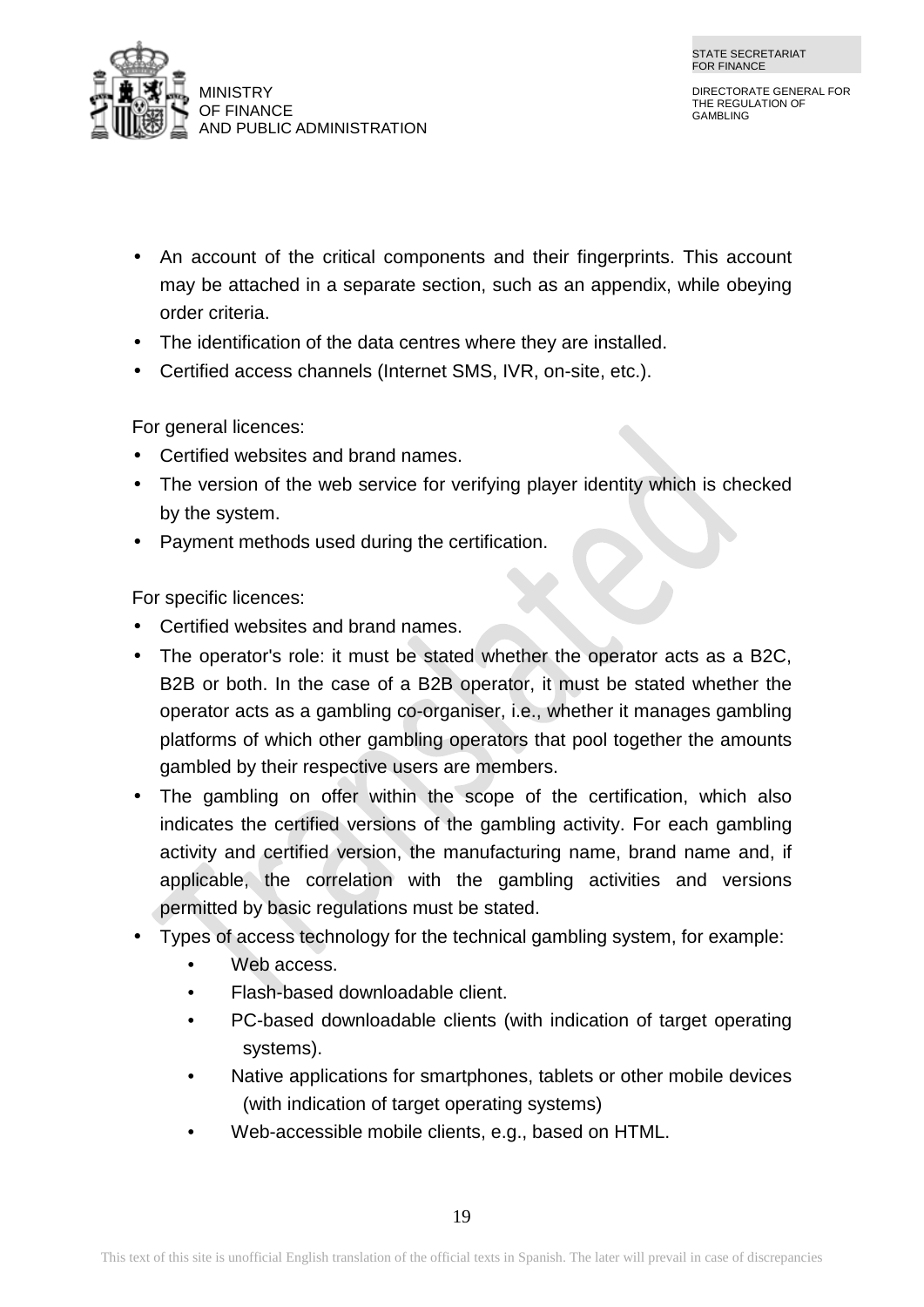- An account of the critical components and their fingerprints. This account may be attached in a separate section, such as an appendix, while obeying order criteria.
- The identification of the data centres where they are installed.
- Certified access channels (Internet SMS, IVR, on-site, etc.).

For general licences:

- Certified websites and brand names.
- The version of the web service for verifying player identity which is checked by the system.
- Payment methods used during the certification.

For specific licences:

- Certified websites and brand names.
- The operator's role: it must be stated whether the operator acts as a B2C, B2B or both. In the case of a B2B operator, it must be stated whether the operator acts as a gambling co-organiser, i.e., whether it manages gambling platforms of which other gambling operators that pool together the amounts gambled by their respective users are members.
- The gambling on offer within the scope of the certification, which also indicates the certified versions of the gambling activity. For each gambling activity and certified version, the manufacturing name, brand name and, if applicable, the correlation with the gambling activities and versions permitted by basic regulations must be stated.
- Types of access technology for the technical gambling system, for example:
  - Web access.
  - Flash-based downloadable client.
  - PC-based downloadable clients (with indication of target operating systems).
  - Native applications for smartphones, tablets or other mobile devices (with indication of target operating systems)
  - Web-accessible mobile clients, e.g., based on HTML.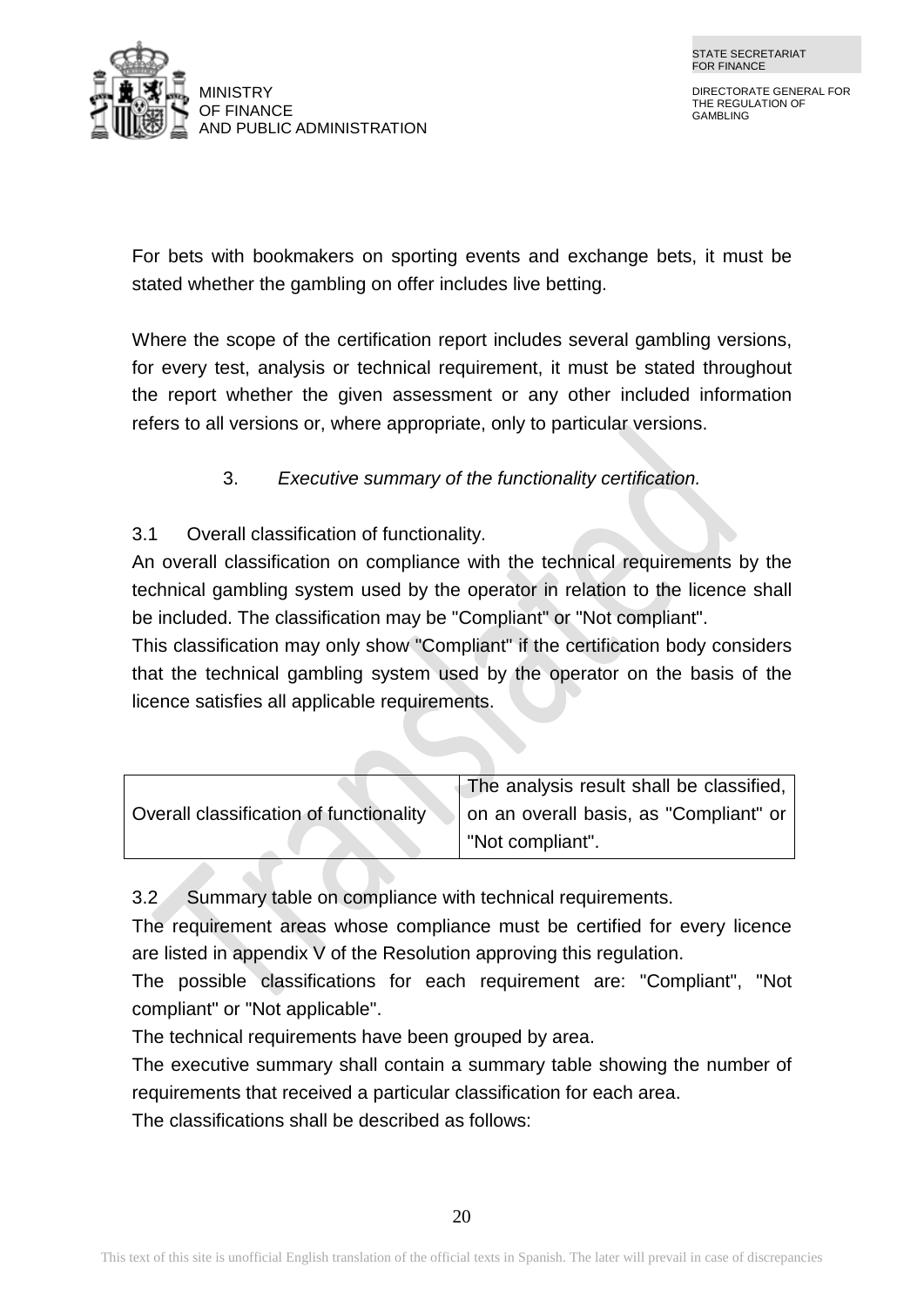For bets with bookmakers on sporting events and exchange bets, it must be stated whether the gambling on offer includes live betting.

Where the scope of the certification report includes several gambling versions, for every test, analysis or technical requirement, it must be stated throughout the report whether the given assessment or any other included information refers to all versions or, where appropriate, only to particular versions.

### 3. *Executive summary of the functionality certification.*

#### 3.1 Overall classification of functionality.

An overall classification on compliance with the technical requirements by the technical gambling system used by the operator in relation to the licence shall be included. The classification may be "Compliant" or "Not compliant".

This classification may only show "Compliant" if the certification body considers that the technical gambling system used by the operator on the basis of the licence satisfies all applicable requirements.

| | |
|---|---|
| Overall classification of functionality | The analysis result shall be classified, on an overall basis, as "Compliant" or "Not compliant". |

#### 3.2 Summary table on compliance with technical requirements.

The requirement areas whose compliance must be certified for every licence are listed in appendix V of the Resolution approving this regulation.

The possible classifications for each requirement are: "Compliant", "Not compliant" or "Not applicable".

The technical requirements have been grouped by area.

The executive summary shall contain a summary table showing the number of requirements that received a particular classification for each area.

The classifications shall be described as follows: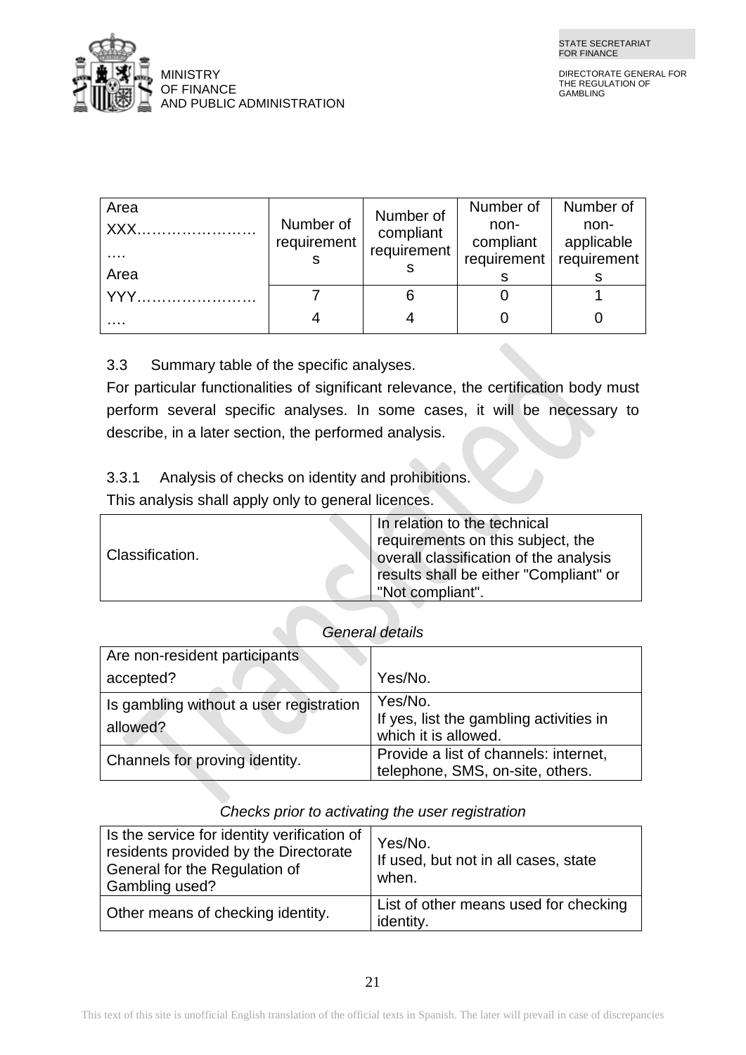| Area XXX………………………. Area YYY……………………… | Number of requirements | Number of compliant requirements | Number of non-compliant requirements | Number of non-applicable requirements |
|---|---|---|---|---|
| | 7 | 6 | 0 | 1 |
| | 4 | 4 | 0 | 0 |

3.3 Summary table of the specific analyses.

For particular functionalities of significant relevance, the certification body must perform several specific analyses. In some cases, it will be necessary to describe, in a later section, the performed analysis.

3.3.1 Analysis of checks on identity and prohibitions.

This analysis shall apply only to general licences.

| | |
|---|---|
| Classification. | In relation to the technical requirements on this subject, the overall classification of the analysis results shall be either "Compliant" or "Not compliant". |

*General details*

| | |
|---|---|
| Are non-resident participants accepted? | Yes/No. |
| Is gambling without a user registration allowed? | Yes/No. If yes, list the gambling activities in which it is allowed. |
| Channels for proving identity. | Provide a list of channels: internet, telephone, SMS, on-site, others. |

*Checks prior to activating the user registration*

| | |
|---|---|
| Is the service for identity verification of residents provided by the Directorate General for the Regulation of Gambling used? | Yes/No. If used, but not in all cases, state when. |
| Other means of checking identity. | List of other means used for checking identity. |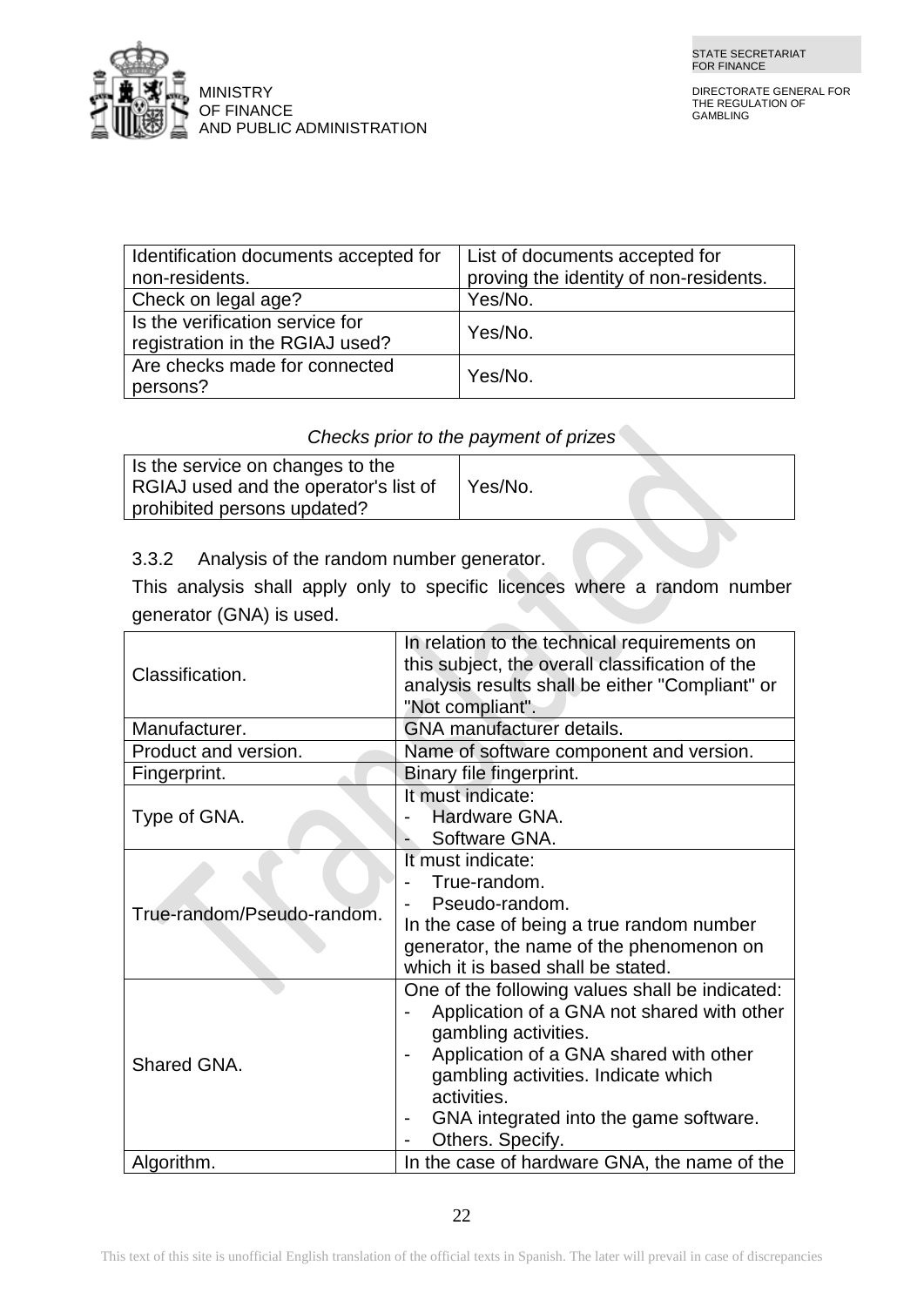| | |
|---|---|
| Identification documents accepted for non-residents. | List of documents accepted for proving the identity of non-residents. |
| Check on legal age? | Yes/No. |
| Is the verification service for registration in the RGIAJ used? | Yes/No. |
| Are checks made for connected persons? | Yes/No. |

*Checks prior to the payment of prizes*

| | |
|---|---|
| Is the service on changes to the RGIAJ used and the operator's list of prohibited persons updated? | Yes/No. |

### 3.3.2 Analysis of the random number generator.

This analysis shall apply only to specific licences where a random number generator (GNA) is used.

| | |
|---|---|
| Classification. | In relation to the technical requirements on this subject, the overall classification of the analysis results shall be either "Compliant" or "Not compliant". |
| Manufacturer. | GNA manufacturer details. |
| Product and version. | Name of software component and version. |
| Fingerprint. | Binary file fingerprint. |
| Type of GNA. | It must indicate:<br>- Hardware GNA.<br>- Software GNA. |
| True-random/Pseudo-random. | It must indicate:<br>- True-random.<br>- Pseudo-random.<br>In the case of being a true random number generator, the name of the phenomenon on which it is based shall be stated. |
| Shared GNA. | One of the following values shall be indicated:<br>- Application of a GNA not shared with other gambling activities.<br>- Application of a GNA shared with other gambling activities. Indicate which activities.<br>- GNA integrated into the game software.<br>- Others. Specify. |
| Algorithm. | In the case of hardware GNA, the name of the |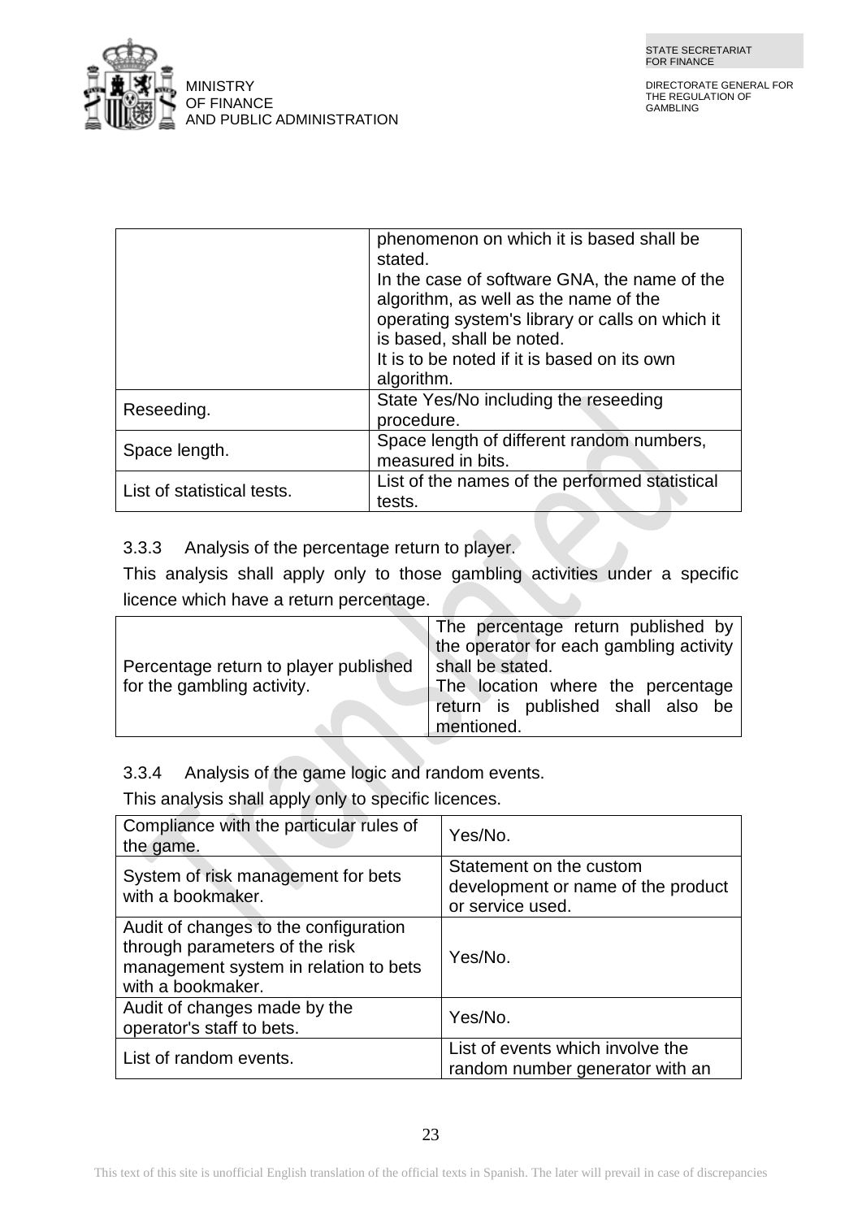| | |
|---|---|
| | phenomenon on which it is based shall be stated.<br>In the case of software GNA, the name of the algorithm, as well as the name of the operating system's library or calls on which it is based, shall be noted.<br>It is to be noted if it is based on its own algorithm. |
| Reseeding. | State Yes/No including the reseeding procedure. |
| Space length. | Space length of different random numbers, measured in bits. |
| List of statistical tests. | List of the names of the performed statistical tests. |

#### 3.3.3 Analysis of the percentage return to player.

This analysis shall apply only to those gambling activities under a specific licence which have a return percentage.

| | |
|---|---|
| Percentage return to player published for the gambling activity. | The percentage return published by the operator for each gambling activity shall be stated.<br>The location where the percentage return is published shall also be mentioned. |

#### 3.3.4 Analysis of the game logic and random events.

This analysis shall apply only to specific licences.

| | |
|---|---|
| Compliance with the particular rules of the game. | Yes/No. |
| System of risk management for bets with a bookmaker. | Statement on the custom development or name of the product or service used. |
| Audit of changes to the configuration through parameters of the risk management system in relation to bets with a bookmaker. | Yes/No. |
| Audit of changes made by the operator's staff to bets. | Yes/No. |
| List of random events. | List of events which involve the random number generator with an |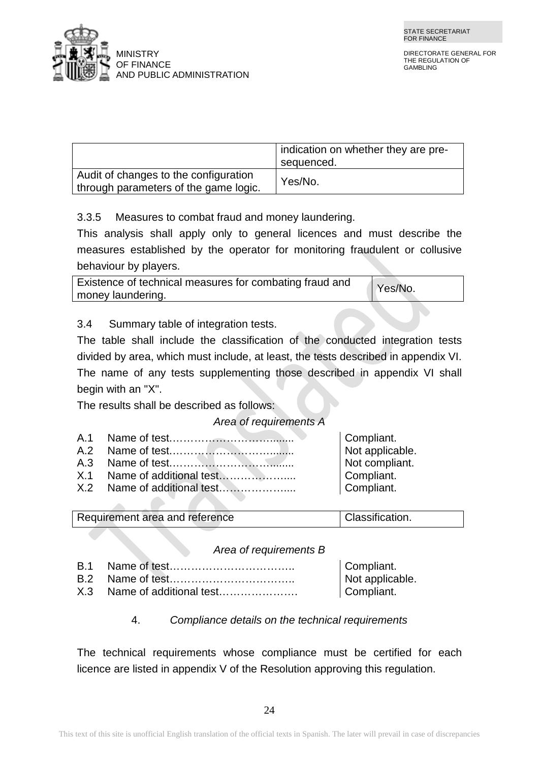| | |
|---|---|
| | indication on whether they are pre-sequenced. |
| Audit of changes to the configuration through parameters of the game logic. | Yes/No. |

3.3.5 Measures to combat fraud and money laundering.

This analysis shall apply only to general licences and must describe the measures established by the operator for monitoring fraudulent or collusive behaviour by players.

| | |
|---|---|
| Existence of technical measures for combating fraud and money laundering. | Yes/No. |

3.4 Summary table of integration tests.

The table shall include the classification of the conducted integration tests divided by area, which must include, at least, the tests described in appendix VI. The name of any tests supplementing those described in appendix VI shall begin with an "X".

The results shall be described as follows:

*Area of requirements A*

| | | |
|---|---|---|
| A.1 | Name of test…………………………....... | Compliant. |
| A.2 | Name of test…………………………....... | Not applicable. |
| A.3 | Name of test…………………………....... | Not compliant. |
| X.1 | Name of additional test……………….... | Compliant. |
| X.2 | Name of additional test……………….... | Compliant. |

| | |
|---|---|
| Requirement area and reference | Classification. |

*Area of requirements B*

| | | |
|---|---|---|
| B.1 | Name of test…………………………….. | Compliant. |
| B.2 | Name of test…………………………….. | Not applicable. |
| X.3 | Name of additional test…………………. | Compliant. |

4. *Compliance details on the technical requirements*

The technical requirements whose compliance must be certified for each licence are listed in appendix V of the Resolution approving this regulation.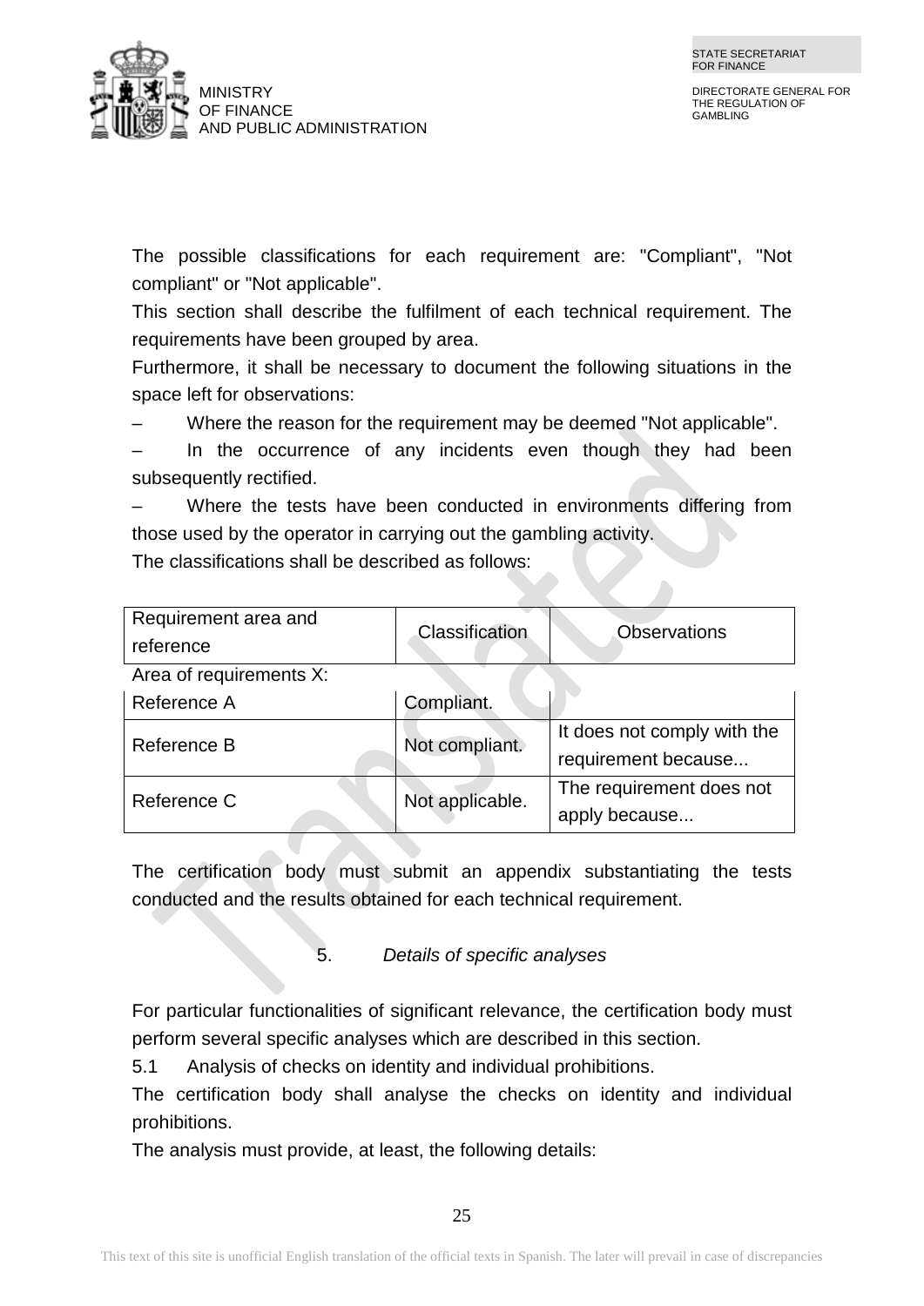The possible classifications for each requirement are: "Compliant", "Not compliant" or "Not applicable".

This section shall describe the fulfilment of each technical requirement. The requirements have been grouped by area.

Furthermore, it shall be necessary to document the following situations in the space left for observations:

– Where the reason for the requirement may be deemed "Not applicable".

– In the occurrence of any incidents even though they had been subsequently rectified.

– Where the tests have been conducted in environments differing from those used by the operator in carrying out the gambling activity.

The classifications shall be described as follows:

| Requirement area and reference | Classification | Observations |
|---|---|---|
| Area of requirements X: | | |
| Reference A | Compliant. | |
| Reference B | Not compliant. | It does not comply with the requirement because... |
| Reference C | Not applicable. | The requirement does not apply because... |

The certification body must submit an appendix substantiating the tests conducted and the results obtained for each technical requirement.

## 5. *Details of specific analyses*

For particular functionalities of significant relevance, the certification body must perform several specific analyses which are described in this section.

5.1 Analysis of checks on identity and individual prohibitions.

The certification body shall analyse the checks on identity and individual prohibitions.

The analysis must provide, at least, the following details: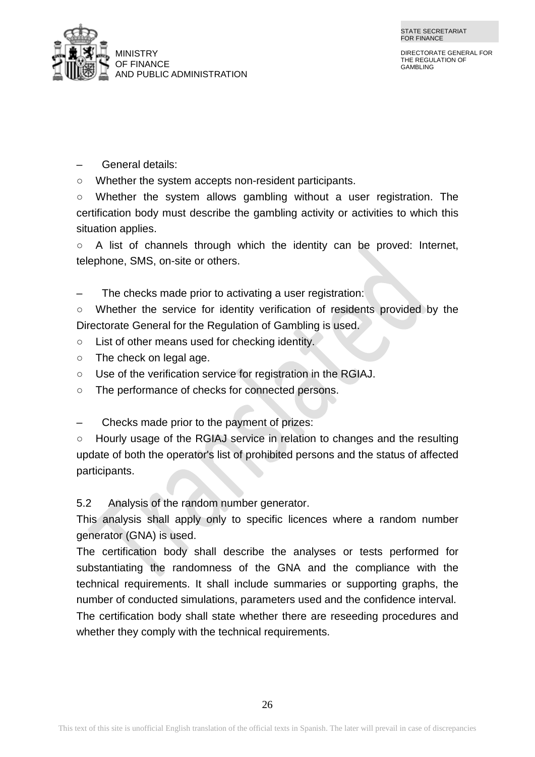– General details:

○ Whether the system accepts non-resident participants.

○ Whether the system allows gambling without a user registration. The certification body must describe the gambling activity or activities to which this situation applies.

○ A list of channels through which the identity can be proved: Internet, telephone, SMS, on-site or others.

– The checks made prior to activating a user registration:

○ Whether the service for identity verification of residents provided by the Directorate General for the Regulation of Gambling is used.

○ List of other means used for checking identity.

○ The check on legal age.

○ Use of the verification service for registration in the RGIAJ.

○ The performance of checks for connected persons.

– Checks made prior to the payment of prizes:

○ Hourly usage of the RGIAJ service in relation to changes and the resulting update of both the operator's list of prohibited persons and the status of affected participants.

5.2 Analysis of the random number generator.

This analysis shall apply only to specific licences where a random number generator (GNA) is used.

The certification body shall describe the analyses or tests performed for substantiating the randomness of the GNA and the compliance with the technical requirements. It shall include summaries or supporting graphs, the number of conducted simulations, parameters used and the confidence interval.

The certification body shall state whether there are reseeding procedures and whether they comply with the technical requirements.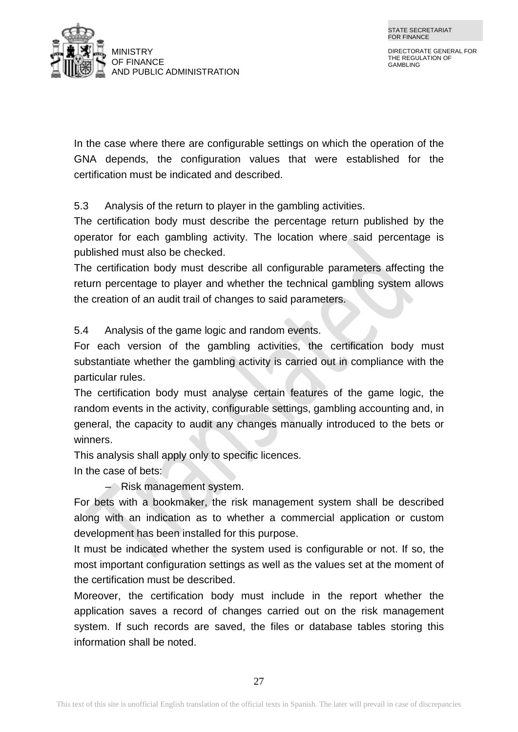In the case where there are configurable settings on which the operation of the GNA depends, the configuration values that were established for the certification must be indicated and described.

5.3 Analysis of the return to player in the gambling activities.

The certification body must describe the percentage return published by the operator for each gambling activity. The location where said percentage is published must also be checked.

The certification body must describe all configurable parameters affecting the return percentage to player and whether the technical gambling system allows the creation of an audit trail of changes to said parameters.

5.4 Analysis of the game logic and random events.

For each version of the gambling activities, the certification body must substantiate whether the gambling activity is carried out in compliance with the particular rules.

The certification body must analyse certain features of the game logic, the random events in the activity, configurable settings, gambling accounting and, in general, the capacity to audit any changes manually introduced to the bets or winners.

This analysis shall apply only to specific licences.

In the case of bets:

– Risk management system.

For bets with a bookmaker, the risk management system shall be described along with an indication as to whether a commercial application or custom development has been installed for this purpose.

It must be indicated whether the system used is configurable or not. If so, the most important configuration settings as well as the values set at the moment of the certification must be described.

Moreover, the certification body must include in the report whether the application saves a record of changes carried out on the risk management system. If such records are saved, the files or database tables storing this information shall be noted.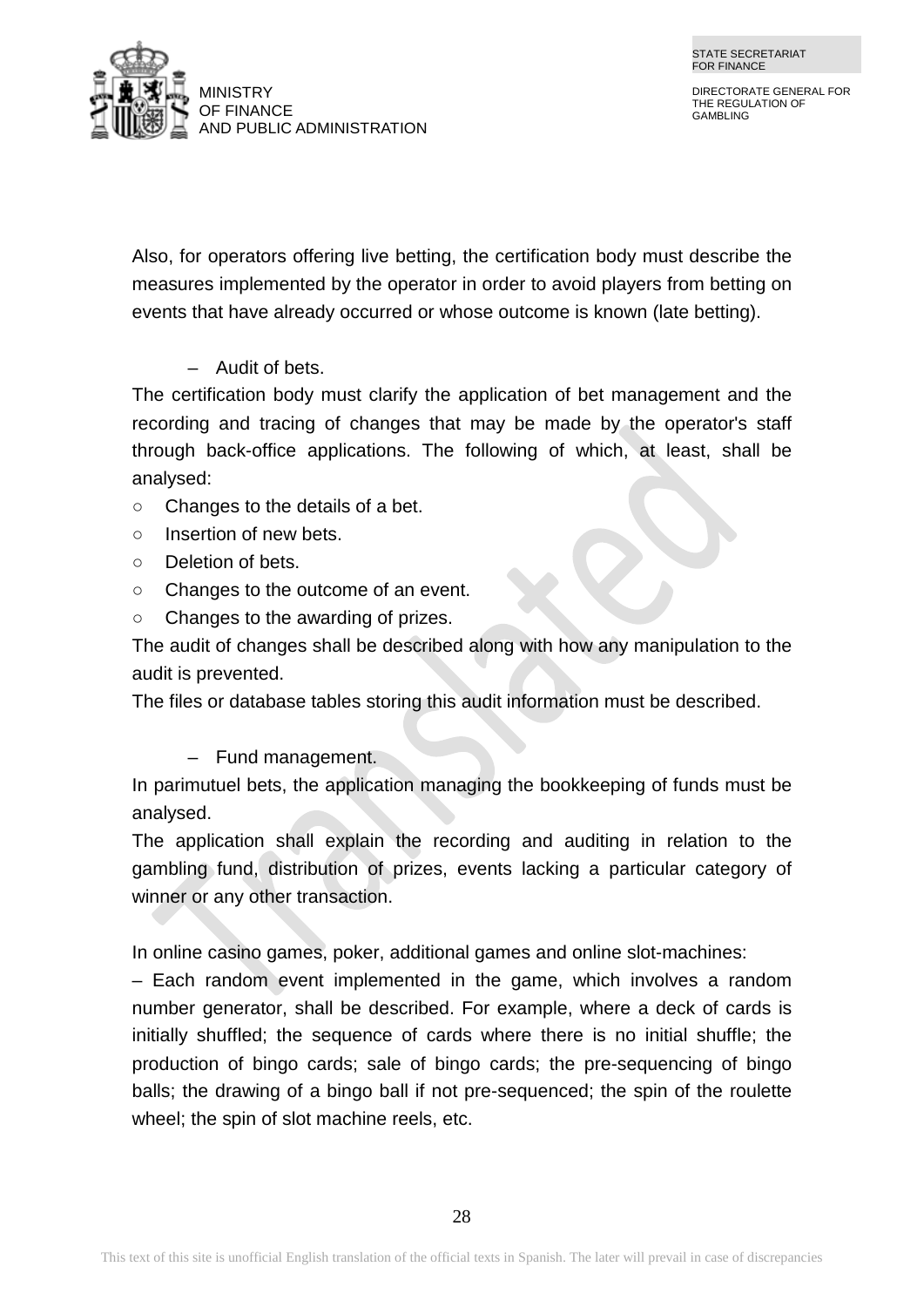Also, for operators offering live betting, the certification body must describe the measures implemented by the operator in order to avoid players from betting on events that have already occurred or whose outcome is known (late betting).

– Audit of bets.

The certification body must clarify the application of bet management and the recording and tracing of changes that may be made by the operator's staff through back-office applications. The following of which, at least, shall be analysed:

- Changes to the details of a bet.
- Insertion of new bets.
- Deletion of bets.
- Changes to the outcome of an event.
- Changes to the awarding of prizes.

The audit of changes shall be described along with how any manipulation to the audit is prevented.

The files or database tables storing this audit information must be described.

– Fund management.

In parimutuel bets, the application managing the bookkeeping of funds must be analysed.

The application shall explain the recording and auditing in relation to the gambling fund, distribution of prizes, events lacking a particular category of winner or any other transaction.

In online casino games, poker, additional games and online slot-machines:

– Each random event implemented in the game, which involves a random number generator, shall be described. For example, where a deck of cards is initially shuffled; the sequence of cards where there is no initial shuffle; the production of bingo cards; sale of bingo cards; the pre-sequencing of bingo balls; the drawing of a bingo ball if not pre-sequenced; the spin of the roulette wheel; the spin of slot machine reels, etc.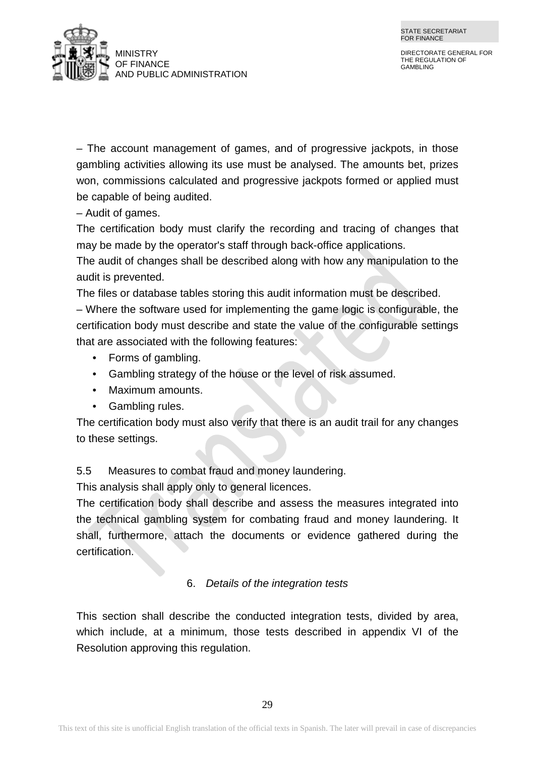– The account management of games, and of progressive jackpots, in those gambling activities allowing its use must be analysed. The amounts bet, prizes won, commissions calculated and progressive jackpots formed or applied must be capable of being audited.

– Audit of games.

The certification body must clarify the recording and tracing of changes that may be made by the operator's staff through back-office applications.

The audit of changes shall be described along with how any manipulation to the audit is prevented.

The files or database tables storing this audit information must be described.

– Where the software used for implementing the game logic is configurable, the certification body must describe and state the value of the configurable settings that are associated with the following features:

- Forms of gambling.
- Gambling strategy of the house or the level of risk assumed.
- Maximum amounts.
- Gambling rules.

The certification body must also verify that there is an audit trail for any changes to these settings.

5.5 Measures to combat fraud and money laundering.

This analysis shall apply only to general licences.

The certification body shall describe and assess the measures integrated into the technical gambling system for combating fraud and money laundering. It shall, furthermore, attach the documents or evidence gathered during the certification.

## 6. *Details of the integration tests*

This section shall describe the conducted integration tests, divided by area, which include, at a minimum, those tests described in appendix VI of the Resolution approving this regulation.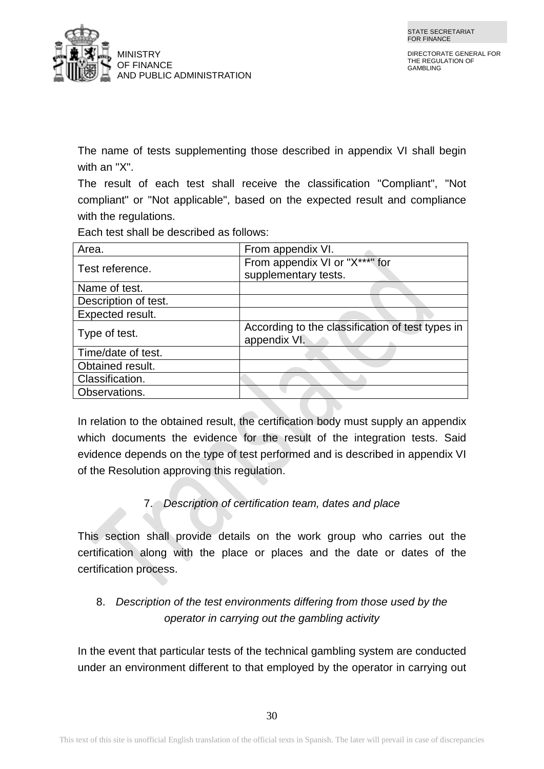The name of tests supplementing those described in appendix VI shall begin with an "X".

The result of each test shall receive the classification "Compliant", "Not compliant" or "Not applicable", based on the expected result and compliance with the regulations.

Each test shall be described as follows:

| | |
|---|---|
| Area. | From appendix VI. |
| Test reference. | From appendix VI or "X***" for supplementary tests. |
| Name of test. | |
| Description of test. | |
| Expected result. | |
| Type of test. | According to the classification of test types in appendix VI. |
| Time/date of test. | |
| Obtained result. | |
| Classification. | |
| Observations. | |

In relation to the obtained result, the certification body must supply an appendix which documents the evidence for the result of the integration tests. Said evidence depends on the type of test performed and is described in appendix VI of the Resolution approving this regulation.

### 7. *Description of certification team, dates and place*

This section shall provide details on the work group who carries out the certification along with the place or places and the date or dates of the certification process.

### 8. *Description of the test environments differing from those used by the operator in carrying out the gambling activity*

In the event that particular tests of the technical gambling system are conducted under an environment different to that employed by the operator in carrying out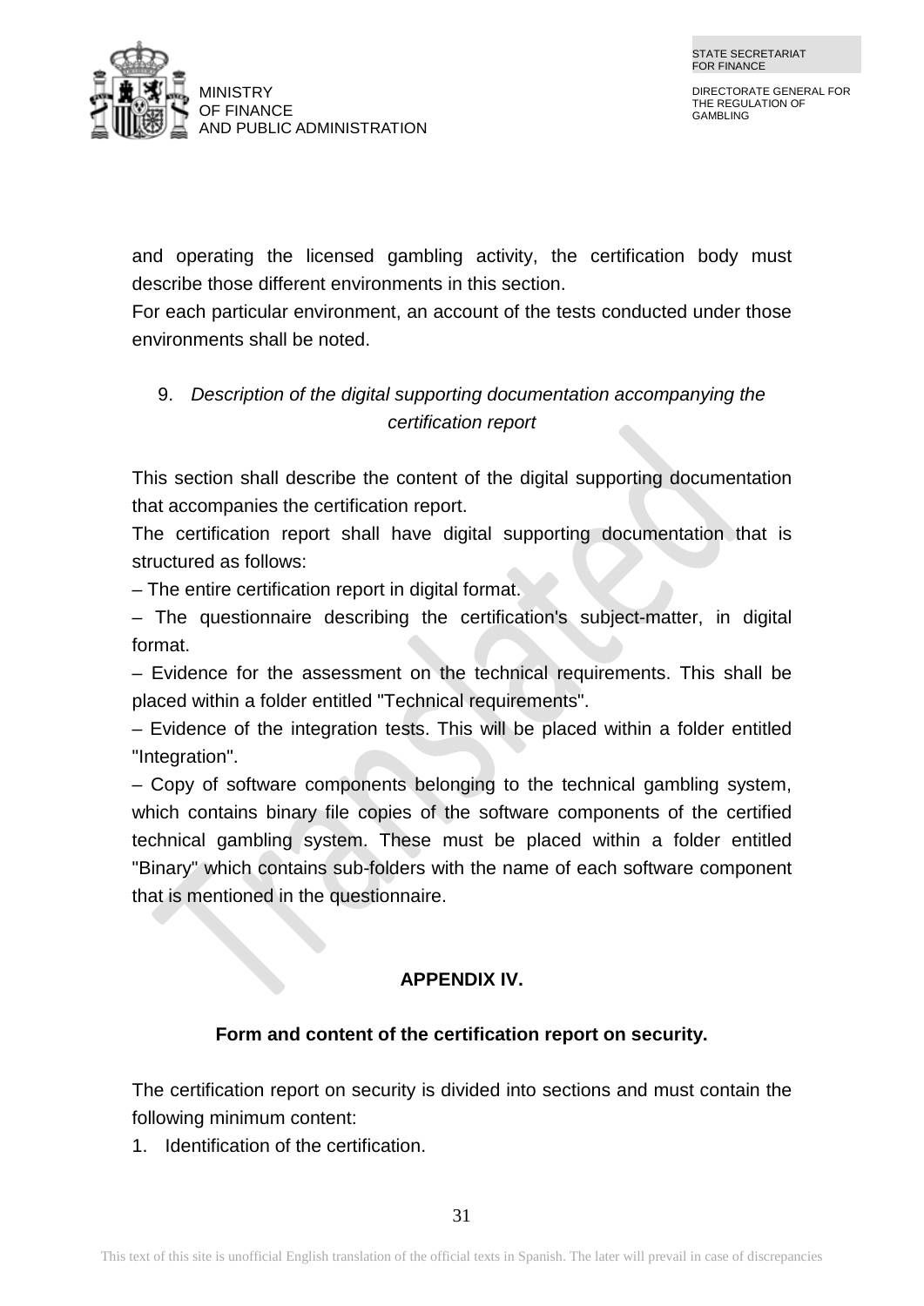and operating the licensed gambling activity, the certification body must describe those different environments in this section.

For each particular environment, an account of the tests conducted under those environments shall be noted.

9. *Description of the digital supporting documentation accompanying the certification report*

This section shall describe the content of the digital supporting documentation that accompanies the certification report.

The certification report shall have digital supporting documentation that is structured as follows:

– The entire certification report in digital format.

– The questionnaire describing the certification's subject-matter, in digital format.

– Evidence for the assessment on the technical requirements. This shall be placed within a folder entitled "Technical requirements".

– Evidence of the integration tests. This will be placed within a folder entitled "Integration".

– Copy of software components belonging to the technical gambling system, which contains binary file copies of the software components of the certified technical gambling system. These must be placed within a folder entitled "Binary" which contains sub-folders with the name of each software component that is mentioned in the questionnaire.

**APPENDIX IV.**

**Form and content of the certification report on security.**

The certification report on security is divided into sections and must contain the following minimum content:

1. Identification of the certification.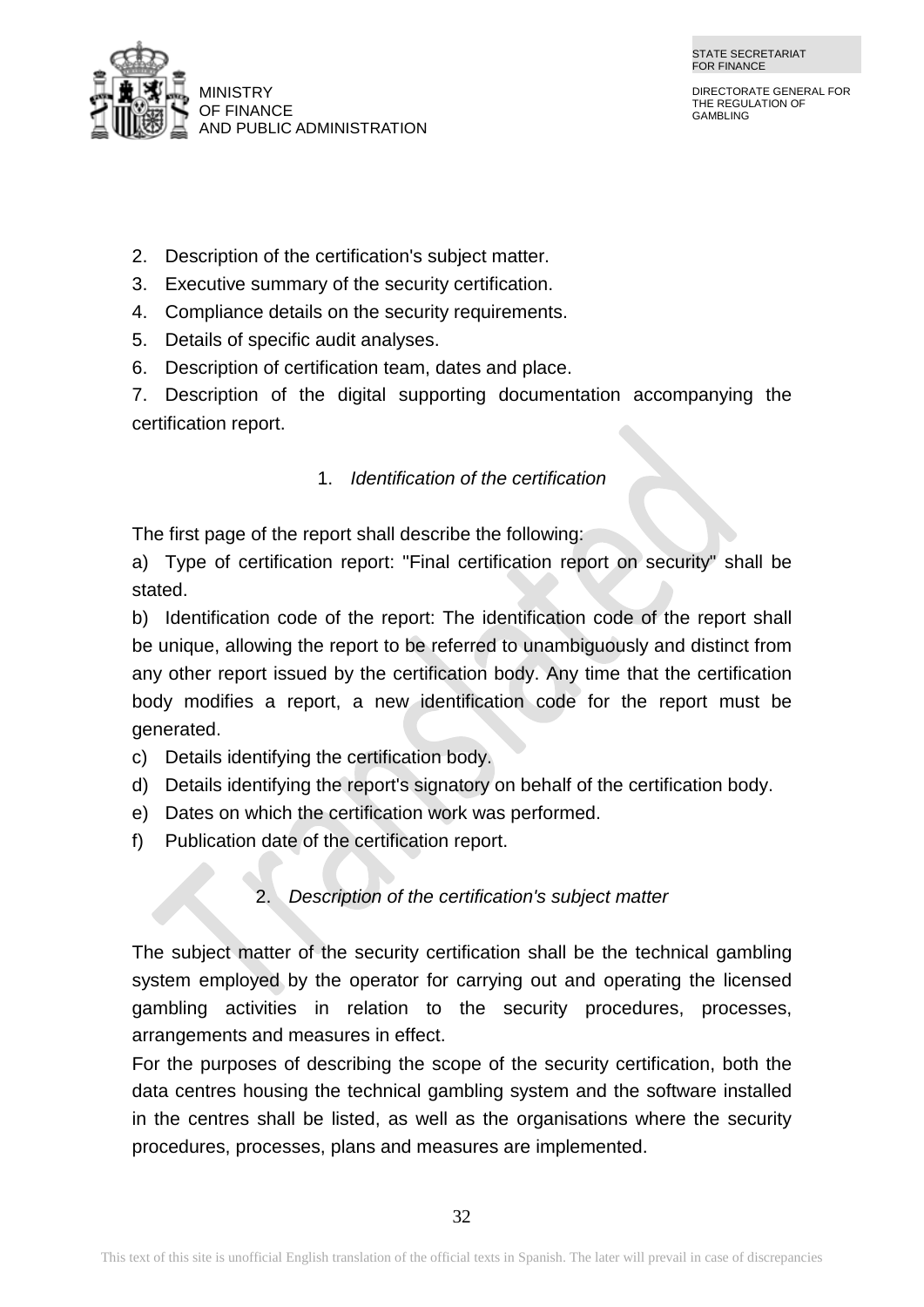2. Description of the certification's subject matter.
3. Executive summary of the security certification.
4. Compliance details on the security requirements.
5. Details of specific audit analyses.
6. Description of certification team, dates and place.
7. Description of the digital supporting documentation accompanying the certification report.

### 1. *Identification of the certification*

The first page of the report shall describe the following:

a) Type of certification report: "Final certification report on security" shall be stated.

b) Identification code of the report: The identification code of the report shall be unique, allowing the report to be referred to unambiguously and distinct from any other report issued by the certification body. Any time that the certification body modifies a report, a new identification code for the report must be generated.

c) Details identifying the certification body.

d) Details identifying the report's signatory on behalf of the certification body.

e) Dates on which the certification work was performed.

f) Publication date of the certification report.

### 2. *Description of the certification's subject matter*

The subject matter of the security certification shall be the technical gambling system employed by the operator for carrying out and operating the licensed gambling activities in relation to the security procedures, processes, arrangements and measures in effect.

For the purposes of describing the scope of the security certification, both the data centres housing the technical gambling system and the software installed in the centres shall be listed, as well as the organisations where the security procedures, processes, plans and measures are implemented.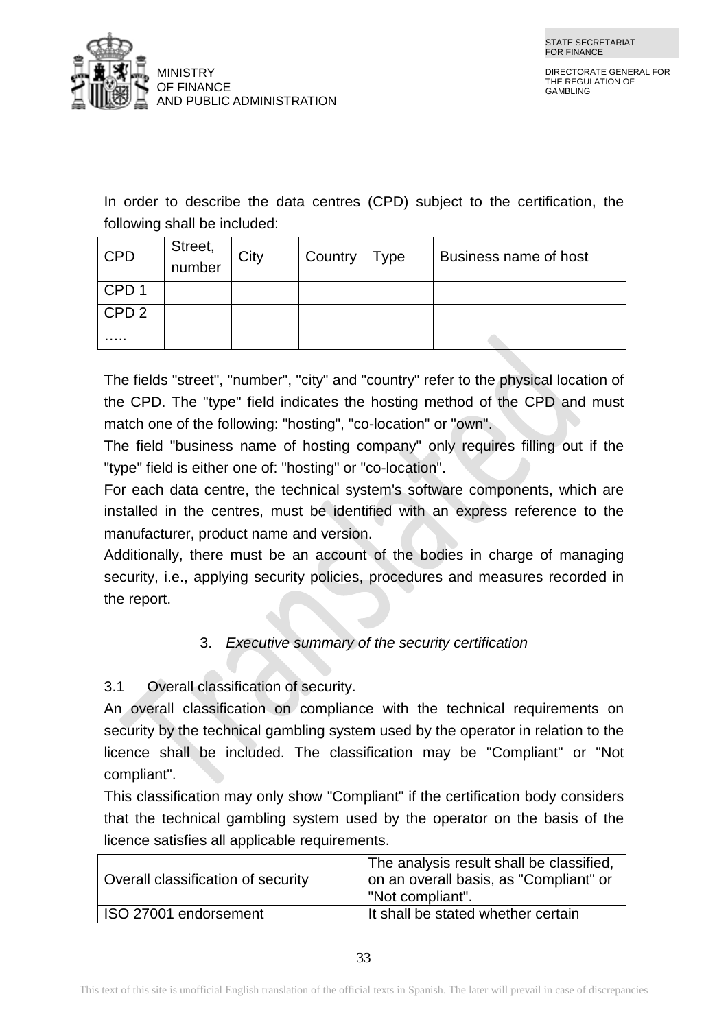In order to describe the data centres (CPD) subject to the certification, the following shall be included:

| CPD | Street, number | City | Country | Type | Business name of host |
|---|---|---|---|---|---|
| CPD 1 | | | | | |
| CPD 2 | | | | | |
| ….. | | | | | |

The fields "street", "number", "city" and "country" refer to the physical location of the CPD. The "type" field indicates the hosting method of the CPD and must match one of the following: "hosting", "co-location" or "own".

The field "business name of hosting company" only requires filling out if the "type" field is either one of: "hosting" or "co-location".

For each data centre, the technical system's software components, which are installed in the centres, must be identified with an express reference to the manufacturer, product name and version.

Additionally, there must be an account of the bodies in charge of managing security, i.e., applying security policies, procedures and measures recorded in the report.

### 3. *Executive summary of the security certification*

3.1 Overall classification of security.

An overall classification on compliance with the technical requirements on security by the technical gambling system used by the operator in relation to the licence shall be included. The classification may be "Compliant" or "Not compliant".

This classification may only show "Compliant" if the certification body considers that the technical gambling system used by the operator on the basis of the licence satisfies all applicable requirements.

| | |
|---|---|
| Overall classification of security | The analysis result shall be classified, on an overall basis, as "Compliant" or "Not compliant". |
| ISO 27001 endorsement | It shall be stated whether certain |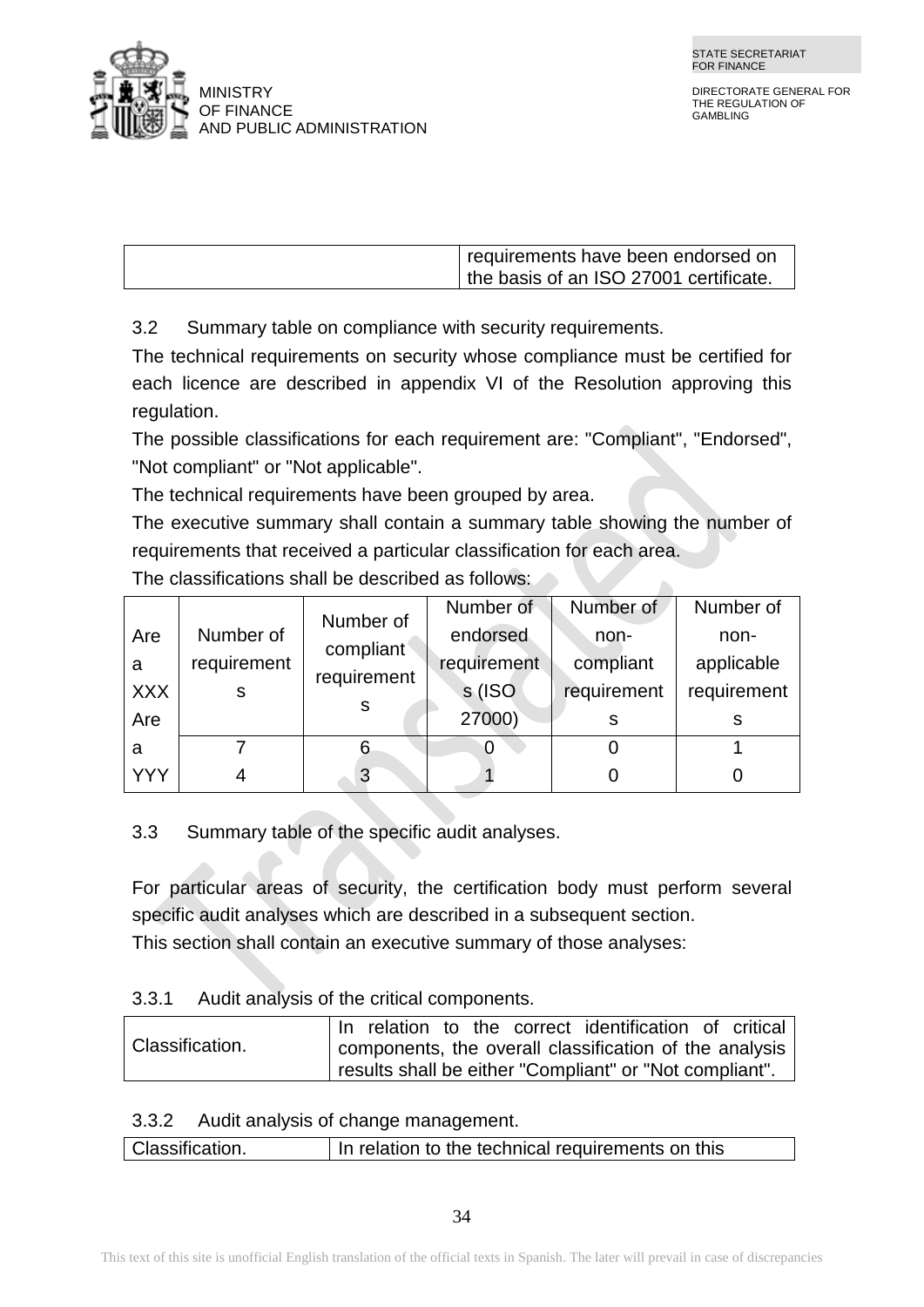| | |
|---|---|
| | requirements have been endorsed on the basis of an ISO 27001 certificate. |

3.2 Summary table on compliance with security requirements.

The technical requirements on security whose compliance must be certified for each licence are described in appendix VI of the Resolution approving this regulation.

The possible classifications for each requirement are: "Compliant", "Endorsed", "Not compliant" or "Not applicable".

The technical requirements have been grouped by area.

The executive summary shall contain a summary table showing the number of requirements that received a particular classification for each area.

The classifications shall be described as follows:

| | Number of requirements | Number of compliant requirements | Number of endorsed requirements (ISO 27000) | Number of non-compliant requirements | Number of non-applicable requirements |
|---|---|---|---|---|---|
| Area XXX | 7 | 6 | 0 | 0 | 1 |
| Area YYY | 4 | 3 | 1 | 0 | 0 |

3.3 Summary table of the specific audit analyses.

For particular areas of security, the certification body must perform several specific audit analyses which are described in a subsequent section.

This section shall contain an executive summary of those analyses:

3.3.1 Audit analysis of the critical components.

| | |
|---|---|
| Classification. | In relation to the correct identification of critical components, the overall classification of the analysis results shall be either "Compliant" or "Not compliant". |

3.3.2 Audit analysis of change management.

| | |
|---|---|
| Classification. | In relation to the technical requirements on this |

This text of this site is unofficial English translation of the official texts in Spanish. The later will prevail in case of discrepancies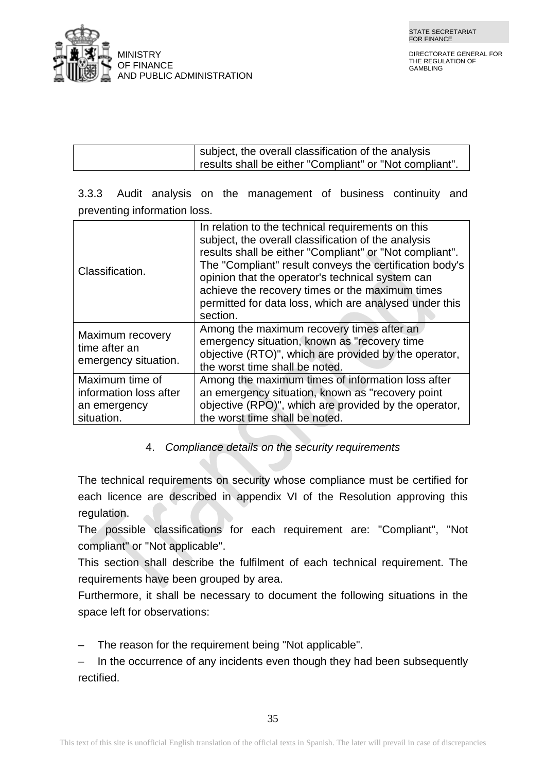| | |
|---|---|
| | subject, the overall classification of the analysis results shall be either "Compliant" or "Not compliant". |

3.3.3 Audit analysis on the management of business continuity and preventing information loss.

| | |
|---|---|
| Classification. | In relation to the technical requirements on this subject, the overall classification of the analysis results shall be either "Compliant" or "Not compliant". The "Compliant" result conveys the certification body's opinion that the operator's technical system can achieve the recovery times or the maximum times permitted for data loss, which are analysed under this section. |
| Maximum recovery time after an emergency situation. | Among the maximum recovery times after an emergency situation, known as "recovery time objective (RTO)", which are provided by the operator, the worst time shall be noted. |
| Maximum time of information loss after an emergency situation. | Among the maximum times of information loss after an emergency situation, known as "recovery point objective (RPO)", which are provided by the operator, the worst time shall be noted. |

4. *Compliance details on the security requirements*

The technical requirements on security whose compliance must be certified for each licence are described in appendix VI of the Resolution approving this regulation.

The possible classifications for each requirement are: "Compliant", "Not compliant" or "Not applicable".

This section shall describe the fulfilment of each technical requirement. The requirements have been grouped by area.

Furthermore, it shall be necessary to document the following situations in the space left for observations:

– The reason for the requirement being "Not applicable".

– In the occurrence of any incidents even though they had been subsequently rectified.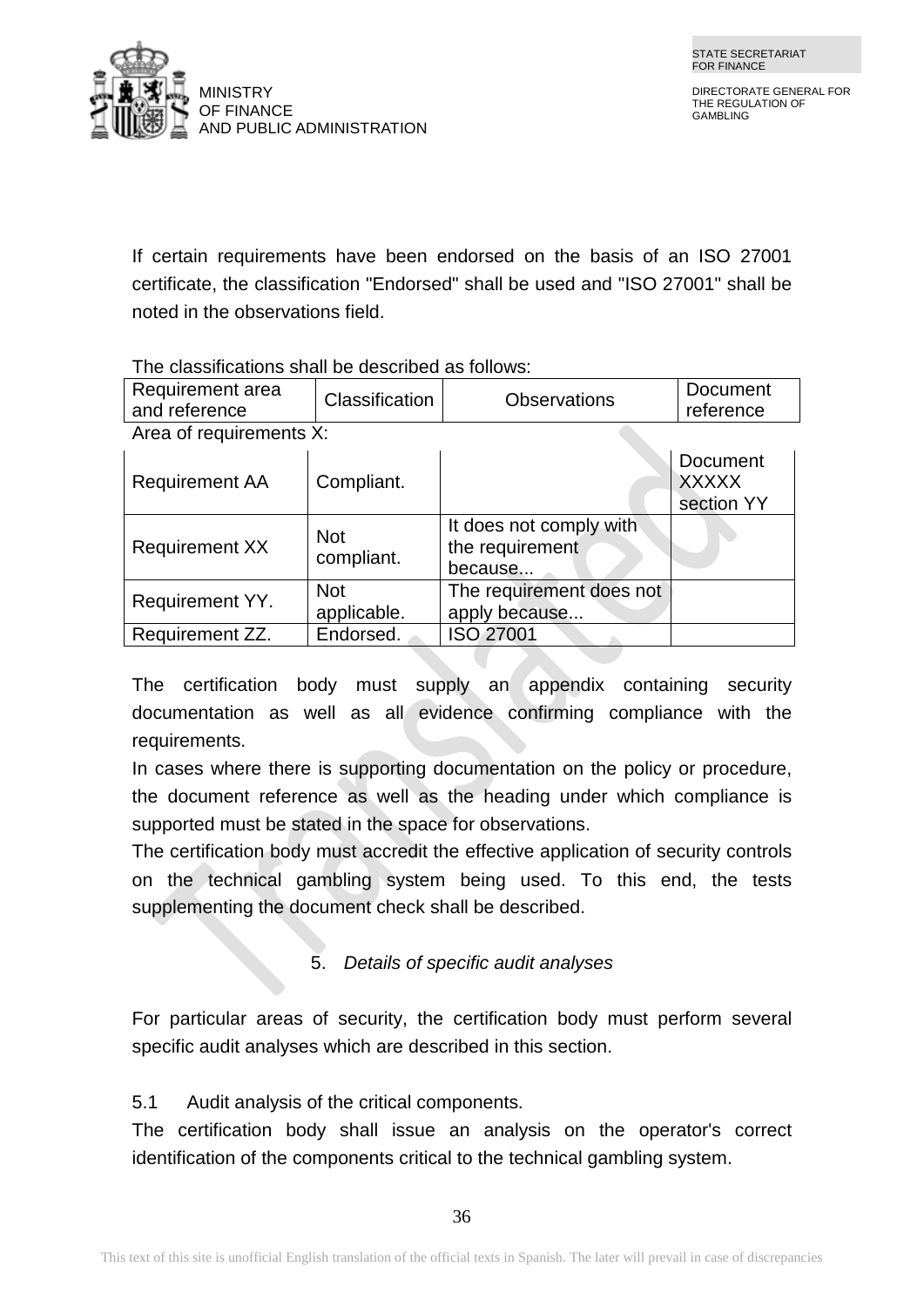If certain requirements have been endorsed on the basis of an ISO 27001 certificate, the classification "Endorsed" shall be used and "ISO 27001" shall be noted in the observations field.

The classifications shall be described as follows:

| Requirement area and reference | Classification | Observations | Document reference |
|---|---|---|---|
| Area of requirements X: | | | |
| Requirement AA | Compliant. | | Document XXXXX section YY |
| Requirement XX | Not compliant. | It does not comply with the requirement because... | |
| Requirement YY. | Not applicable. | The requirement does not apply because... | |
| Requirement ZZ. | Endorsed. | ISO 27001 | |

The certification body must supply an appendix containing security documentation as well as all evidence confirming compliance with the requirements.

In cases where there is supporting documentation on the policy or procedure, the document reference as well as the heading under which compliance is supported must be stated in the space for observations.

The certification body must accredit the effective application of security controls on the technical gambling system being used. To this end, the tests supplementing the document check shall be described.

## 5. *Details of specific audit analyses*

For particular areas of security, the certification body must perform several specific audit analyses which are described in this section.

### 5.1 Audit analysis of the critical components.

The certification body shall issue an analysis on the operator's correct identification of the components critical to the technical gambling system.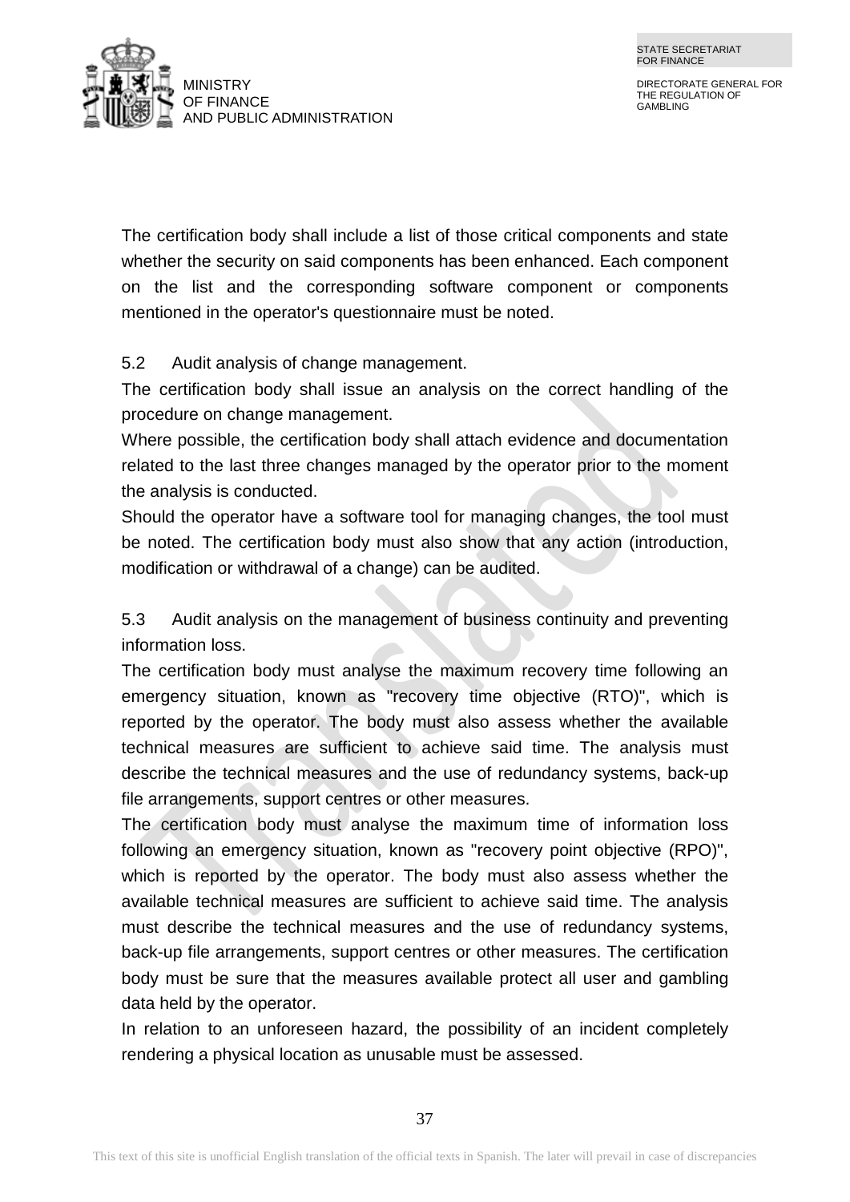The certification body shall include a list of those critical components and state whether the security on said components has been enhanced. Each component on the list and the corresponding software component or components mentioned in the operator's questionnaire must be noted.

5.2 Audit analysis of change management.

The certification body shall issue an analysis on the correct handling of the procedure on change management.

Where possible, the certification body shall attach evidence and documentation related to the last three changes managed by the operator prior to the moment the analysis is conducted.

Should the operator have a software tool for managing changes, the tool must be noted. The certification body must also show that any action (introduction, modification or withdrawal of a change) can be audited.

5.3 Audit analysis on the management of business continuity and preventing information loss.

The certification body must analyse the maximum recovery time following an emergency situation, known as "recovery time objective (RTO)", which is reported by the operator. The body must also assess whether the available technical measures are sufficient to achieve said time. The analysis must describe the technical measures and the use of redundancy systems, back-up file arrangements, support centres or other measures.

The certification body must analyse the maximum time of information loss following an emergency situation, known as "recovery point objective (RPO)", which is reported by the operator. The body must also assess whether the available technical measures are sufficient to achieve said time. The analysis must describe the technical measures and the use of redundancy systems, back-up file arrangements, support centres or other measures. The certification body must be sure that the measures available protect all user and gambling data held by the operator.

In relation to an unforeseen hazard, the possibility of an incident completely rendering a physical location as unusable must be assessed.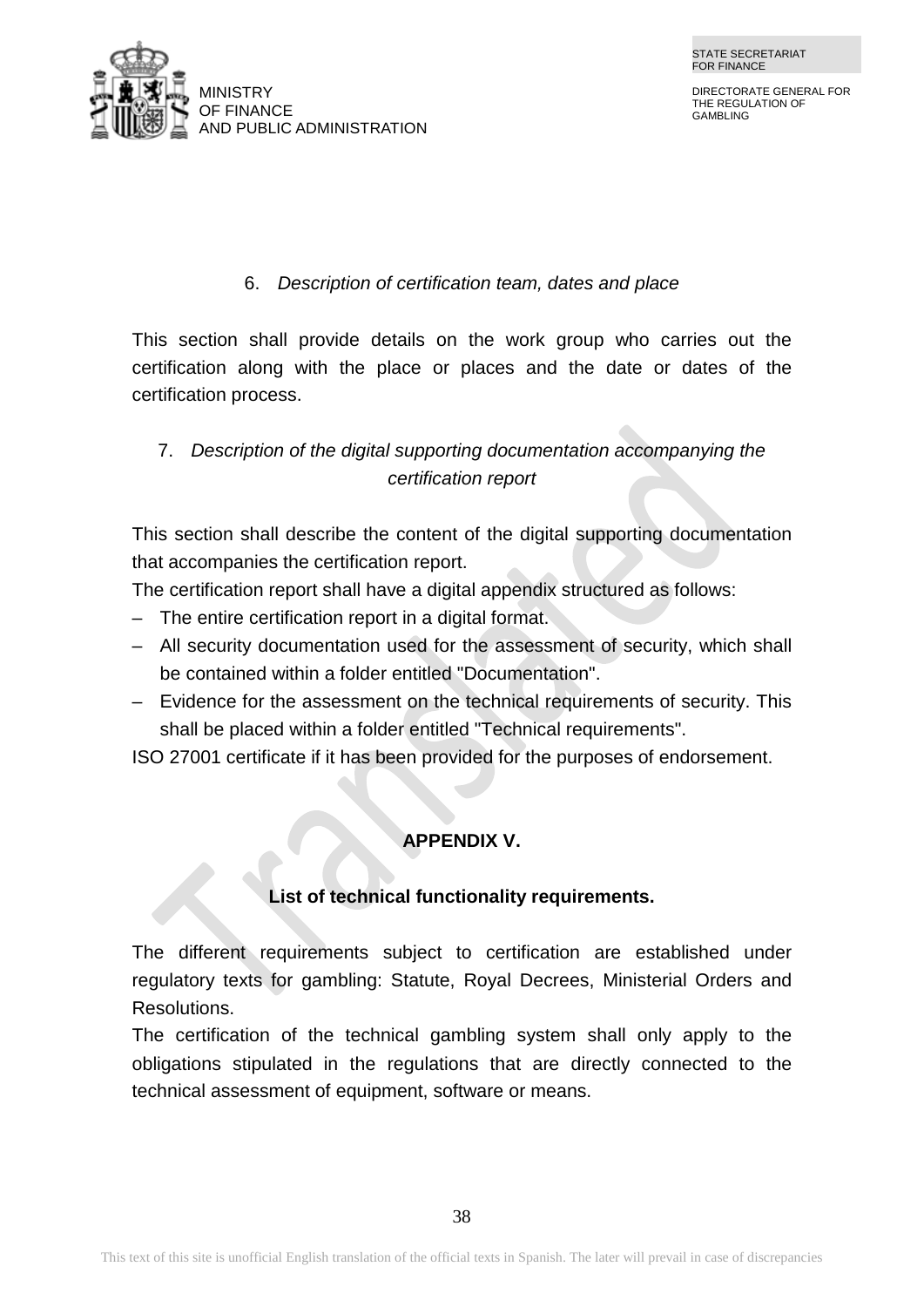### 6. *Description of certification team, dates and place*

This section shall provide details on the work group who carries out the certification along with the place or places and the date or dates of the certification process.

### 7. *Description of the digital supporting documentation accompanying the certification report*

This section shall describe the content of the digital supporting documentation that accompanies the certification report.

The certification report shall have a digital appendix structured as follows:

- The entire certification report in a digital format.
- All security documentation used for the assessment of security, which shall be contained within a folder entitled "Documentation".
- Evidence for the assessment on the technical requirements of security. This shall be placed within a folder entitled "Technical requirements".

ISO 27001 certificate if it has been provided for the purposes of endorsement.

## APPENDIX V.

### List of technical functionality requirements.

The different requirements subject to certification are established under regulatory texts for gambling: Statute, Royal Decrees, Ministerial Orders and Resolutions.

The certification of the technical gambling system shall only apply to the obligations stipulated in the regulations that are directly connected to the technical assessment of equipment, software or means.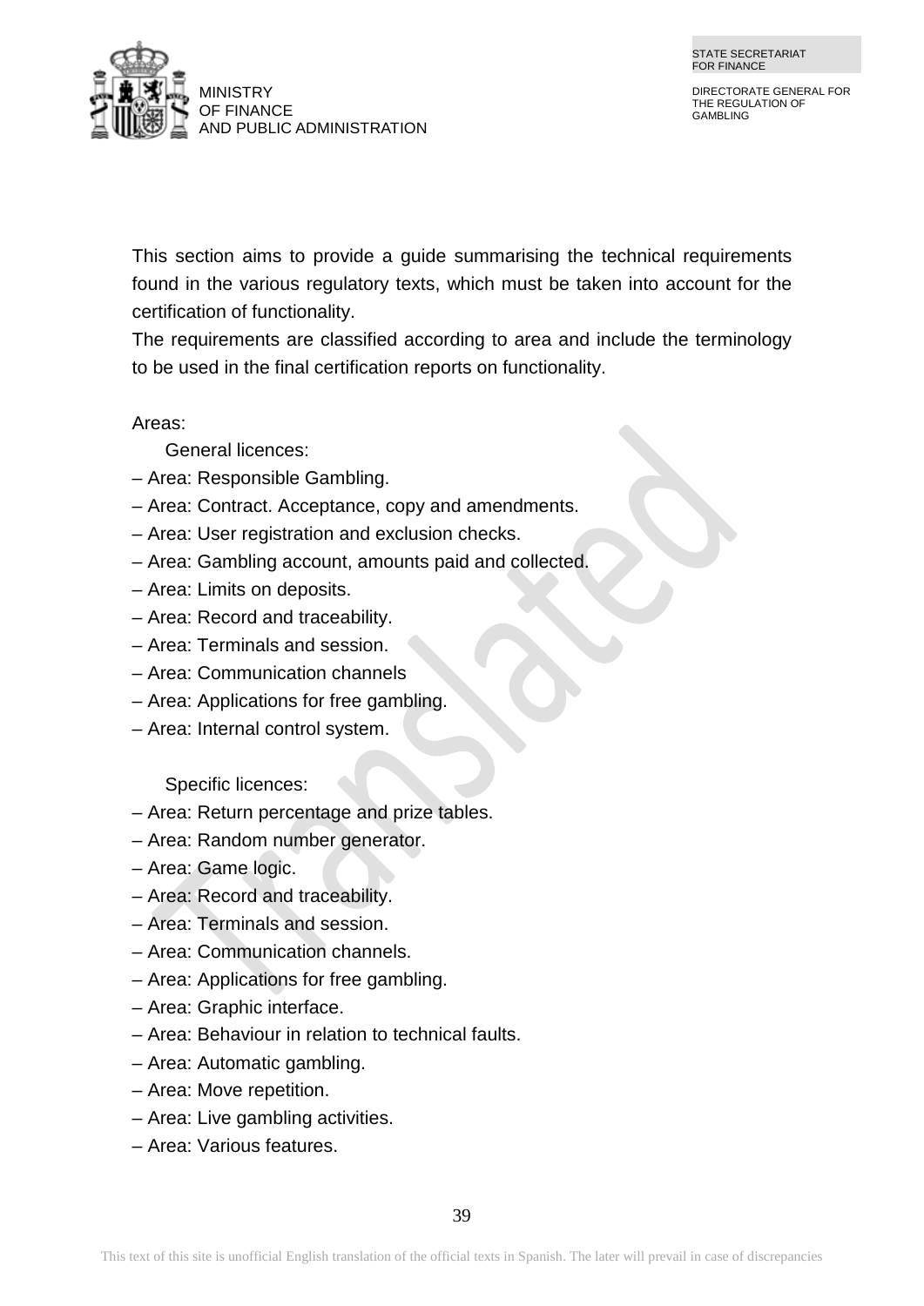This section aims to provide a guide summarising the technical requirements found in the various regulatory texts, which must be taken into account for the certification of functionality.

The requirements are classified according to area and include the terminology to be used in the final certification reports on functionality.

Areas:

General licences:

– Area: Responsible Gambling.
– Area: Contract. Acceptance, copy and amendments.
– Area: User registration and exclusion checks.
– Area: Gambling account, amounts paid and collected.
– Area: Limits on deposits.
– Area: Record and traceability.
– Area: Terminals and session.
– Area: Communication channels
– Area: Applications for free gambling.
– Area: Internal control system.

Specific licences:

– Area: Return percentage and prize tables.
– Area: Random number generator.
– Area: Game logic.
– Area: Record and traceability.
– Area: Terminals and session.
– Area: Communication channels.
– Area: Applications for free gambling.
– Area: Graphic interface.
– Area: Behaviour in relation to technical faults.
– Area: Automatic gambling.
– Area: Move repetition.
– Area: Live gambling activities.
– Area: Various features.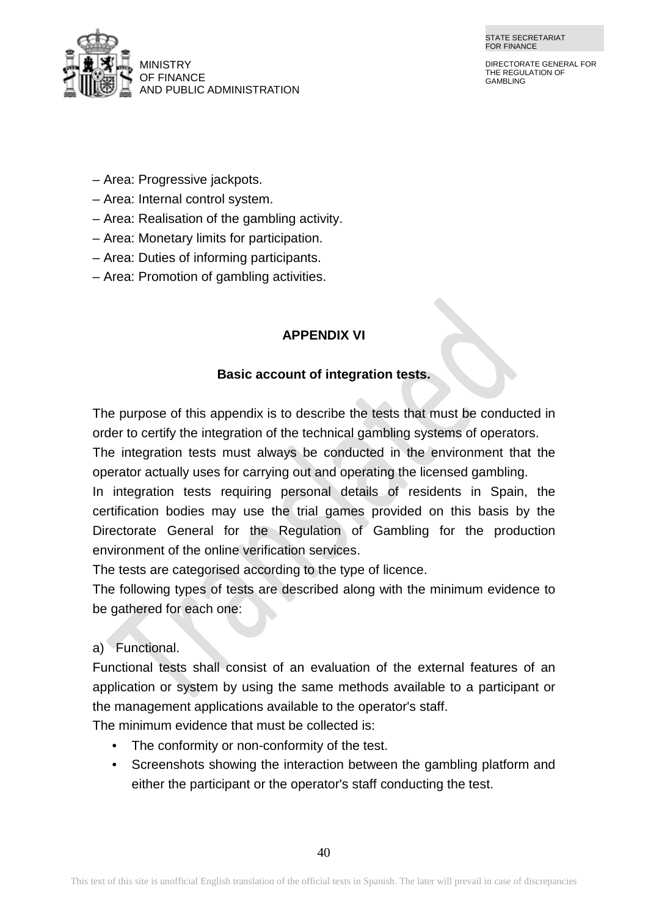– Area: Progressive jackpots.

– Area: Internal control system.

– Area: Realisation of the gambling activity.

– Area: Monetary limits for participation.

– Area: Duties of informing participants.

– Area: Promotion of gambling activities.

## APPENDIX VI

### Basic account of integration tests.

The purpose of this appendix is to describe the tests that must be conducted in order to certify the integration of the technical gambling systems of operators.

The integration tests must always be conducted in the environment that the operator actually uses for carrying out and operating the licensed gambling.

In integration tests requiring personal details of residents in Spain, the certification bodies may use the trial games provided on this basis by the Directorate General for the Regulation of Gambling for the production environment of the online verification services.

The tests are categorised according to the type of licence.

The following types of tests are described along with the minimum evidence to be gathered for each one:

a) Functional.

Functional tests shall consist of an evaluation of the external features of an application or system by using the same methods available to a participant or the management applications available to the operator's staff.

The minimum evidence that must be collected is:

- The conformity or non-conformity of the test.
- Screenshots showing the interaction between the gambling platform and either the participant or the operator's staff conducting the test.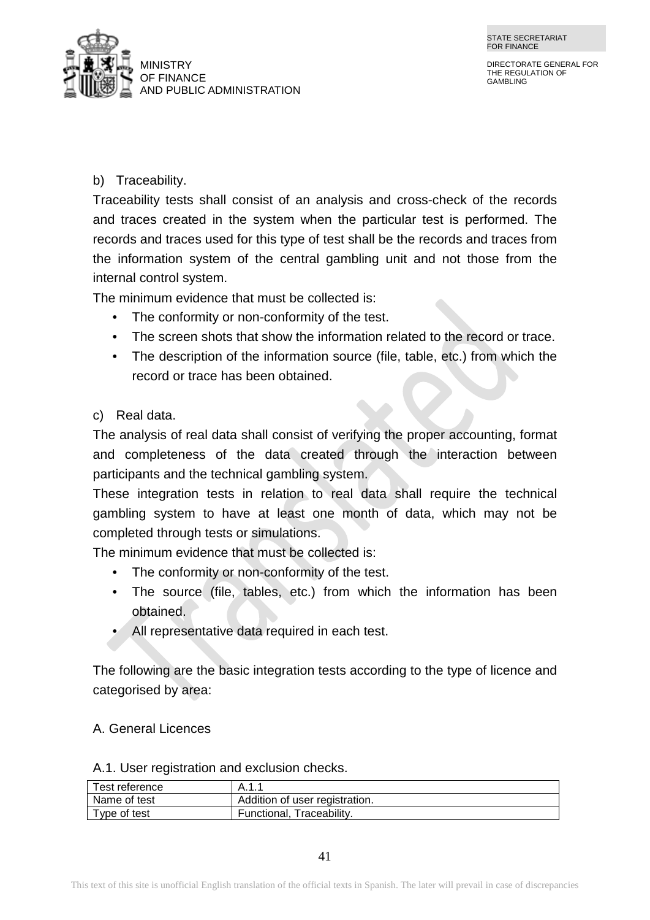b) Traceability.

Traceability tests shall consist of an analysis and cross-check of the records and traces created in the system when the particular test is performed. The records and traces used for this type of test shall be the records and traces from the information system of the central gambling unit and not those from the internal control system.

The minimum evidence that must be collected is:

- The conformity or non-conformity of the test.
- The screen shots that show the information related to the record or trace.
- The description of the information source (file, table, etc.) from which the record or trace has been obtained.

c) Real data.

The analysis of real data shall consist of verifying the proper accounting, format and completeness of the data created through the interaction between participants and the technical gambling system.

These integration tests in relation to real data shall require the technical gambling system to have at least one month of data, which may not be completed through tests or simulations.

The minimum evidence that must be collected is:

- The conformity or non-conformity of the test.
- The source (file, tables, etc.) from which the information has been obtained.
- All representative data required in each test.

The following are the basic integration tests according to the type of licence and categorised by area:

A. General Licences

A.1. User registration and exclusion checks.

| | |
|---|---|
| Test reference | A.1.1 |
| Name of test | Addition of user registration. |
| Type of test | Functional, Traceability. |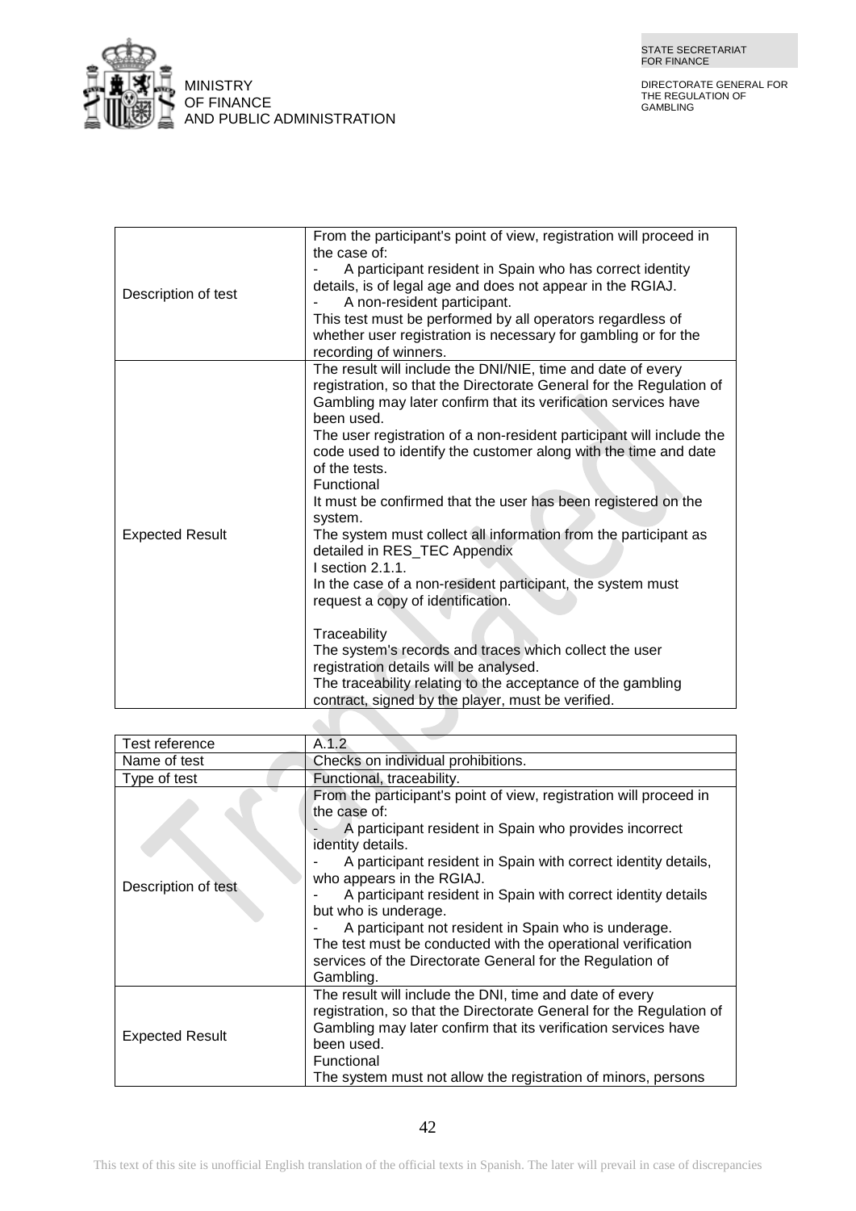| | |
|---|---|
| Description of test | From the participant's point of view, registration will proceed in the case of:<br>- A participant resident in Spain who has correct identity details, is of legal age and does not appear in the RGIAJ.<br>- A non-resident participant.<br>This test must be performed by all operators regardless of whether user registration is necessary for gambling or for the recording of winners. |
| Expected Result | The result will include the DNI/NIE, time and date of every registration, so that the Directorate General for the Regulation of Gambling may later confirm that its verification services have been used.<br>The user registration of a non-resident participant will include the code used to identify the customer along with the time and date of the tests.<br>Functional<br>It must be confirmed that the user has been registered on the system.<br>The system must collect all information from the participant as detailed in RES_TEC Appendix I section 2.1.1.<br>In the case of a non-resident participant, the system must request a copy of identification.<br><br>Traceability<br>The system's records and traces which collect the user registration details will be analysed.<br>The traceability relating to the acceptance of the gambling contract, signed by the player, must be verified. |

| | |
|---|---|
| Test reference | A.1.2 |
| Name of test | Checks on individual prohibitions. |
| Type of test | Functional, traceability. |
| Description of test | From the participant's point of view, registration will proceed in the case of:<br>- A participant resident in Spain who provides incorrect identity details.<br>- A participant resident in Spain with correct identity details, who appears in the RGIAJ.<br>- A participant resident in Spain with correct identity details but who is underage.<br>- A participant not resident in Spain who is underage.<br>The test must be conducted with the operational verification services of the Directorate General for the Regulation of Gambling. |
| Expected Result | The result will include the DNI, time and date of every registration, so that the Directorate General for the Regulation of Gambling may later confirm that its verification services have been used.<br>Functional<br>The system must not allow the registration of minors, persons |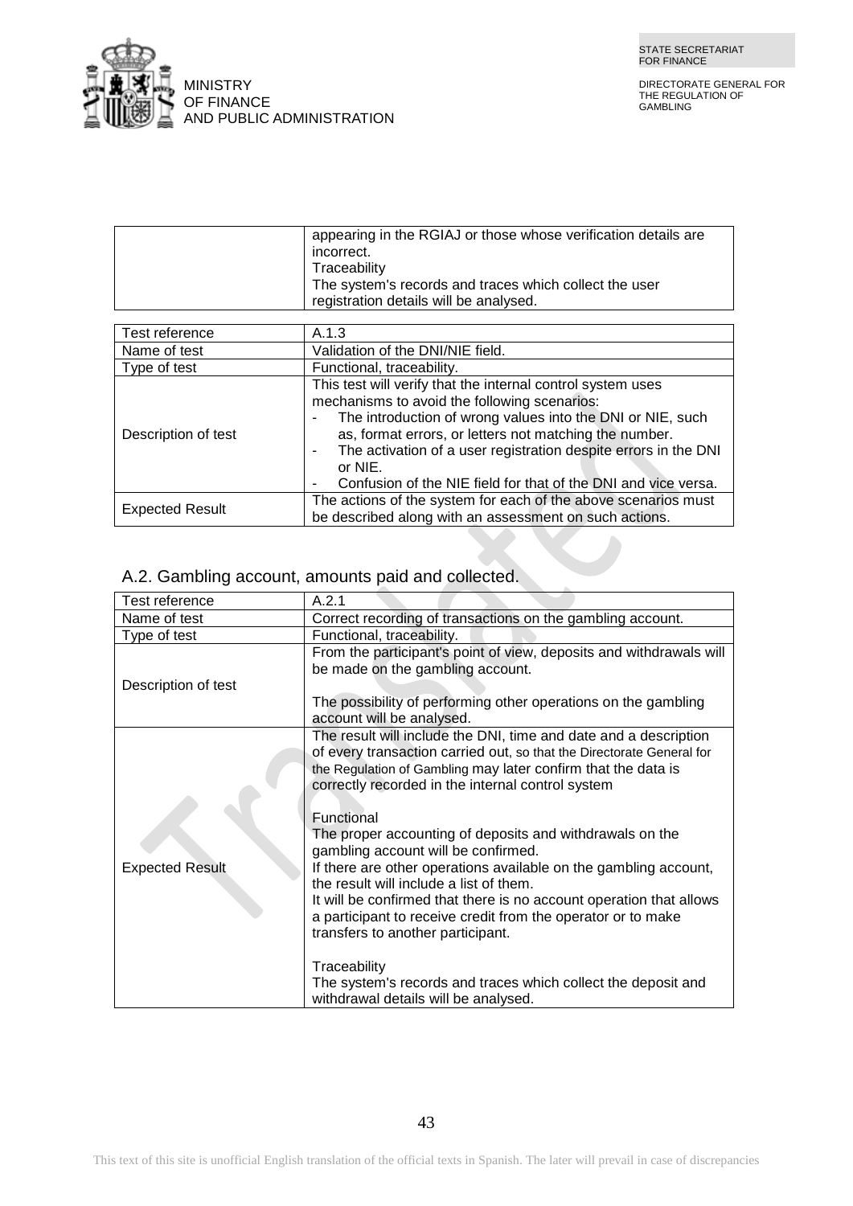| | |
|---|---|
| | appearing in the RGIAJ or those whose verification details are incorrect.<br>Traceability<br>The system's records and traces which collect the user registration details will be analysed. |

| | |
|---|---|
| Test reference | A.1.3 |
| Name of test | Validation of the DNI/NIE field. |
| Type of test | Functional, traceability. |
| Description of test | This test will verify that the internal control system uses mechanisms to avoid the following scenarios:<br>- The introduction of wrong values into the DNI or NIE, such as, format errors, or letters not matching the number.<br>- The activation of a user registration despite errors in the DNI or NIE.<br>- Confusion of the NIE field for that of the DNI and vice versa. |
| Expected Result | The actions of the system for each of the above scenarios must be described along with an assessment on such actions. |

## A.2. Gambling account, amounts paid and collected.

| | |
|---|---|
| Test reference | A.2.1 |
| Name of test | Correct recording of transactions on the gambling account. |
| Type of test | Functional, traceability. |
| Description of test | From the participant's point of view, deposits and withdrawals will be made on the gambling account.<br><br>The possibility of performing other operations on the gambling account will be analysed. |
| Expected Result | The result will include the DNI, time and date and a description of every transaction carried out, so that the Directorate General for the Regulation of Gambling may later confirm that the data is correctly recorded in the internal control system<br><br>Functional<br>The proper accounting of deposits and withdrawals on the gambling account will be confirmed.<br>If there are other operations available on the gambling account, the result will include a list of them.<br>It will be confirmed that there is no account operation that allows a participant to receive credit from the operator or to make transfers to another participant.<br><br>Traceability<br>The system's records and traces which collect the deposit and withdrawal details will be analysed. |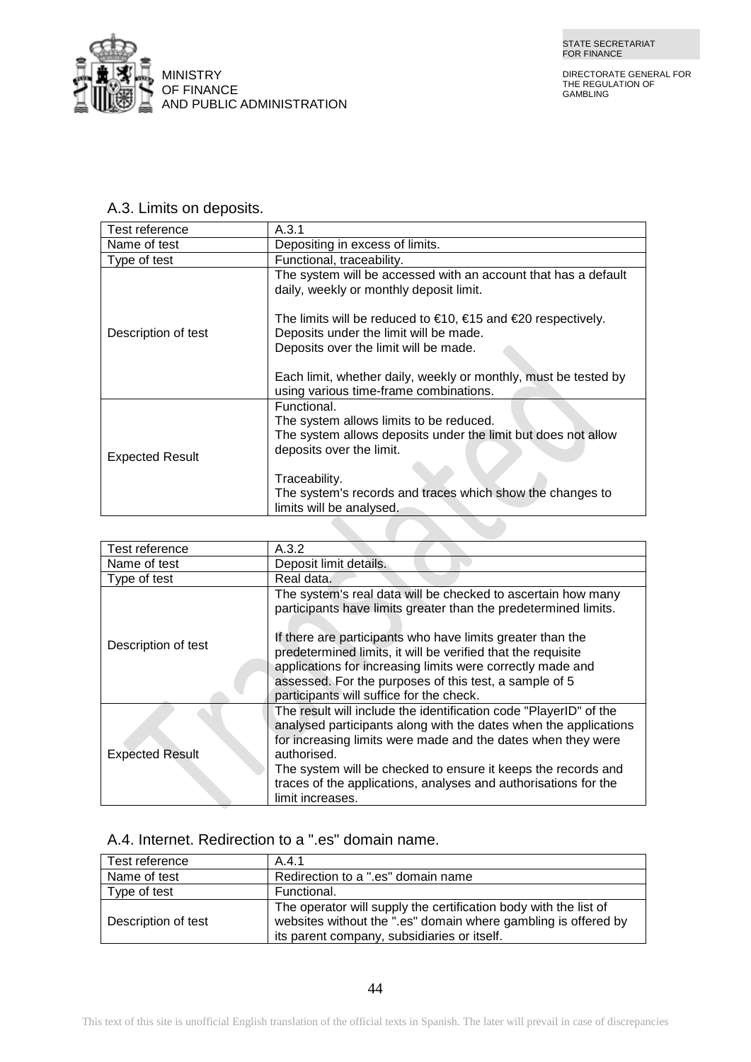## A.3. Limits on deposits.

| | |
|---|---|
| Test reference | A.3.1 |
| Name of test | Depositing in excess of limits. |
| Type of test | Functional, traceability. |
| Description of test | The system will be accessed with an account that has a default daily, weekly or monthly deposit limit.<br><br>The limits will be reduced to €10, €15 and €20 respectively.<br>Deposits under the limit will be made.<br>Deposits over the limit will be made.<br><br>Each limit, whether daily, weekly or monthly, must be tested by using various time-frame combinations. |
| Expected Result | Functional.<br>The system allows limits to be reduced.<br>The system allows deposits under the limit but does not allow deposits over the limit.<br><br>Traceability.<br>The system's records and traces which show the changes to limits will be analysed. |

| | |
|---|---|
| Test reference | A.3.2 |
| Name of test | Deposit limit details. |
| Type of test | Real data. |
| Description of test | The system's real data will be checked to ascertain how many participants have limits greater than the predetermined limits.<br><br>If there are participants who have limits greater than the predetermined limits, it will be verified that the requisite applications for increasing limits were correctly made and assessed. For the purposes of this test, a sample of 5 participants will suffice for the check. |
| Expected Result | The result will include the identification code "PlayerID" of the analysed participants along with the dates when the applications for increasing limits were made and the dates when they were authorised.<br>The system will be checked to ensure it keeps the records and traces of the applications, analyses and authorisations for the limit increases. |

## A.4. Internet. Redirection to a ".es" domain name.

| | |
|---|---|
| Test reference | A.4.1 |
| Name of test | Redirection to a ".es" domain name |
| Type of test | Functional. |
| Description of test | The operator will supply the certification body with the list of websites without the ".es" domain where gambling is offered by its parent company, subsidiaries or itself. |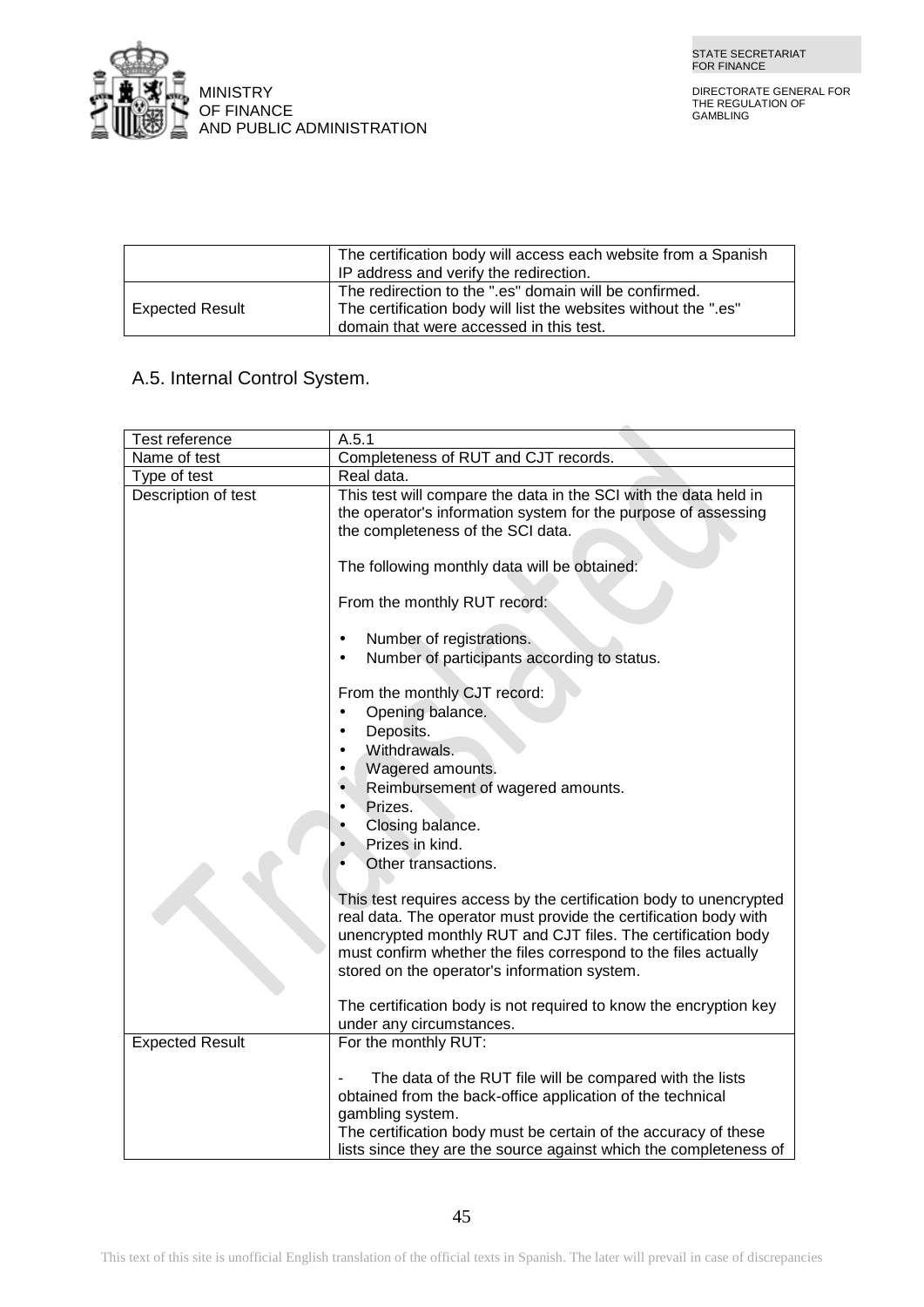| | |
|---|---|
| | The certification body will access each website from a Spanish IP address and verify the redirection. |
| Expected Result | The redirection to the ".es" domain will be confirmed.<br>The certification body will list the websites without the ".es" domain that were accessed in this test. |

## A.5. Internal Control System.

| | |
|---|---|
| Test reference | A.5.1 |
| Name of test | Completeness of RUT and CJT records. |
| Type of test | Real data. |
| Description of test | This test will compare the data in the SCI with the data held in the operator's information system for the purpose of assessing the completeness of the SCI data.<br><br>The following monthly data will be obtained:<br><br>From the monthly RUT record:<br><br>• Number of registrations.<br>• Number of participants according to status.<br><br>From the monthly CJT record:<br>• Opening balance.<br>• Deposits.<br>• Withdrawals.<br>• Wagered amounts.<br>• Reimbursement of wagered amounts.<br>• Prizes.<br>• Closing balance.<br>• Prizes in kind.<br>• Other transactions.<br><br>This test requires access by the certification body to unencrypted real data. The operator must provide the certification body with unencrypted monthly RUT and CJT files. The certification body must confirm whether the files correspond to the files actually stored on the operator's information system.<br><br>The certification body is not required to know the encryption key under any circumstances. |
| Expected Result | For the monthly RUT:<br><br>- The data of the RUT file will be compared with the lists obtained from the back-office application of the technical gambling system.<br>The certification body must be certain of the accuracy of these lists since they are the source against which the completeness of |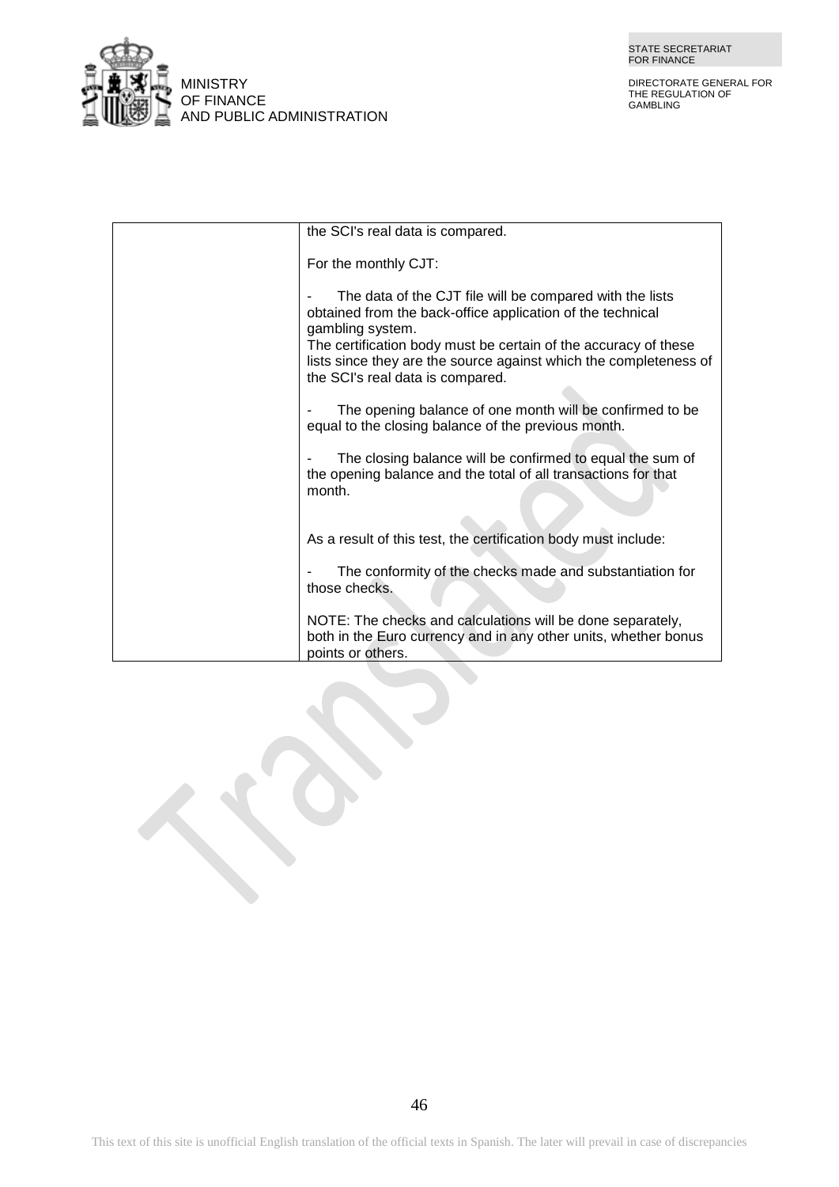| | |
|---|---|
| | the SCI's real data is compared.<br><br>For the monthly CJT:<br><br>- The data of the CJT file will be compared with the lists obtained from the back-office application of the technical gambling system.<br>The certification body must be certain of the accuracy of these lists since they are the source against which the completeness of the SCI's real data is compared.<br><br>- The opening balance of one month will be confirmed to be equal to the closing balance of the previous month.<br><br>- The closing balance will be confirmed to equal the sum of the opening balance and the total of all transactions for that month.<br><br>As a result of this test, the certification body must include:<br><br>- The conformity of the checks made and substantiation for those checks.<br><br>NOTE: The checks and calculations will be done separately, both in the Euro currency and in any other units, whether bonus points or others. |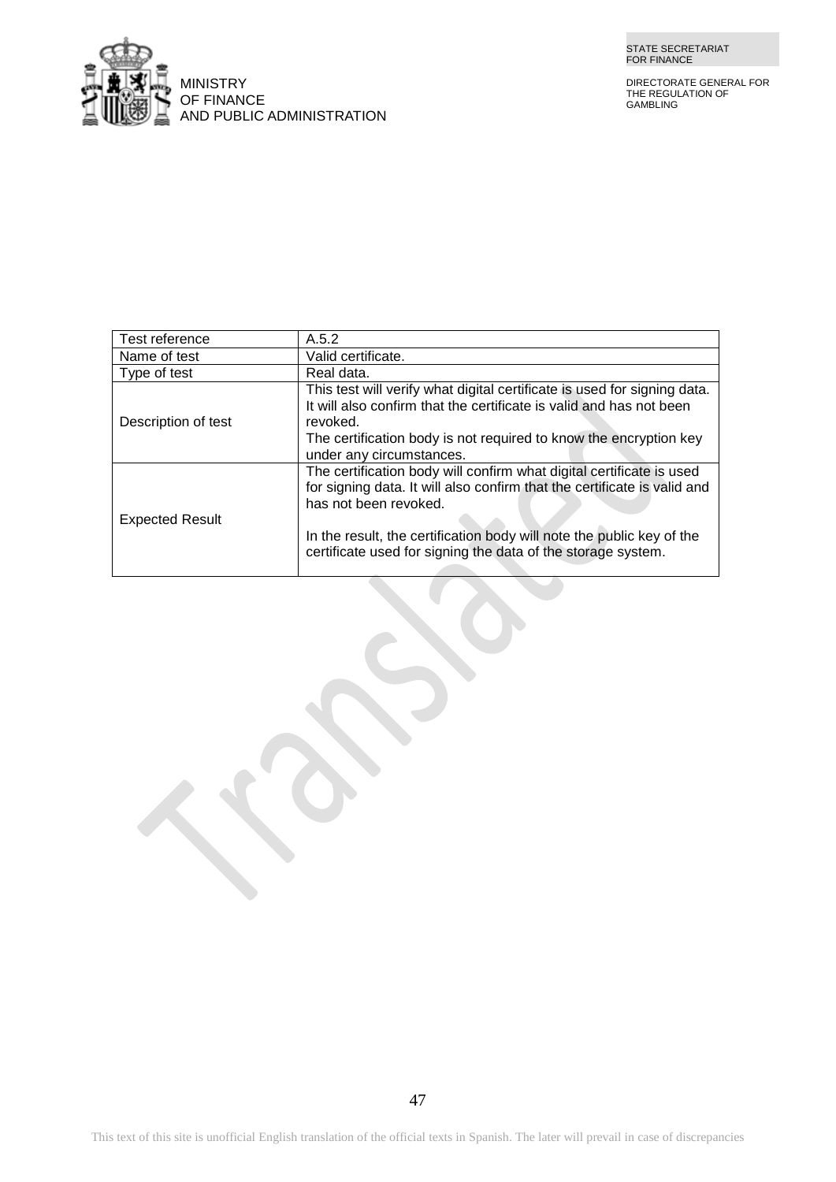| | |
|---|---|
| Test reference | A.5.2 |
| Name of test | Valid certificate. |
| Type of test | Real data. |
| Description of test | This test will verify what digital certificate is used for signing data. It will also confirm that the certificate is valid and has not been revoked.<br>The certification body is not required to know the encryption key under any circumstances. |
| Expected Result | The certification body will confirm what digital certificate is used for signing data. It will also confirm that the certificate is valid and has not been revoked.<br><br>In the result, the certification body will note the public key of the certificate used for signing the data of the storage system. |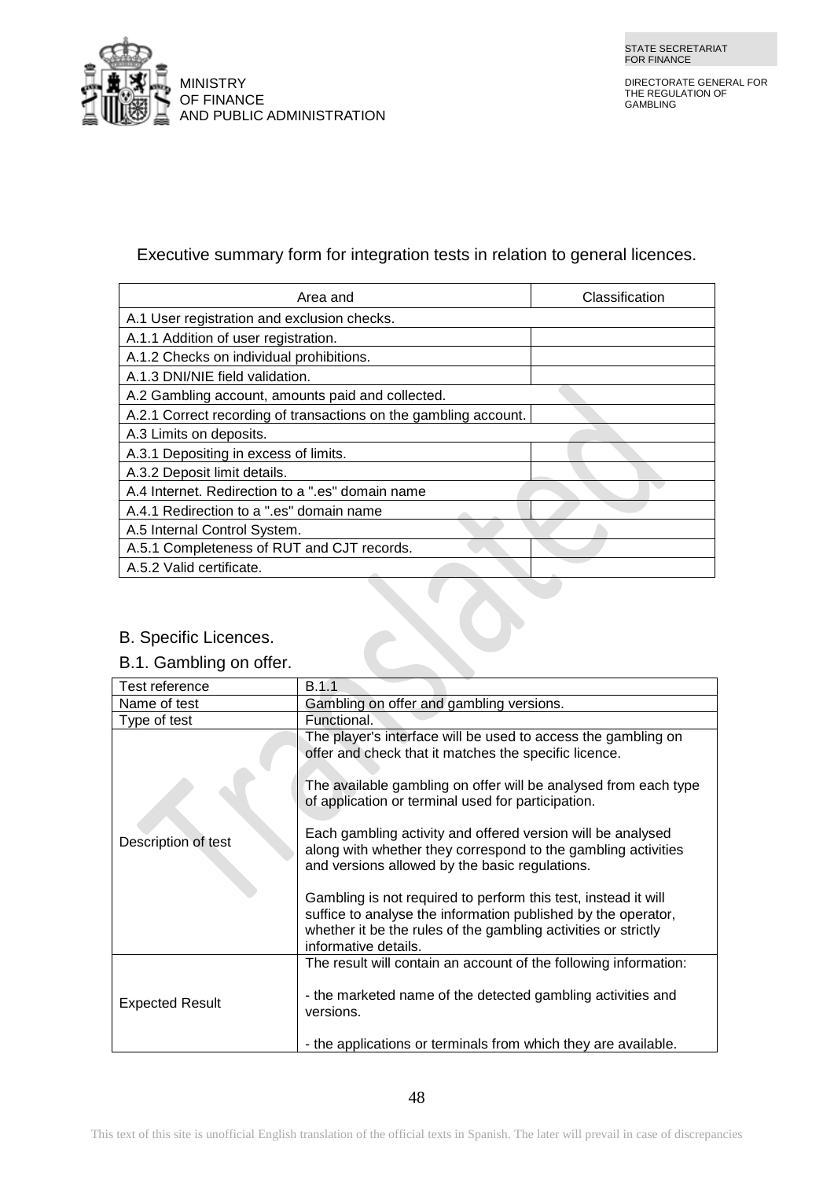Executive summary form for integration tests in relation to general licences.

| Area and | Classification |
|---|---|
| A.1 User registration and exclusion checks. | |
| A.1.1 Addition of user registration. | |
| A.1.2 Checks on individual prohibitions. | |
| A.1.3 DNI/NIE field validation. | |
| A.2 Gambling account, amounts paid and collected. | |
| A.2.1 Correct recording of transactions on the gambling account. | |
| A.3 Limits on deposits. | |
| A.3.1 Depositing in excess of limits. | |
| A.3.2 Deposit limit details. | |
| A.4 Internet. Redirection to a ".es" domain name | |
| A.4.1 Redirection to a ".es" domain name | |
| A.5 Internal Control System. | |
| A.5.1 Completeness of RUT and CJT records. | |
| A.5.2 Valid certificate. | |

## B. Specific Licences.

### B.1. Gambling on offer.

| | |
|---|---|
| Test reference | B.1.1 |
| Name of test | Gambling on offer and gambling versions. |
| Type of test | Functional. |
| Description of test | The player's interface will be used to access the gambling on offer and check that it matches the specific licence.<br><br>The available gambling on offer will be analysed from each type of application or terminal used for participation.<br><br>Each gambling activity and offered version will be analysed along with whether they correspond to the gambling activities and versions allowed by the basic regulations.<br><br>Gambling is not required to perform this test, instead it will suffice to analyse the information published by the operator, whether it be the rules of the gambling activities or strictly informative details. |
| Expected Result | The result will contain an account of the following information:<br><br>- the marketed name of the detected gambling activities and versions.<br><br>- the applications or terminals from which they are available. |

This text of this site is unofficial English translation of the official texts in Spanish. The later will prevail in case of discrepancies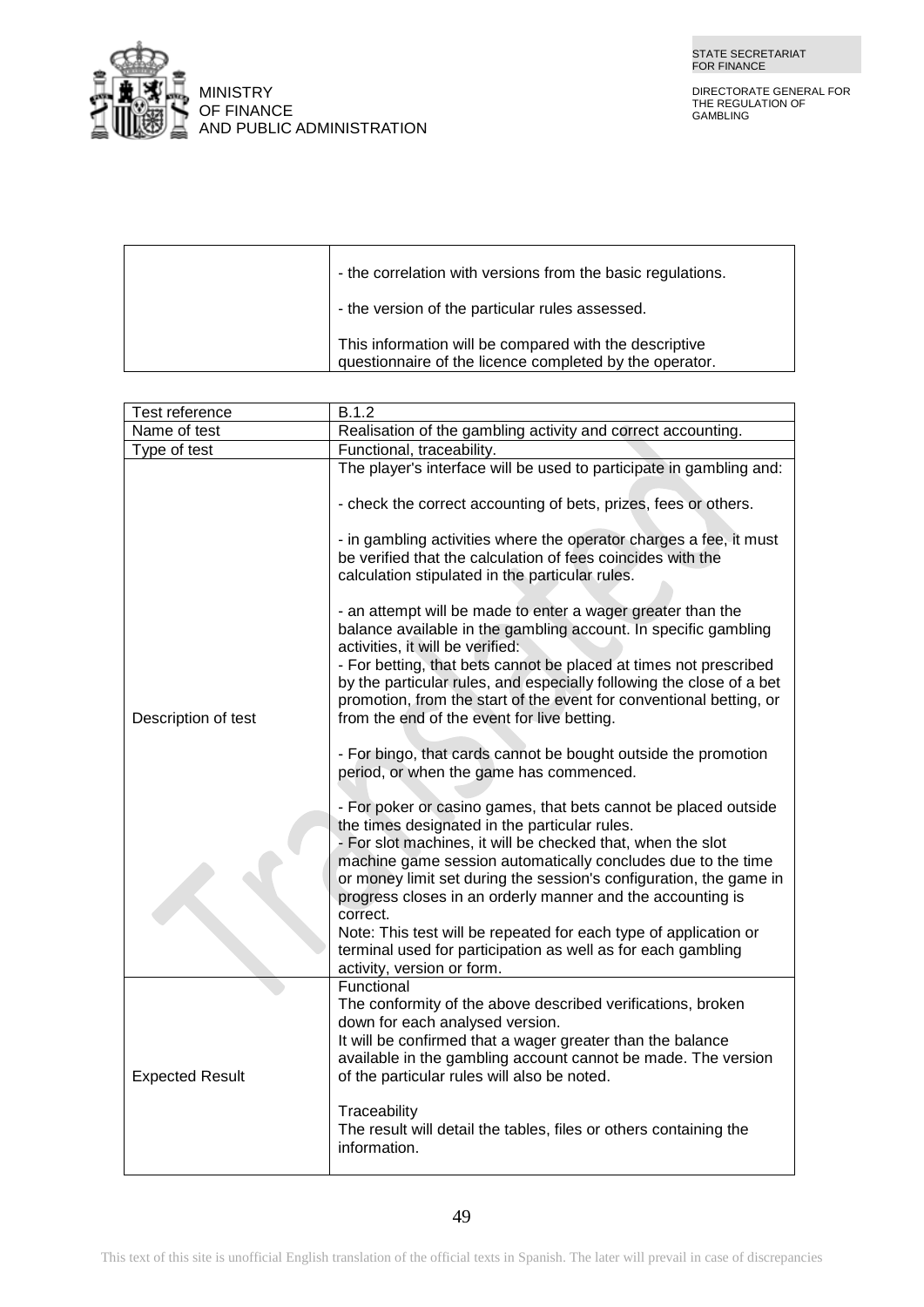| | |
|---|---|
| | - the correlation with versions from the basic regulations.<br><br>- the version of the particular rules assessed.<br><br>This information will be compared with the descriptive questionnaire of the licence completed by the operator. |

| | |
|---|---|
| Test reference | B.1.2 |
| Name of test | Realisation of the gambling activity and correct accounting. |
| Type of test | Functional, traceability. |
| Description of test | The player's interface will be used to participate in gambling and:<br><br>- check the correct accounting of bets, prizes, fees or others.<br><br>- in gambling activities where the operator charges a fee, it must be verified that the calculation of fees coincides with the calculation stipulated in the particular rules.<br><br>- an attempt will be made to enter a wager greater than the balance available in the gambling account. In specific gambling activities, it will be verified:<br>- For betting, that bets cannot be placed at times not prescribed by the particular rules, and especially following the close of a bet promotion, from the start of the event for conventional betting, or from the end of the event for live betting.<br><br>- For bingo, that cards cannot be bought outside the promotion period, or when the game has commenced.<br><br>- For poker or casino games, that bets cannot be placed outside the times designated in the particular rules.<br>- For slot machines, it will be checked that, when the slot machine game session automatically concludes due to the time or money limit set during the session's configuration, the game in progress closes in an orderly manner and the accounting is correct.<br>Note: This test will be repeated for each type of application or terminal used for participation as well as for each gambling activity, version or form. |
| Expected Result | Functional<br>The conformity of the above described verifications, broken down for each analysed version.<br>It will be confirmed that a wager greater than the balance available in the gambling account cannot be made. The version of the particular rules will also be noted.<br><br>Traceability<br>The result will detail the tables, files or others containing the information. |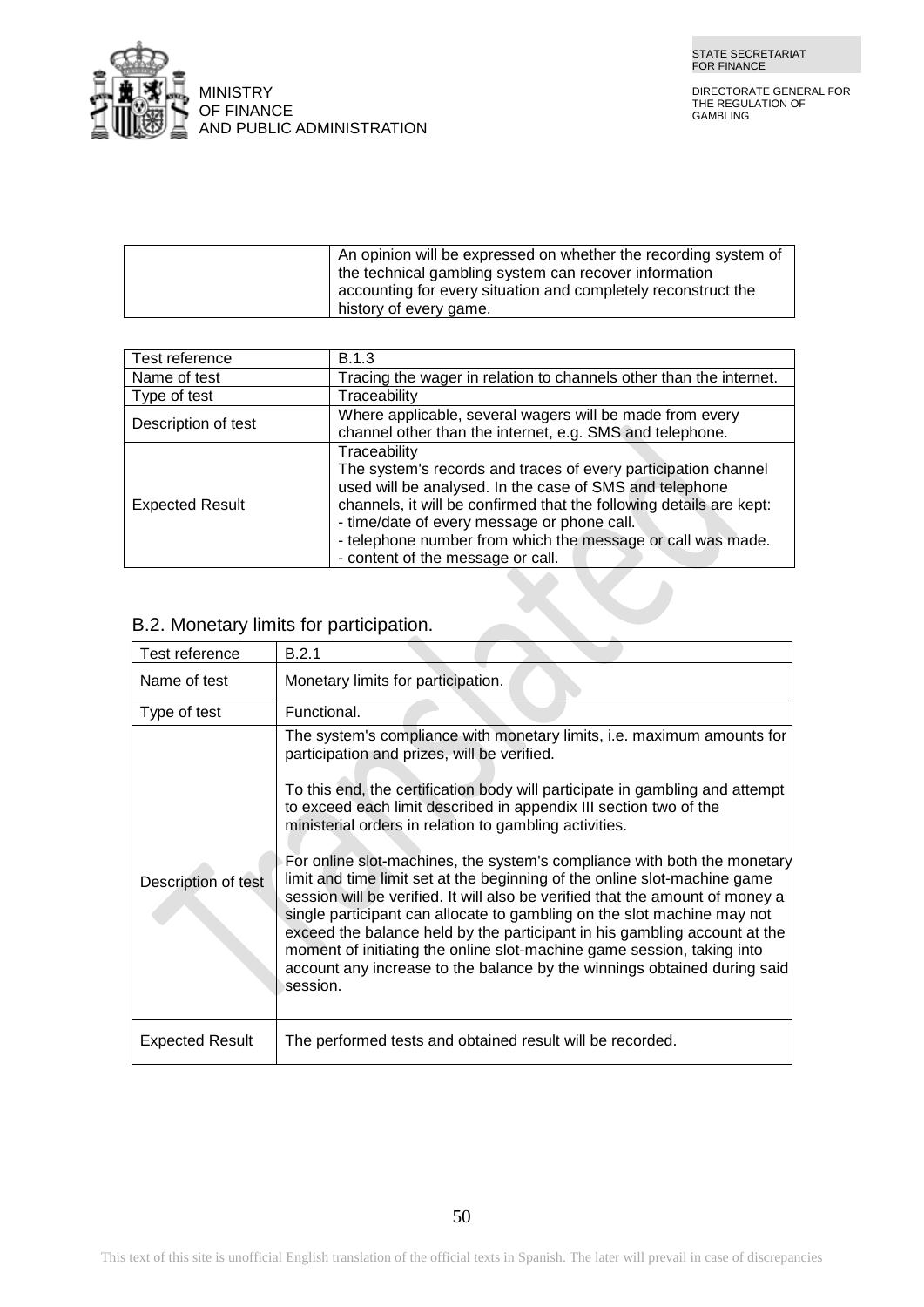| | |
|---|---|
| | An opinion will be expressed on whether the recording system of the technical gambling system can recover information accounting for every situation and completely reconstruct the history of every game. |

| | |
|---|---|
| Test reference | B.1.3 |
| Name of test | Tracing the wager in relation to channels other than the internet. |
| Type of test | Traceability |
| Description of test | Where applicable, several wagers will be made from every channel other than the internet, e.g. SMS and telephone. |
| Expected Result | Traceability<br>The system's records and traces of every participation channel used will be analysed. In the case of SMS and telephone channels, it will be confirmed that the following details are kept:<br>- time/date of every message or phone call.<br>- telephone number from which the message or call was made.<br>- content of the message or call. |

## B.2. Monetary limits for participation.

| | |
|---|---|
| Test reference | B.2.1 |
| Name of test | Monetary limits for participation. |
| Type of test | Functional. |
| Description of test | The system's compliance with monetary limits, i.e. maximum amounts for participation and prizes, will be verified.<br><br>To this end, the certification body will participate in gambling and attempt to exceed each limit described in appendix III section two of the ministerial orders in relation to gambling activities.<br><br>For online slot-machines, the system's compliance with both the monetary limit and time limit set at the beginning of the online slot-machine game session will be verified. It will also be verified that the amount of money a single participant can allocate to gambling on the slot machine may not exceed the balance held by the participant in his gambling account at the moment of initiating the online slot-machine game session, taking into account any increase to the balance by the winnings obtained during said session. |
| Expected Result | The performed tests and obtained result will be recorded. |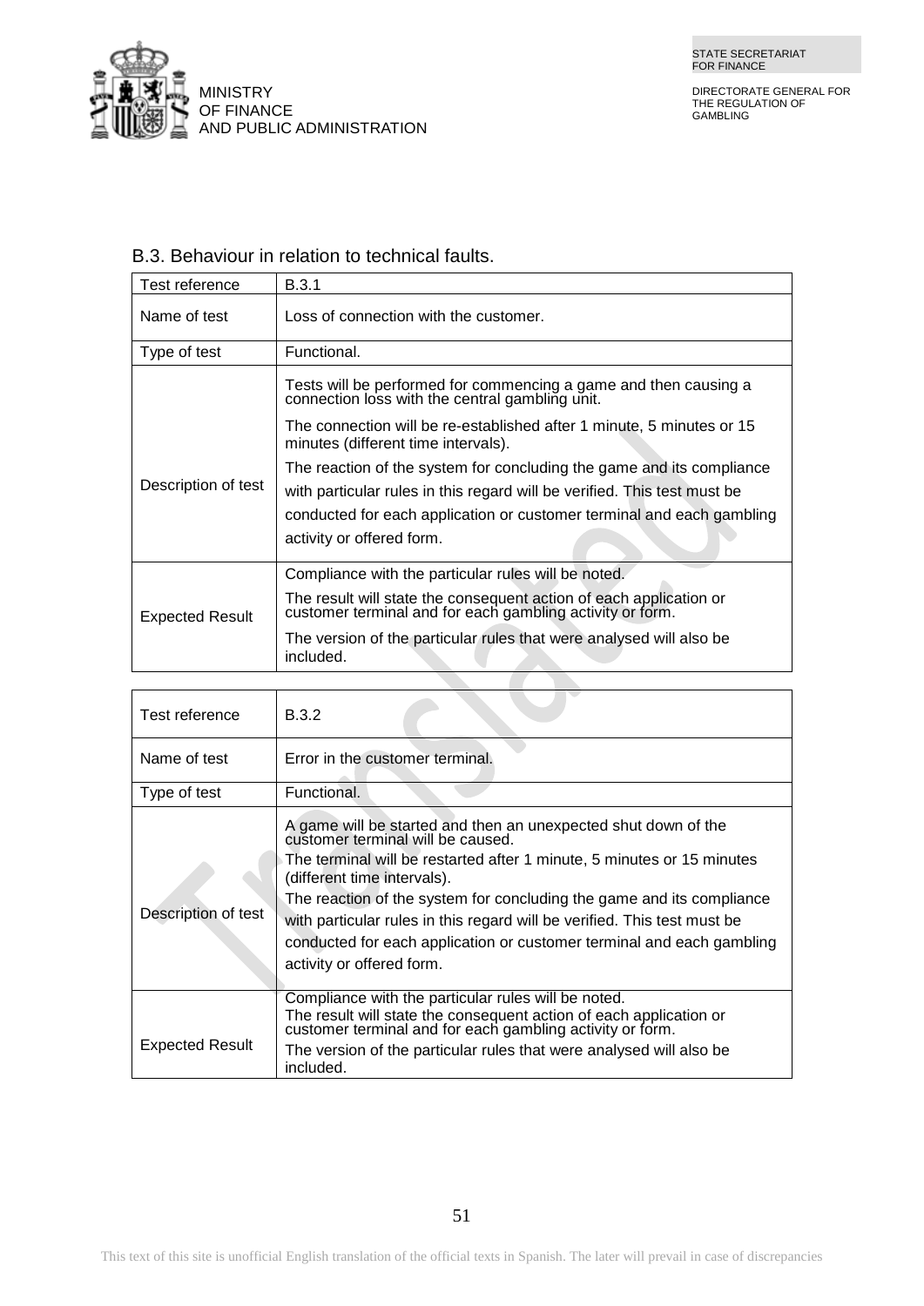## B.3. Behaviour in relation to technical faults.

| | |
|---|---|
| Test reference | B.3.1 |
| Name of test | Loss of connection with the customer. |
| Type of test | Functional. |
| Description of test | Tests will be performed for commencing a game and then causing a connection loss with the central gambling unit.<br><br>The connection will be re-established after 1 minute, 5 minutes or 15 minutes (different time intervals).<br><br>The reaction of the system for concluding the game and its compliance with particular rules in this regard will be verified. This test must be conducted for each application or customer terminal and each gambling activity or offered form. |
| Expected Result | Compliance with the particular rules will be noted.<br><br>The result will state the consequent action of each application or customer terminal and for each gambling activity or form.<br><br>The version of the particular rules that were analysed will also be included. |

| | |
|---|---|
| Test reference | B.3.2 |
| Name of test | Error in the customer terminal. |
| Type of test | Functional. |
| Description of test | A game will be started and then an unexpected shut down of the customer terminal will be caused.<br>The terminal will be restarted after 1 minute, 5 minutes or 15 minutes (different time intervals).<br>The reaction of the system for concluding the game and its compliance with particular rules in this regard will be verified. This test must be conducted for each application or customer terminal and each gambling activity or offered form. |
| Expected Result | Compliance with the particular rules will be noted.<br>The result will state the consequent action of each application or customer terminal and for each gambling activity or form.<br>The version of the particular rules that were analysed will also be included. |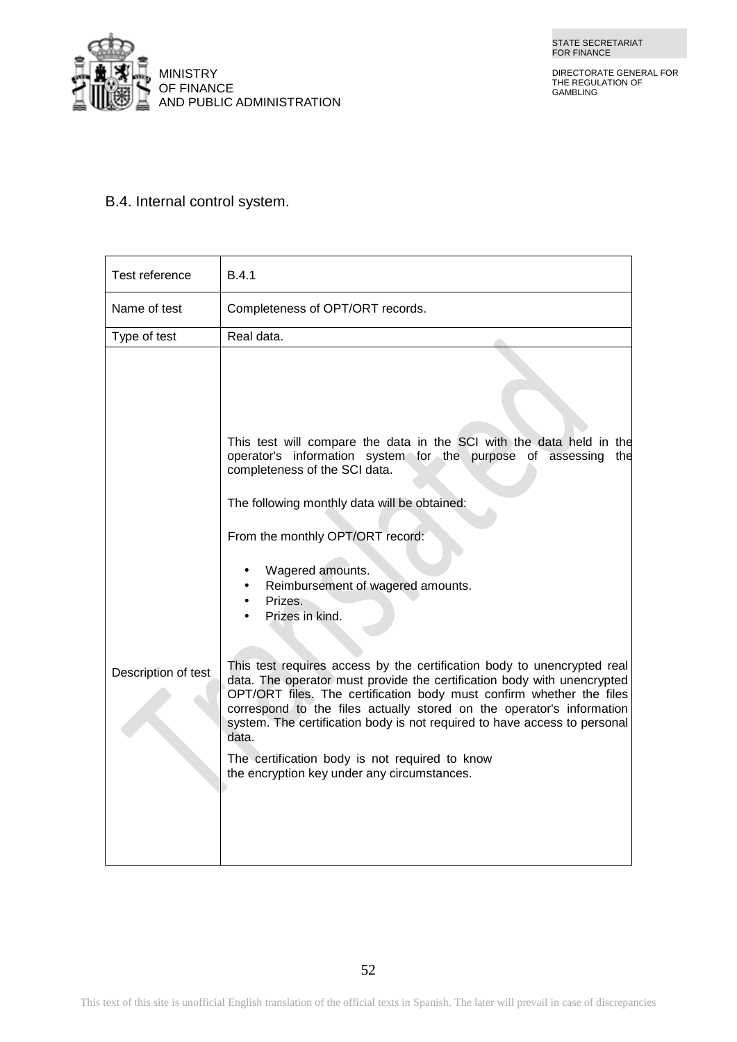## B.4. Internal control system.

| | |
|---|---|
| Test reference | B.4.1 |
| Name of test | Completeness of OPT/ORT records. |
| Type of test | Real data. |
| Description of test | This test will compare the data in the SCI with the data held in the operator's information system for the purpose of assessing the completeness of the SCI data.<br><br>The following monthly data will be obtained:<br><br>From the monthly OPT/ORT record:<br><br>• Wagered amounts.<br>• Reimbursement of wagered amounts.<br>• Prizes.<br>• Prizes in kind.<br><br>This test requires access by the certification body to unencrypted real data. The operator must provide the certification body with unencrypted OPT/ORT files. The certification body must confirm whether the files correspond to the files actually stored on the operator's information system. The certification body is not required to have access to personal data.<br><br>The certification body is not required to know the encryption key under any circumstances. |

This text of this site is unofficial English translation of the official texts in Spanish. The later will prevail in case of discrepancies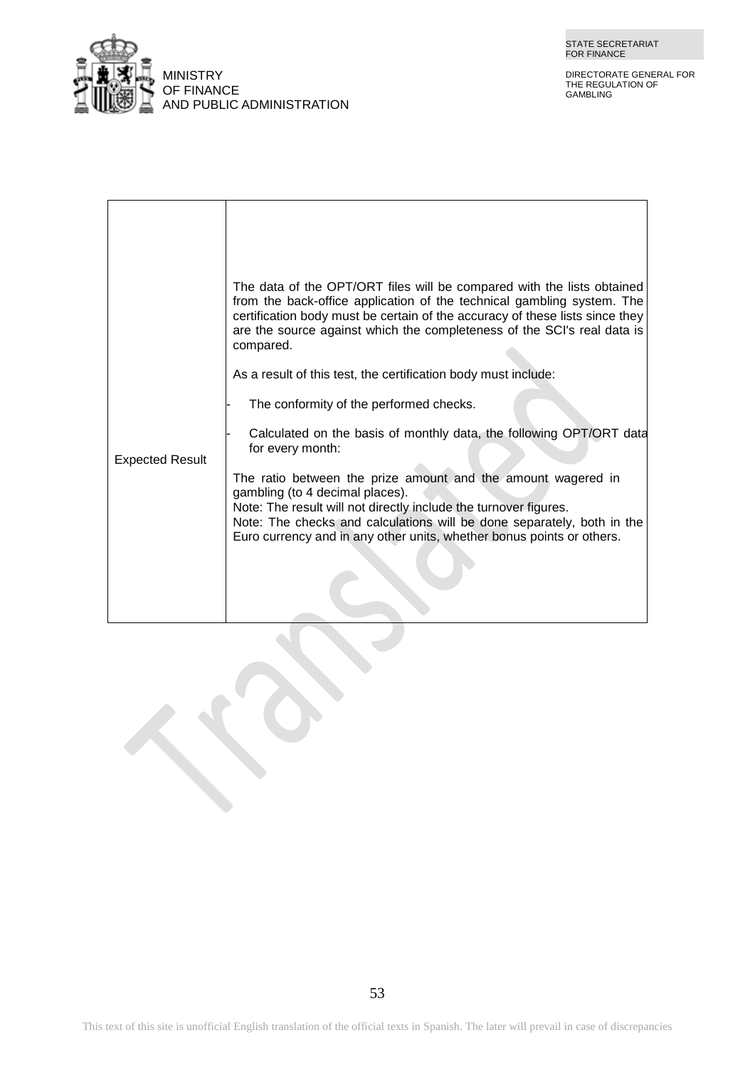| | |
|---|---|
| Expected Result | The data of the OPT/ORT files will be compared with the lists obtained from the back-office application of the technical gambling system. The certification body must be certain of the accuracy of these lists since they are the source against which the completeness of the SCI's real data is compared.<br><br>As a result of this test, the certification body must include:<br><br>- The conformity of the performed checks.<br><br>- Calculated on the basis of monthly data, the following OPT/ORT data for every month:<br><br>The ratio between the prize amount and the amount wagered in gambling (to 4 decimal places).<br>Note: The result will not directly include the turnover figures.<br>Note: The checks and calculations will be done separately, both in the Euro currency and in any other units, whether bonus points or others. |

This text of this site is unofficial English translation of the official texts in Spanish. The later will prevail in case of discrepancies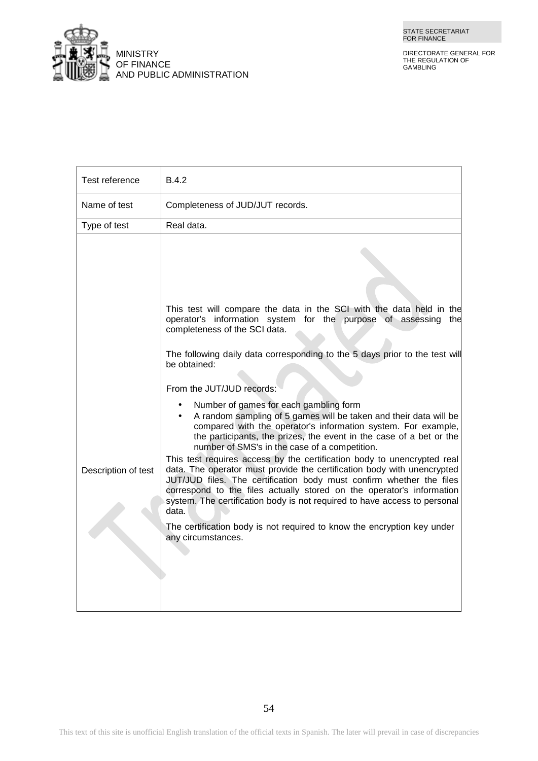| | |
|---|---|
| Test reference | B.4.2 |
| Name of test | Completeness of JUD/JUT records. |
| Type of test | Real data. |
| Description of test | This test will compare the data in the SCI with the data held in the operator's information system for the purpose of assessing the completeness of the SCI data.<br><br>The following daily data corresponding to the 5 days prior to the test will be obtained:<br><br>From the JUT/JUD records:<br><br>• Number of games for each gambling form<br>• A random sampling of 5 games will be taken and their data will be compared with the operator's information system. For example, the participants, the prizes, the event in the case of a bet or the number of SMS's in the case of a competition.<br><br>This test requires access by the certification body to unencrypted real data. The operator must provide the certification body with unencrypted JUT/JUD files. The certification body must confirm whether the files correspond to the files actually stored on the operator's information system. The certification body is not required to have access to personal data.<br><br>The certification body is not required to know the encryption key under any circumstances. |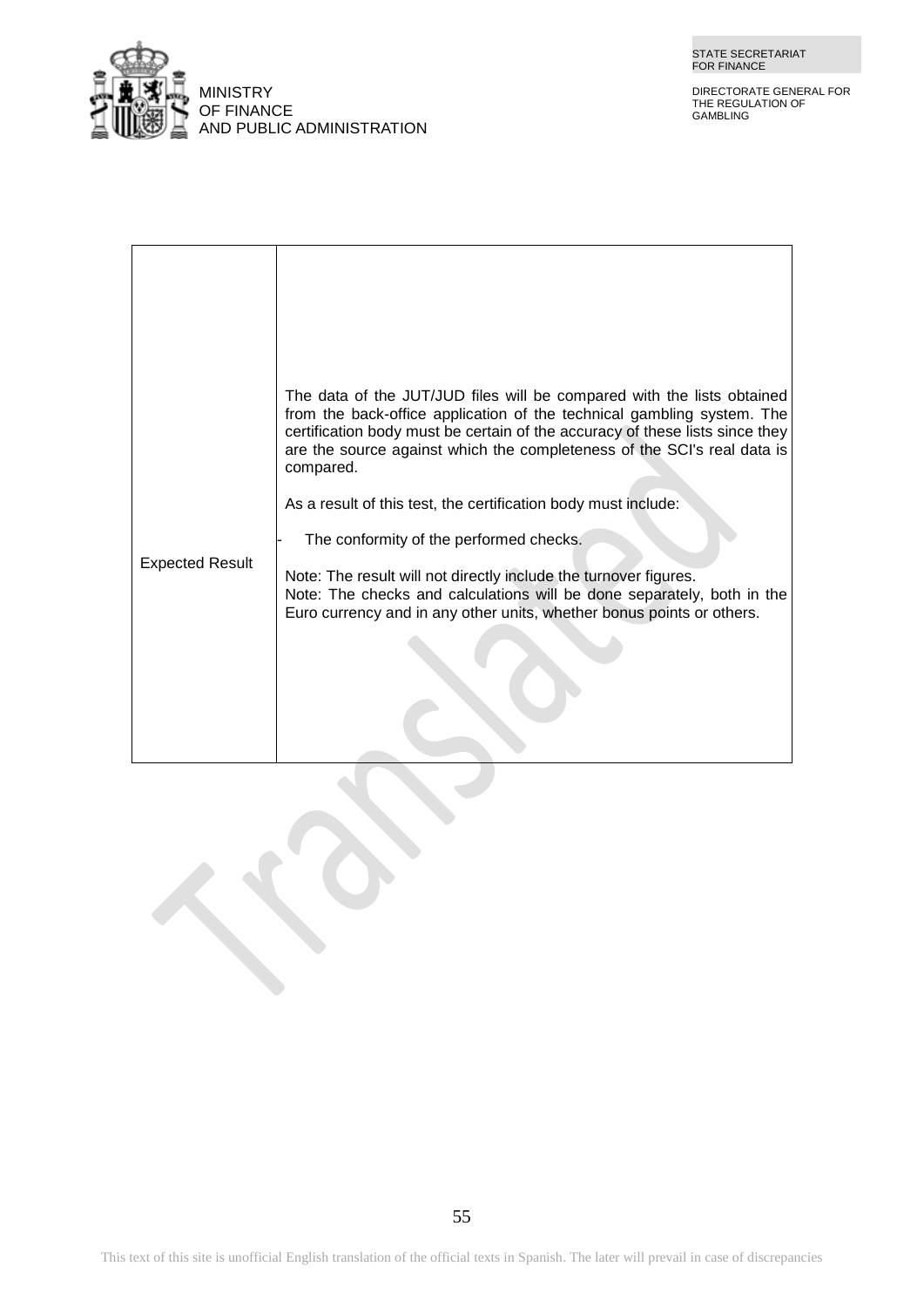| | |
|---|---|
| Expected Result | The data of the JUT/JUD files will be compared with the lists obtained from the back-office application of the technical gambling system. The certification body must be certain of the accuracy of these lists since they are the source against which the completeness of the SCI's real data is compared.<br><br>As a result of this test, the certification body must include:<br><br>- The conformity of the performed checks.<br><br>Note: The result will not directly include the turnover figures.<br>Note: The checks and calculations will be done separately, both in the Euro currency and in any other units, whether bonus points or others. |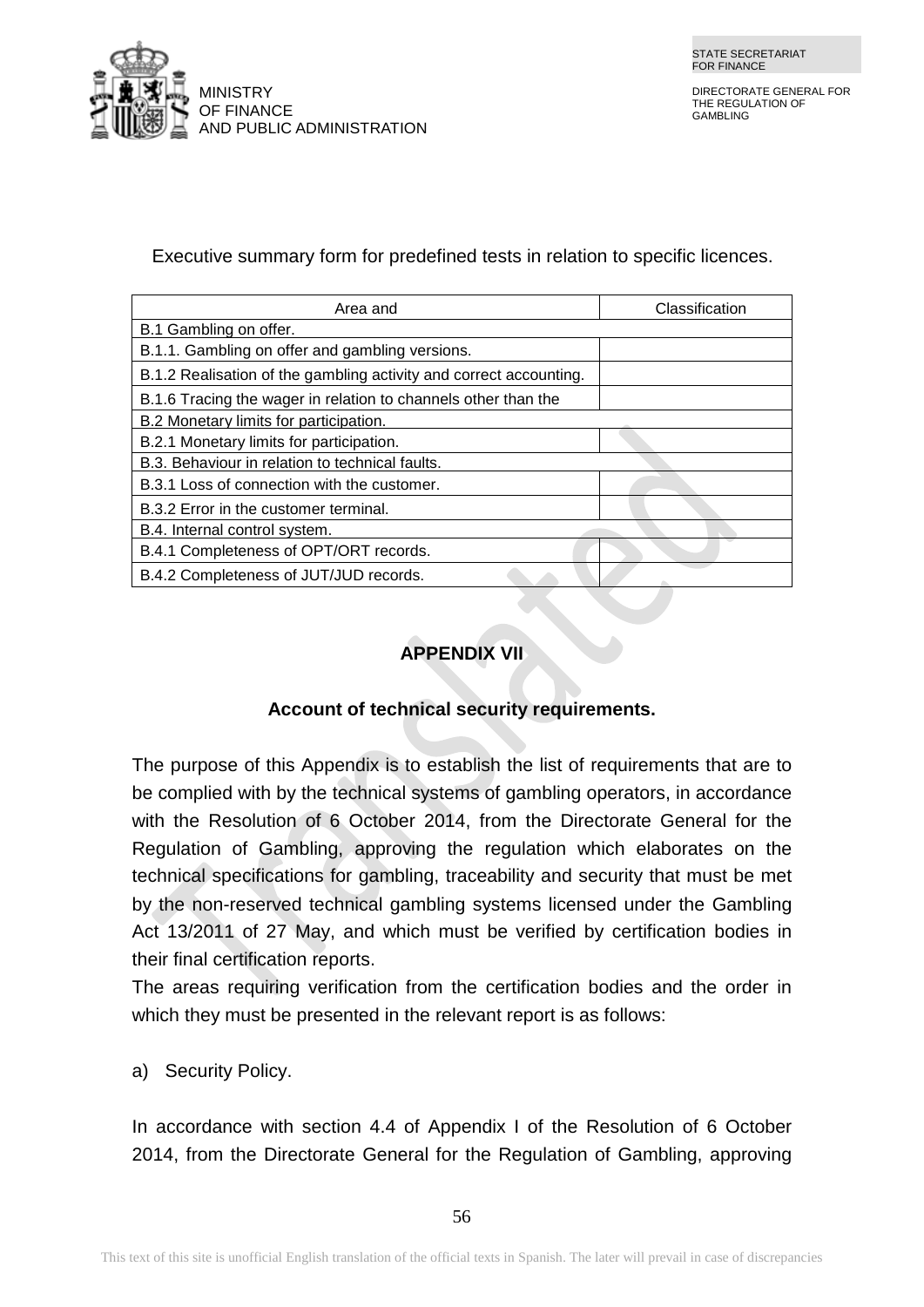Executive summary form for predefined tests in relation to specific licences.

| Area and | Classification |
|---|---|
| B.1 Gambling on offer. | |
| B.1.1. Gambling on offer and gambling versions. | |
| B.1.2 Realisation of the gambling activity and correct accounting. | |
| B.1.6 Tracing the wager in relation to channels other than the | |
| B.2 Monetary limits for participation. | |
| B.2.1 Monetary limits for participation. | |
| B.3. Behaviour in relation to technical faults. | |
| B.3.1 Loss of connection with the customer. | |
| B.3.2 Error in the customer terminal. | |
| B.4. Internal control system. | |
| B.4.1 Completeness of OPT/ORT records. | |
| B.4.2 Completeness of JUT/JUD records. | |

## APPENDIX VII

### Account of technical security requirements.

The purpose of this Appendix is to establish the list of requirements that are to be complied with by the technical systems of gambling operators, in accordance with the Resolution of 6 October 2014, from the Directorate General for the Regulation of Gambling, approving the regulation which elaborates on the technical specifications for gambling, traceability and security that must be met by the non-reserved technical gambling systems licensed under the Gambling Act 13/2011 of 27 May, and which must be verified by certification bodies in their final certification reports.

The areas requiring verification from the certification bodies and the order in which they must be presented in the relevant report is as follows:

a) Security Policy.

In accordance with section 4.4 of Appendix I of the Resolution of 6 October 2014, from the Directorate General for the Regulation of Gambling, approving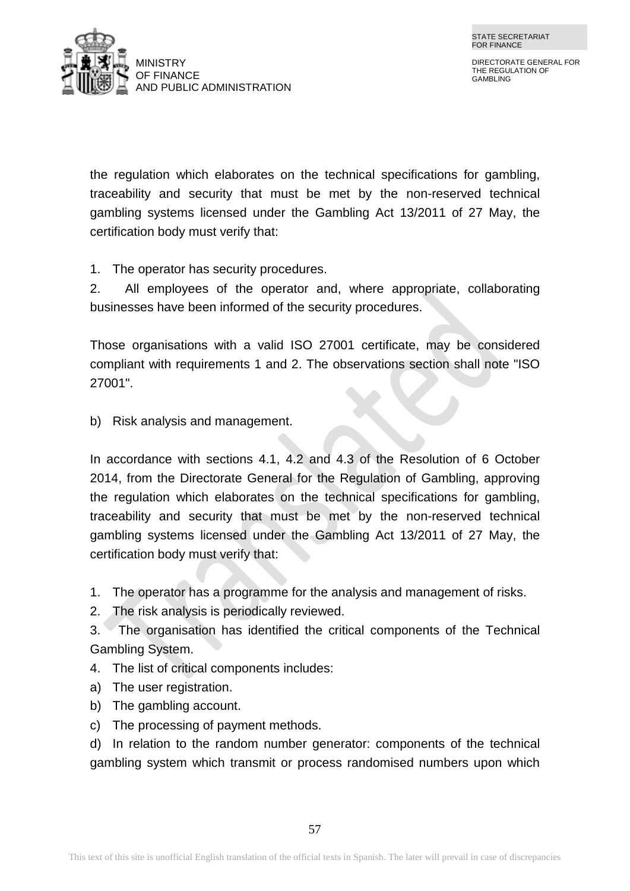the regulation which elaborates on the technical specifications for gambling, traceability and security that must be met by the non-reserved technical gambling systems licensed under the Gambling Act 13/2011 of 27 May, the certification body must verify that:

1. The operator has security procedures.
2. All employees of the operator and, where appropriate, collaborating businesses have been informed of the security procedures.

Those organisations with a valid ISO 27001 certificate, may be considered compliant with requirements 1 and 2. The observations section shall note "ISO 27001".

b) Risk analysis and management.

In accordance with sections 4.1, 4.2 and 4.3 of the Resolution of 6 October 2014, from the Directorate General for the Regulation of Gambling, approving the regulation which elaborates on the technical specifications for gambling, traceability and security that must be met by the non-reserved technical gambling systems licensed under the Gambling Act 13/2011 of 27 May, the certification body must verify that:

1. The operator has a programme for the analysis and management of risks.
2. The risk analysis is periodically reviewed.
3. The organisation has identified the critical components of the Technical Gambling System.
4. The list of critical components includes:

a) The user registration.
b) The gambling account.
c) The processing of payment methods.
d) In relation to the random number generator: components of the technical gambling system which transmit or process randomised numbers upon which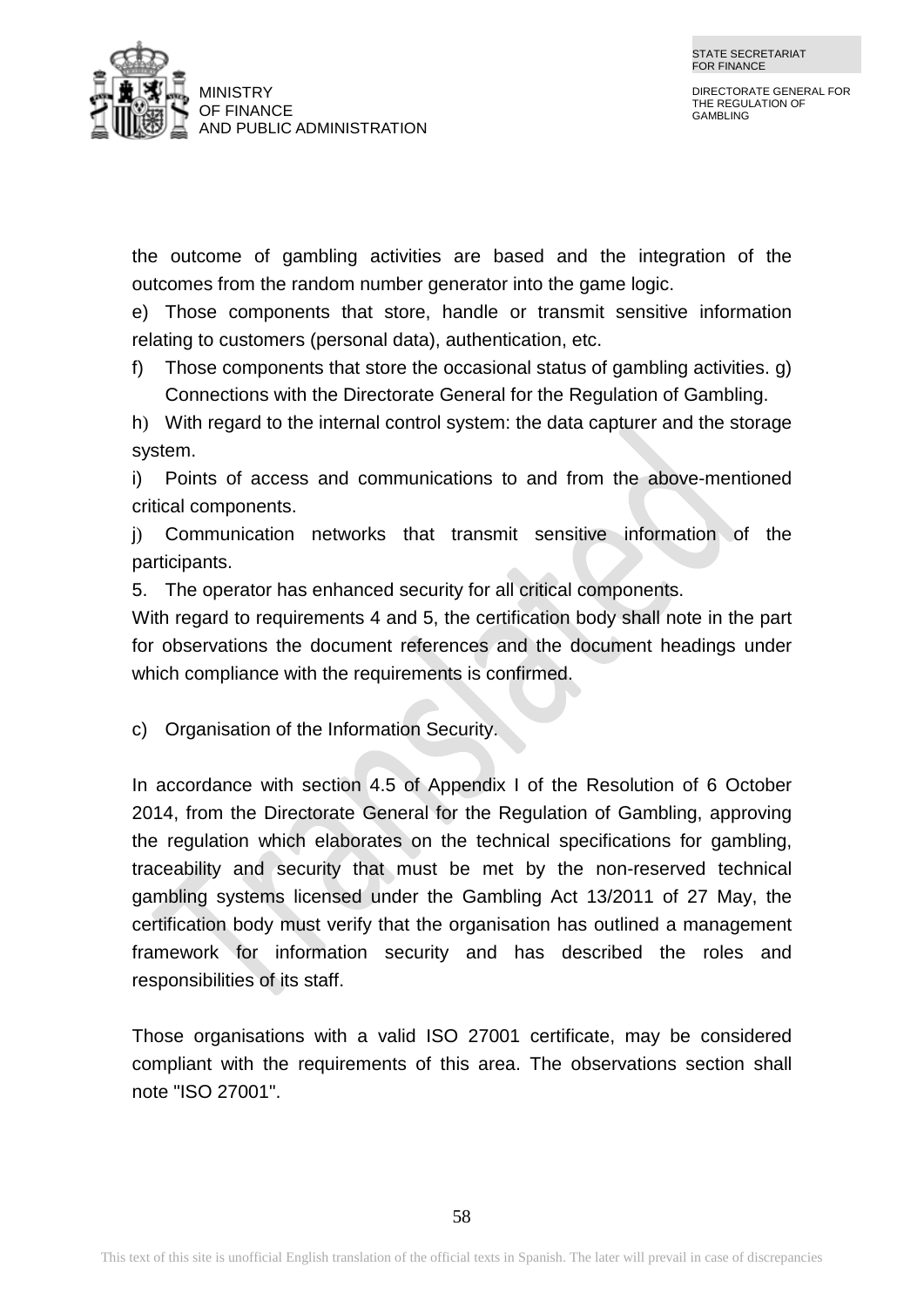the outcome of gambling activities are based and the integration of the outcomes from the random number generator into the game logic.

e) Those components that store, handle or transmit sensitive information relating to customers (personal data), authentication, etc.

f) Those components that store the occasional status of gambling activities. g) Connections with the Directorate General for the Regulation of Gambling.

h) With regard to the internal control system: the data capturer and the storage system.

i) Points of access and communications to and from the above-mentioned critical components.

j) Communication networks that transmit sensitive information of the participants.

5. The operator has enhanced security for all critical components.

With regard to requirements 4 and 5, the certification body shall note in the part for observations the document references and the document headings under which compliance with the requirements is confirmed.

c) Organisation of the Information Security.

In accordance with section 4.5 of Appendix I of the Resolution of 6 October 2014, from the Directorate General for the Regulation of Gambling, approving the regulation which elaborates on the technical specifications for gambling, traceability and security that must be met by the non-reserved technical gambling systems licensed under the Gambling Act 13/2011 of 27 May, the certification body must verify that the organisation has outlined a management framework for information security and has described the roles and responsibilities of its staff.

Those organisations with a valid ISO 27001 certificate, may be considered compliant with the requirements of this area. The observations section shall note "ISO 27001".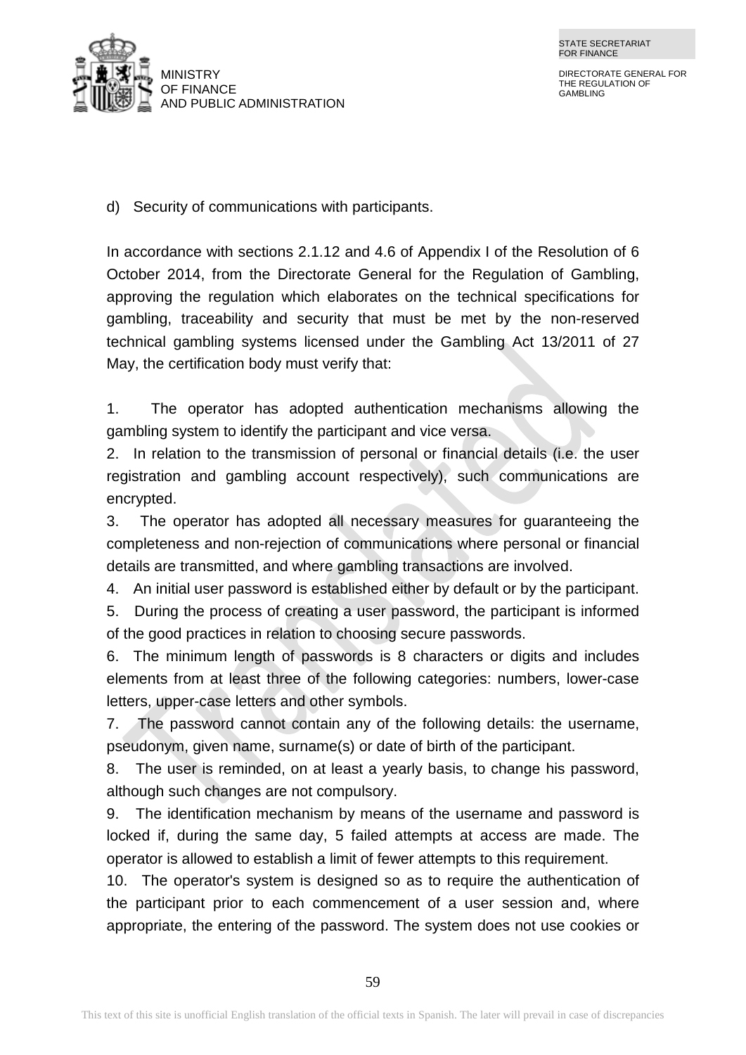d) Security of communications with participants.

In accordance with sections 2.1.12 and 4.6 of Appendix I of the Resolution of 6 October 2014, from the Directorate General for the Regulation of Gambling, approving the regulation which elaborates on the technical specifications for gambling, traceability and security that must be met by the non-reserved technical gambling systems licensed under the Gambling Act 13/2011 of 27 May, the certification body must verify that:

1. The operator has adopted authentication mechanisms allowing the gambling system to identify the participant and vice versa.
2. In relation to the transmission of personal or financial details (i.e. the user registration and gambling account respectively), such communications are encrypted.
3. The operator has adopted all necessary measures for guaranteeing the completeness and non-rejection of communications where personal or financial details are transmitted, and where gambling transactions are involved.
4. An initial user password is established either by default or by the participant.
5. During the process of creating a user password, the participant is informed of the good practices in relation to choosing secure passwords.
6. The minimum length of passwords is 8 characters or digits and includes elements from at least three of the following categories: numbers, lower-case letters, upper-case letters and other symbols.
7. The password cannot contain any of the following details: the username, pseudonym, given name, surname(s) or date of birth of the participant.
8. The user is reminded, on at least a yearly basis, to change his password, although such changes are not compulsory.
9. The identification mechanism by means of the username and password is locked if, during the same day, 5 failed attempts at access are made. The operator is allowed to establish a limit of fewer attempts to this requirement.
10. The operator's system is designed so as to require the authentication of the participant prior to each commencement of a user session and, where appropriate, the entering of the password. The system does not use cookies or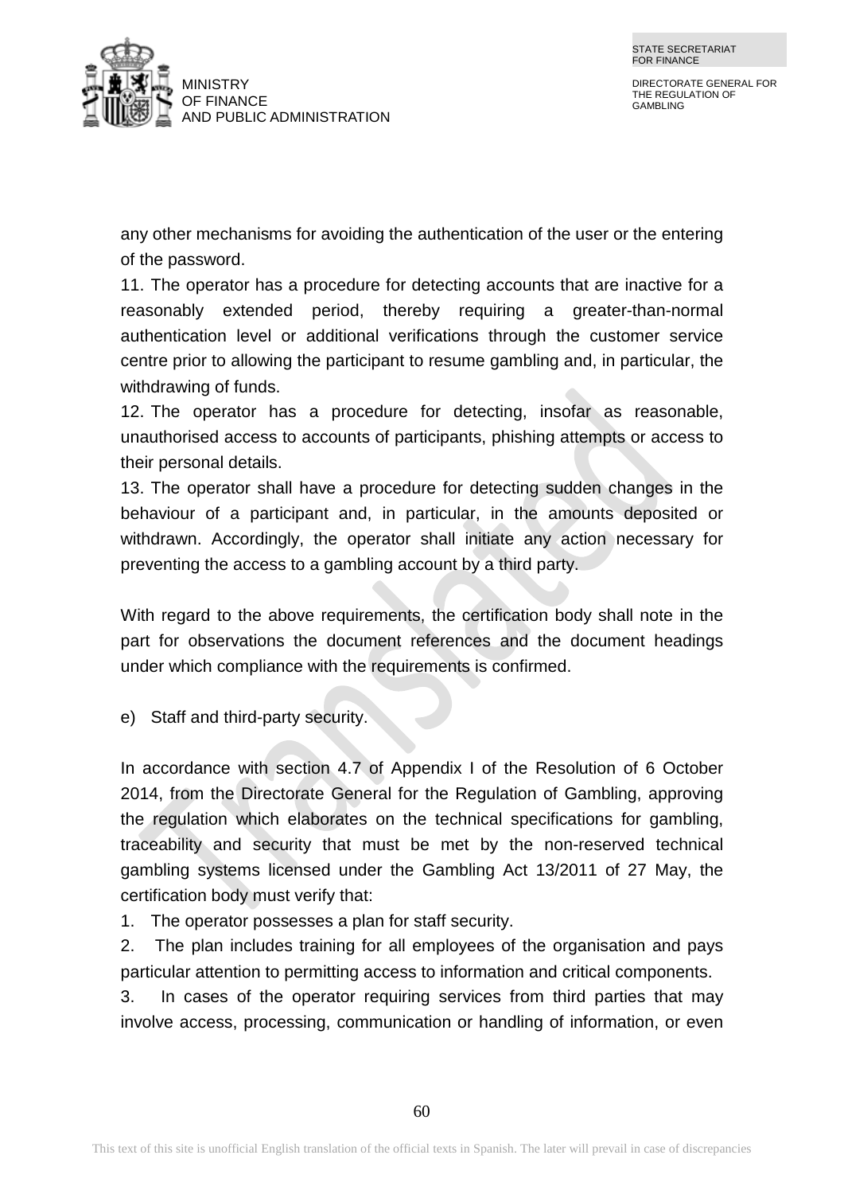any other mechanisms for avoiding the authentication of the user or the entering of the password.

11. The operator has a procedure for detecting accounts that are inactive for a reasonably extended period, thereby requiring a greater-than-normal authentication level or additional verifications through the customer service centre prior to allowing the participant to resume gambling and, in particular, the withdrawing of funds.

12. The operator has a procedure for detecting, insofar as reasonable, unauthorised access to accounts of participants, phishing attempts or access to their personal details.

13. The operator shall have a procedure for detecting sudden changes in the behaviour of a participant and, in particular, in the amounts deposited or withdrawn. Accordingly, the operator shall initiate any action necessary for preventing the access to a gambling account by a third party.

With regard to the above requirements, the certification body shall note in the part for observations the document references and the document headings under which compliance with the requirements is confirmed.

e) Staff and third-party security.

In accordance with section 4.7 of Appendix I of the Resolution of 6 October 2014, from the Directorate General for the Regulation of Gambling, approving the regulation which elaborates on the technical specifications for gambling, traceability and security that must be met by the non-reserved technical gambling systems licensed under the Gambling Act 13/2011 of 27 May, the certification body must verify that:

1. The operator possesses a plan for staff security.
2. The plan includes training for all employees of the organisation and pays particular attention to permitting access to information and critical components.
3. In cases of the operator requiring services from third parties that may involve access, processing, communication or handling of information, or even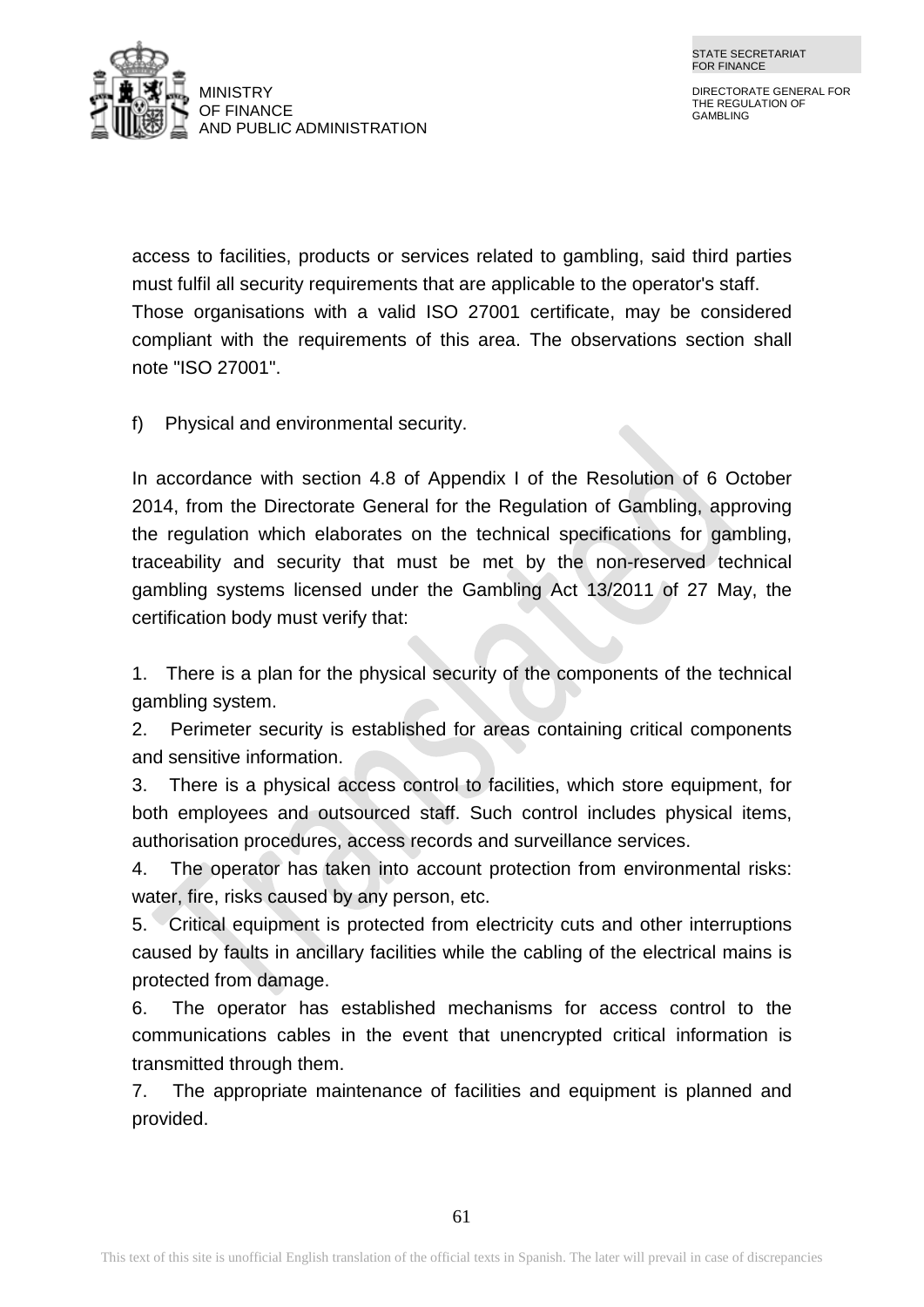access to facilities, products or services related to gambling, said third parties must fulfil all security requirements that are applicable to the operator's staff.

Those organisations with a valid ISO 27001 certificate, may be considered compliant with the requirements of this area. The observations section shall note "ISO 27001".

f) Physical and environmental security.

In accordance with section 4.8 of Appendix I of the Resolution of 6 October 2014, from the Directorate General for the Regulation of Gambling, approving the regulation which elaborates on the technical specifications for gambling, traceability and security that must be met by the non-reserved technical gambling systems licensed under the Gambling Act 13/2011 of 27 May, the certification body must verify that:

1. There is a plan for the physical security of the components of the technical gambling system.
2. Perimeter security is established for areas containing critical components and sensitive information.
3. There is a physical access control to facilities, which store equipment, for both employees and outsourced staff. Such control includes physical items, authorisation procedures, access records and surveillance services.
4. The operator has taken into account protection from environmental risks: water, fire, risks caused by any person, etc.
5. Critical equipment is protected from electricity cuts and other interruptions caused by faults in ancillary facilities while the cabling of the electrical mains is protected from damage.
6. The operator has established mechanisms for access control to the communications cables in the event that unencrypted critical information is transmitted through them.
7. The appropriate maintenance of facilities and equipment is planned and provided.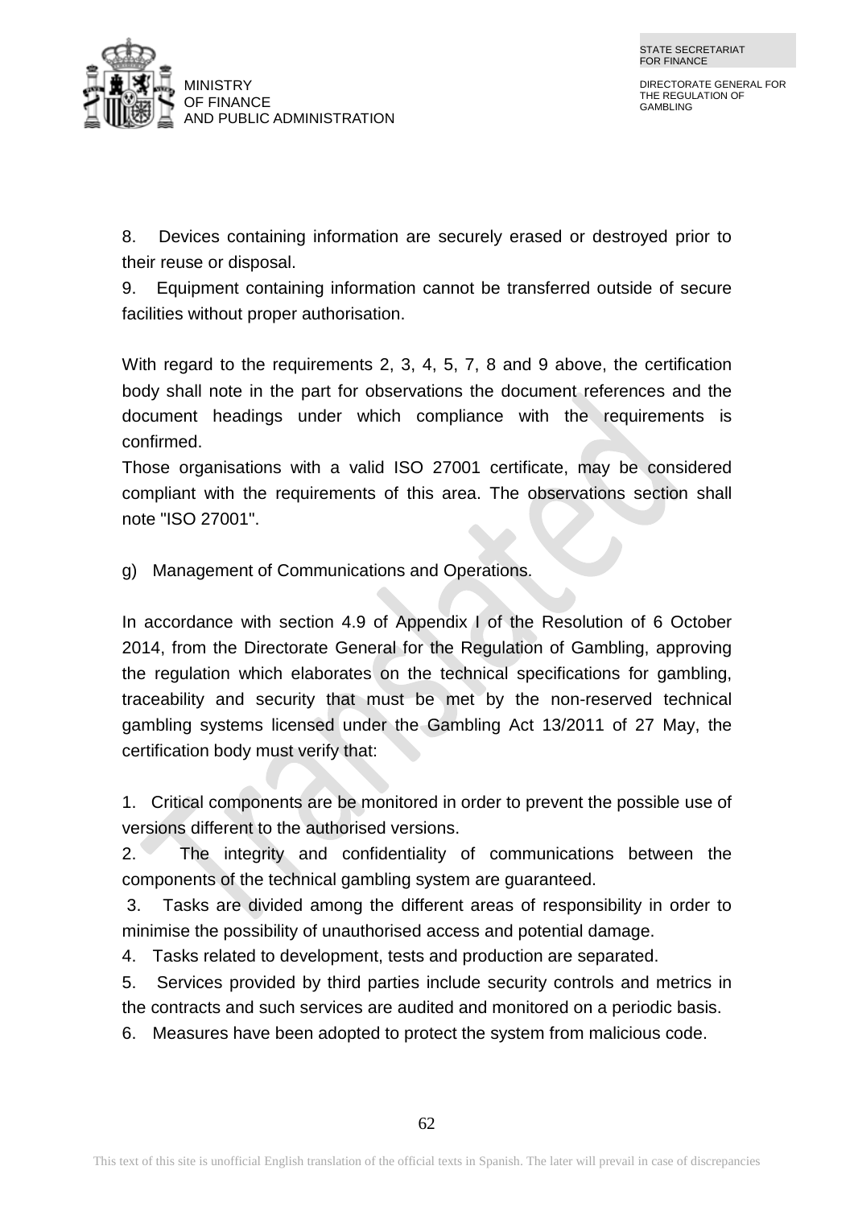8. Devices containing information are securely erased or destroyed prior to their reuse or disposal.

9. Equipment containing information cannot be transferred outside of secure facilities without proper authorisation.

With regard to the requirements 2, 3, 4, 5, 7, 8 and 9 above, the certification body shall note in the part for observations the document references and the document headings under which compliance with the requirements is confirmed.

Those organisations with a valid ISO 27001 certificate, may be considered compliant with the requirements of this area. The observations section shall note "ISO 27001".

g) Management of Communications and Operations.

In accordance with section 4.9 of Appendix I of the Resolution of 6 October 2014, from the Directorate General for the Regulation of Gambling, approving the regulation which elaborates on the technical specifications for gambling, traceability and security that must be met by the non-reserved technical gambling systems licensed under the Gambling Act 13/2011 of 27 May, the certification body must verify that:

1. Critical components are be monitored in order to prevent the possible use of versions different to the authorised versions.

2. The integrity and confidentiality of communications between the components of the technical gambling system are guaranteed.

3. Tasks are divided among the different areas of responsibility in order to minimise the possibility of unauthorised access and potential damage.

4. Tasks related to development, tests and production are separated.

5. Services provided by third parties include security controls and metrics in the contracts and such services are audited and monitored on a periodic basis.

6. Measures have been adopted to protect the system from malicious code.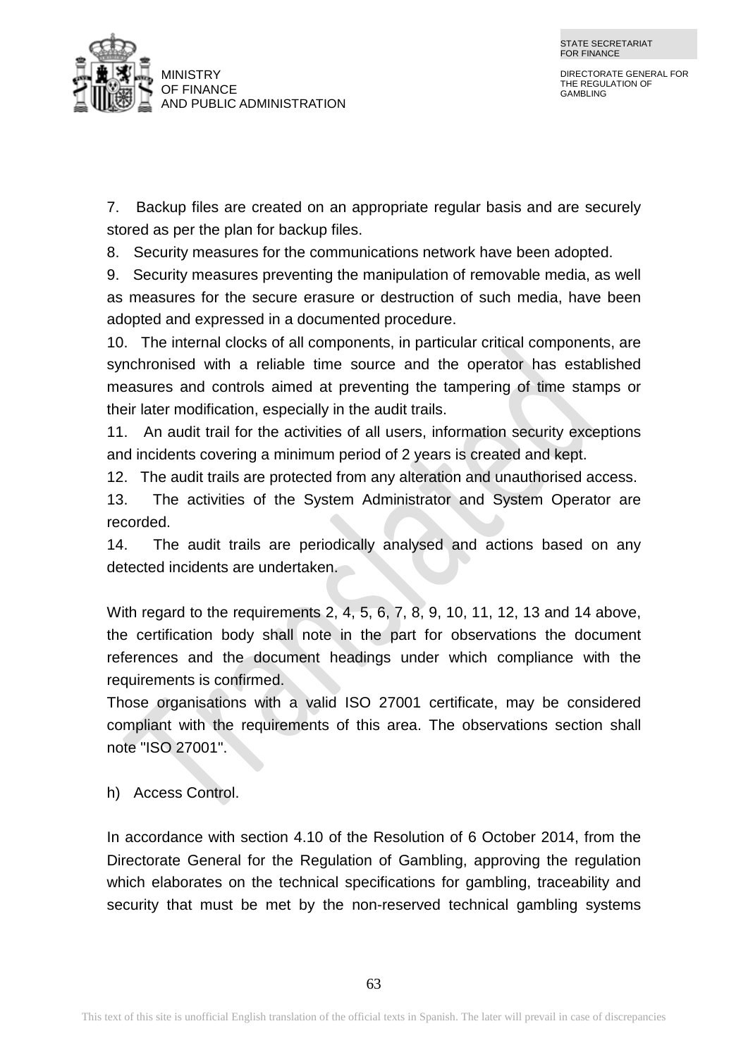7. Backup files are created on an appropriate regular basis and are securely stored as per the plan for backup files.
8. Security measures for the communications network have been adopted.
9. Security measures preventing the manipulation of removable media, as well as measures for the secure erasure or destruction of such media, have been adopted and expressed in a documented procedure.
10. The internal clocks of all components, in particular critical components, are synchronised with a reliable time source and the operator has established measures and controls aimed at preventing the tampering of time stamps or their later modification, especially in the audit trails.
11. An audit trail for the activities of all users, information security exceptions and incidents covering a minimum period of 2 years is created and kept.
12. The audit trails are protected from any alteration and unauthorised access.
13. The activities of the System Administrator and System Operator are recorded.
14. The audit trails are periodically analysed and actions based on any detected incidents are undertaken.

With regard to the requirements 2, 4, 5, 6, 7, 8, 9, 10, 11, 12, 13 and 14 above, the certification body shall note in the part for observations the document references and the document headings under which compliance with the requirements is confirmed.

Those organisations with a valid ISO 27001 certificate, may be considered compliant with the requirements of this area. The observations section shall note "ISO 27001".

h) Access Control.

In accordance with section 4.10 of the Resolution of 6 October 2014, from the Directorate General for the Regulation of Gambling, approving the regulation which elaborates on the technical specifications for gambling, traceability and security that must be met by the non-reserved technical gambling systems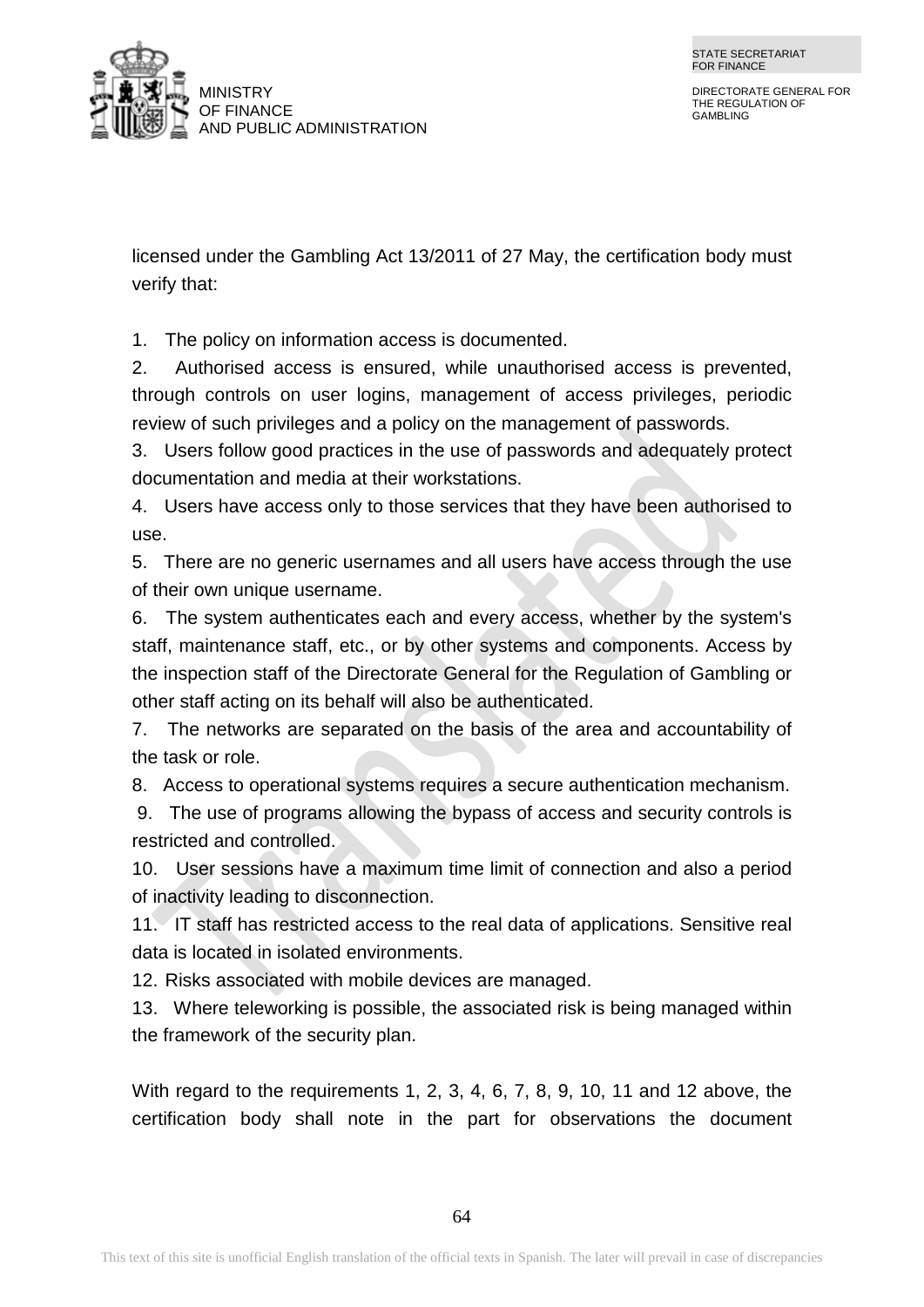licensed under the Gambling Act 13/2011 of 27 May, the certification body must verify that:

1. The policy on information access is documented.
2. Authorised access is ensured, while unauthorised access is prevented, through controls on user logins, management of access privileges, periodic review of such privileges and a policy on the management of passwords.
3. Users follow good practices in the use of passwords and adequately protect documentation and media at their workstations.
4. Users have access only to those services that they have been authorised to use.
5. There are no generic usernames and all users have access through the use of their own unique username.
6. The system authenticates each and every access, whether by the system's staff, maintenance staff, etc., or by other systems and components. Access by the inspection staff of the Directorate General for the Regulation of Gambling or other staff acting on its behalf will also be authenticated.
7. The networks are separated on the basis of the area and accountability of the task or role.
8. Access to operational systems requires a secure authentication mechanism.
9. The use of programs allowing the bypass of access and security controls is restricted and controlled.
10. User sessions have a maximum time limit of connection and also a period of inactivity leading to disconnection.
11. IT staff has restricted access to the real data of applications. Sensitive real data is located in isolated environments.
12. Risks associated with mobile devices are managed.
13. Where teleworking is possible, the associated risk is being managed within the framework of the security plan.

With regard to the requirements 1, 2, 3, 4, 6, 7, 8, 9, 10, 11 and 12 above, the certification body shall note in the part for observations the document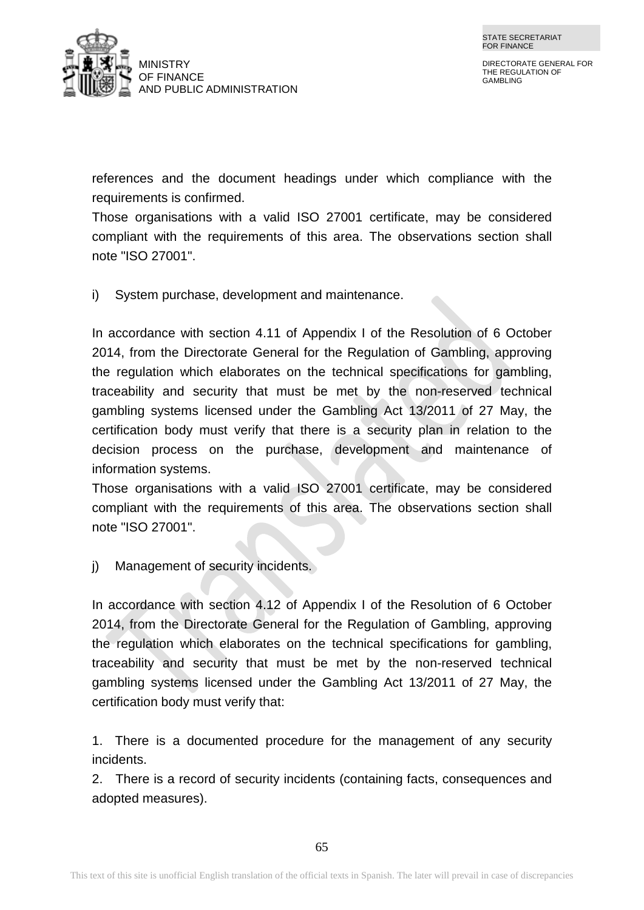references and the document headings under which compliance with the requirements is confirmed.

Those organisations with a valid ISO 27001 certificate, may be considered compliant with the requirements of this area. The observations section shall note "ISO 27001".

i) System purchase, development and maintenance.

In accordance with section 4.11 of Appendix I of the Resolution of 6 October 2014, from the Directorate General for the Regulation of Gambling, approving the regulation which elaborates on the technical specifications for gambling, traceability and security that must be met by the non-reserved technical gambling systems licensed under the Gambling Act 13/2011 of 27 May, the certification body must verify that there is a security plan in relation to the decision process on the purchase, development and maintenance of information systems.

Those organisations with a valid ISO 27001 certificate, may be considered compliant with the requirements of this area. The observations section shall note "ISO 27001".

j) Management of security incidents.

In accordance with section 4.12 of Appendix I of the Resolution of 6 October 2014, from the Directorate General for the Regulation of Gambling, approving the regulation which elaborates on the technical specifications for gambling, traceability and security that must be met by the non-reserved technical gambling systems licensed under the Gambling Act 13/2011 of 27 May, the certification body must verify that:

1. There is a documented procedure for the management of any security incidents.
2. There is a record of security incidents (containing facts, consequences and adopted measures).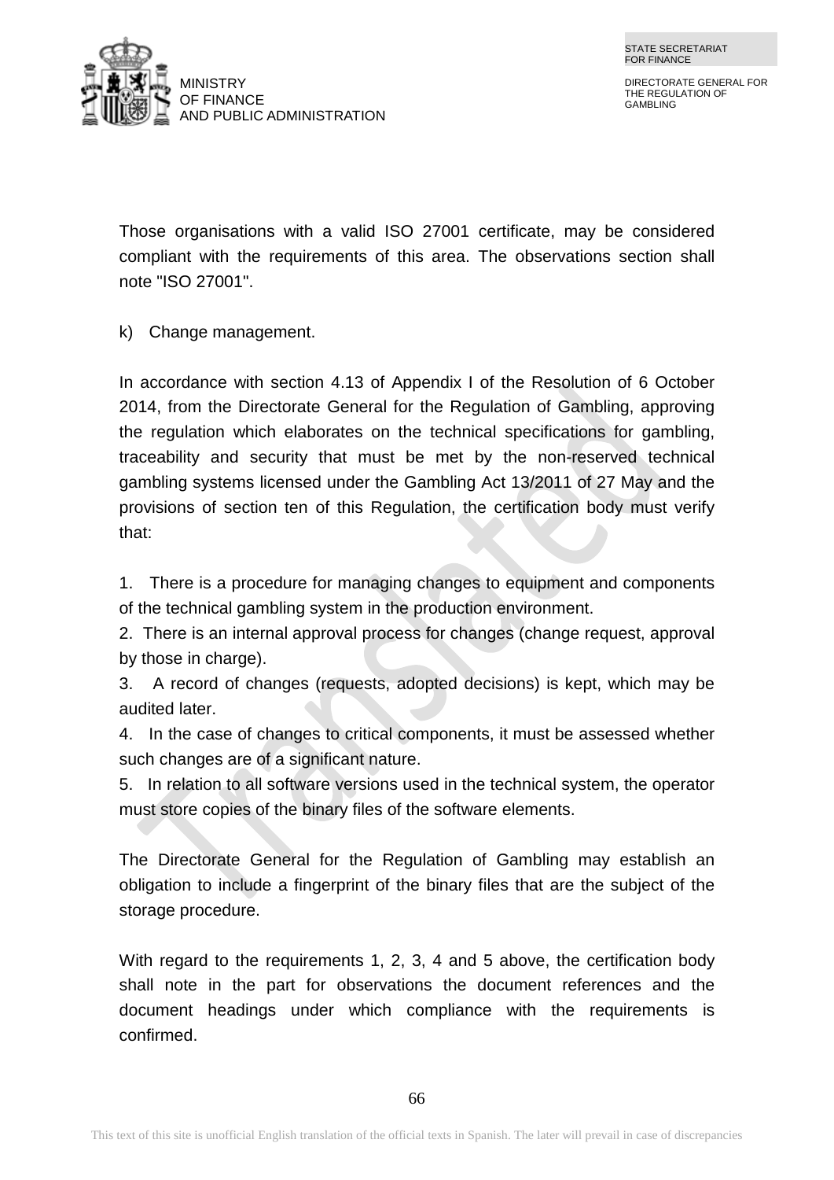Those organisations with a valid ISO 27001 certificate, may be considered compliant with the requirements of this area. The observations section shall note "ISO 27001".

k) Change management.

In accordance with section 4.13 of Appendix I of the Resolution of 6 October 2014, from the Directorate General for the Regulation of Gambling, approving the regulation which elaborates on the technical specifications for gambling, traceability and security that must be met by the non-reserved technical gambling systems licensed under the Gambling Act 13/2011 of 27 May and the provisions of section ten of this Regulation, the certification body must verify that:

1. There is a procedure for managing changes to equipment and components of the technical gambling system in the production environment.
2. There is an internal approval process for changes (change request, approval by those in charge).
3. A record of changes (requests, adopted decisions) is kept, which may be audited later.
4. In the case of changes to critical components, it must be assessed whether such changes are of a significant nature.
5. In relation to all software versions used in the technical system, the operator must store copies of the binary files of the software elements.

The Directorate General for the Regulation of Gambling may establish an obligation to include a fingerprint of the binary files that are the subject of the storage procedure.

With regard to the requirements 1, 2, 3, 4 and 5 above, the certification body shall note in the part for observations the document references and the document headings under which compliance with the requirements is confirmed.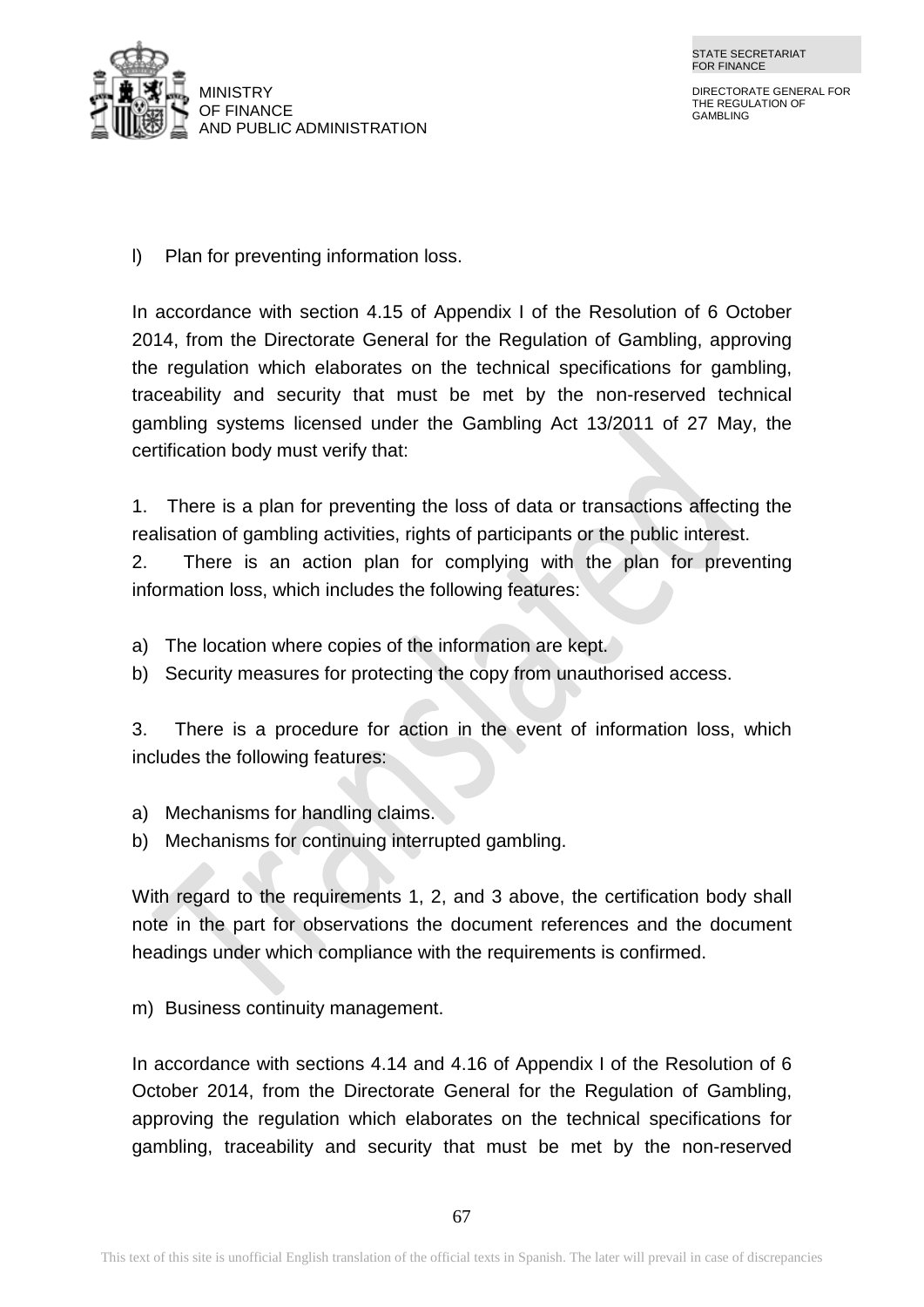l) Plan for preventing information loss.

In accordance with section 4.15 of Appendix I of the Resolution of 6 October 2014, from the Directorate General for the Regulation of Gambling, approving the regulation which elaborates on the technical specifications for gambling, traceability and security that must be met by the non-reserved technical gambling systems licensed under the Gambling Act 13/2011 of 27 May, the certification body must verify that:

1. There is a plan for preventing the loss of data or transactions affecting the realisation of gambling activities, rights of participants or the public interest.
2. There is an action plan for complying with the plan for preventing information loss, which includes the following features:

a) The location where copies of the information are kept.
b) Security measures for protecting the copy from unauthorised access.

3. There is a procedure for action in the event of information loss, which includes the following features:

a) Mechanisms for handling claims.
b) Mechanisms for continuing interrupted gambling.

With regard to the requirements 1, 2, and 3 above, the certification body shall note in the part for observations the document references and the document headings under which compliance with the requirements is confirmed.

m) Business continuity management.

In accordance with sections 4.14 and 4.16 of Appendix I of the Resolution of 6 October 2014, from the Directorate General for the Regulation of Gambling, approving the regulation which elaborates on the technical specifications for gambling, traceability and security that must be met by the non-reserved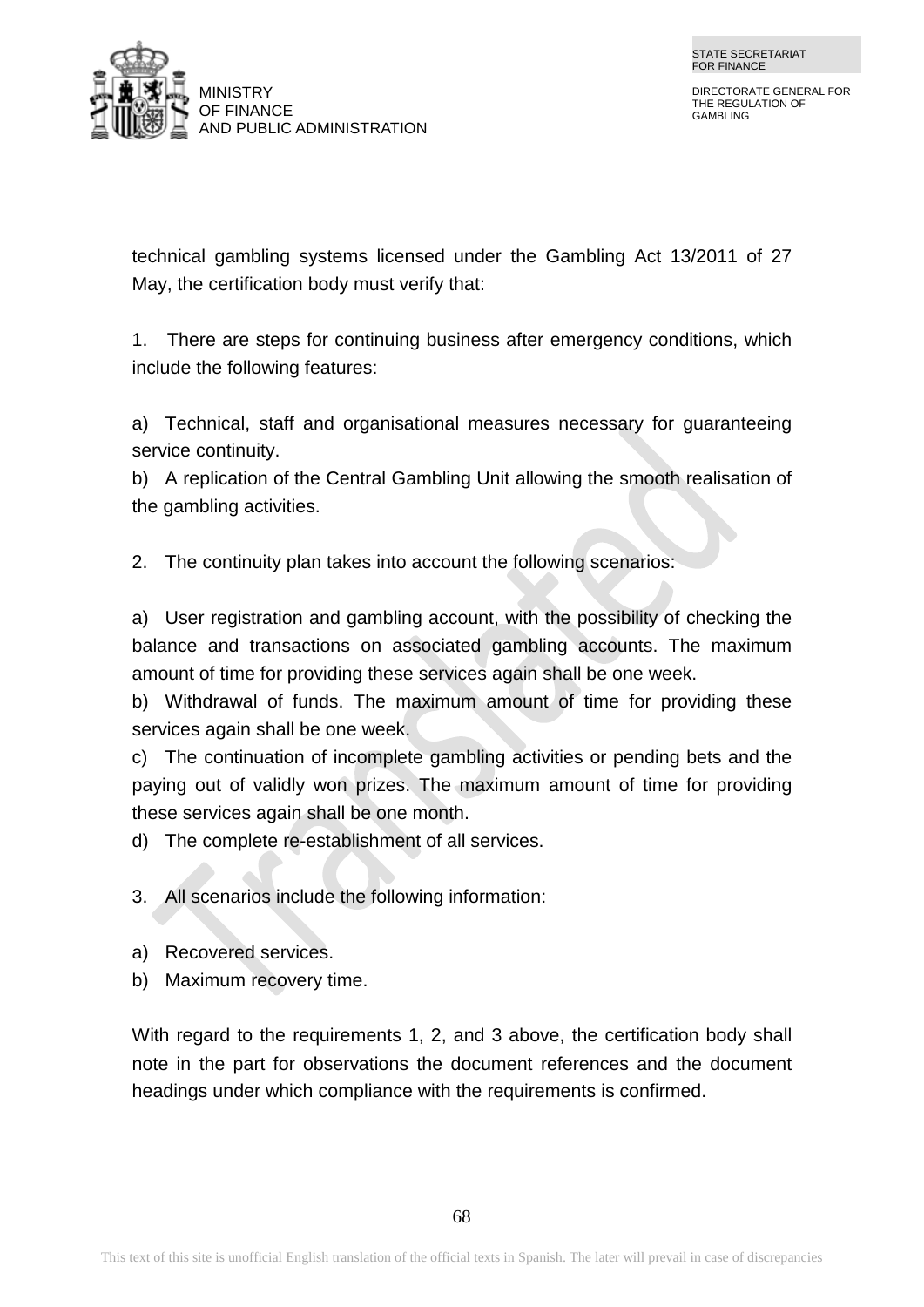technical gambling systems licensed under the Gambling Act 13/2011 of 27 May, the certification body must verify that:

1. There are steps for continuing business after emergency conditions, which include the following features:

a) Technical, staff and organisational measures necessary for guaranteeing service continuity.
b) A replication of the Central Gambling Unit allowing the smooth realisation of the gambling activities.

2. The continuity plan takes into account the following scenarios:

a) User registration and gambling account, with the possibility of checking the balance and transactions on associated gambling accounts. The maximum amount of time for providing these services again shall be one week.
b) Withdrawal of funds. The maximum amount of time for providing these services again shall be one week.
c) The continuation of incomplete gambling activities or pending bets and the paying out of validly won prizes. The maximum amount of time for providing these services again shall be one month.
d) The complete re-establishment of all services.

3. All scenarios include the following information:

a) Recovered services.
b) Maximum recovery time.

With regard to the requirements 1, 2, and 3 above, the certification body shall note in the part for observations the document references and the document headings under which compliance with the requirements is confirmed.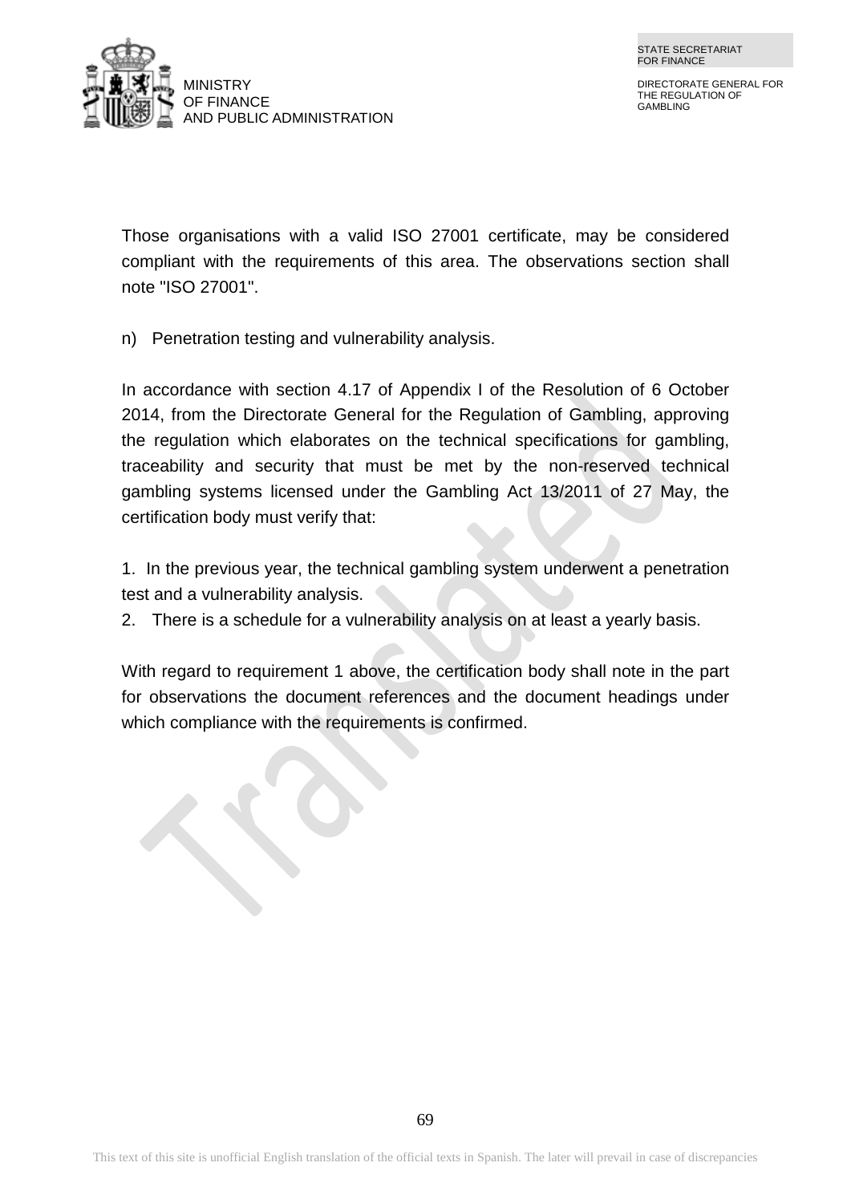Those organisations with a valid ISO 27001 certificate, may be considered compliant with the requirements of this area. The observations section shall note "ISO 27001".

n) Penetration testing and vulnerability analysis.

In accordance with section 4.17 of Appendix I of the Resolution of 6 October 2014, from the Directorate General for the Regulation of Gambling, approving the regulation which elaborates on the technical specifications for gambling, traceability and security that must be met by the non-reserved technical gambling systems licensed under the Gambling Act 13/2011 of 27 May, the certification body must verify that:

1. In the previous year, the technical gambling system underwent a penetration test and a vulnerability analysis.
2. There is a schedule for a vulnerability analysis on at least a yearly basis.

With regard to requirement 1 above, the certification body shall note in the part for observations the document references and the document headings under which compliance with the requirements is confirmed.